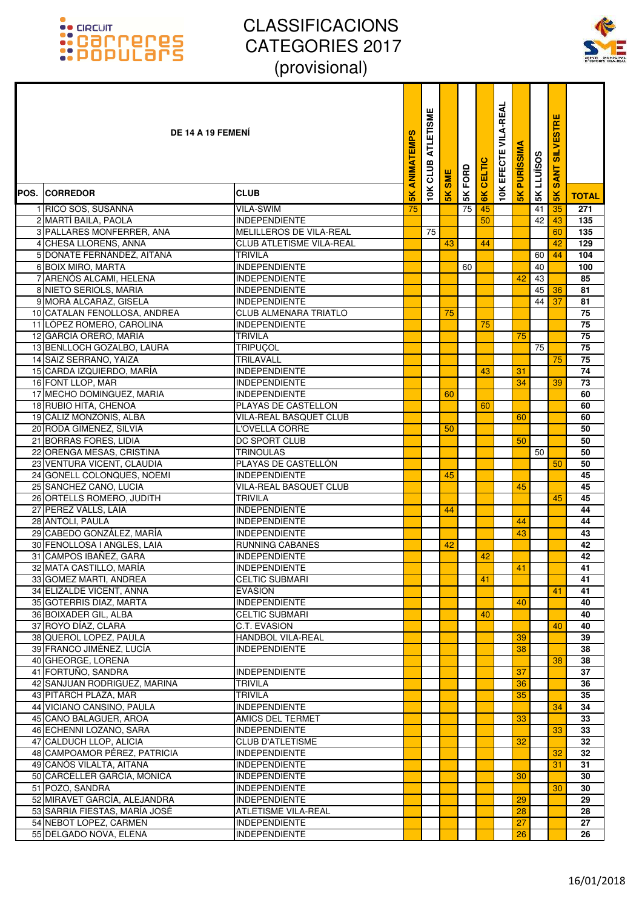# CLASSIFICACIONS CATEGORIES 2017 (provisional)

| POS. | CORREDOR | CLUB | 5K ANIMATEMPS | 10K CLUB ATLETISME | 5K SME | 5K FORD | 6K CELTIC | 10K EFECTE VILA-REAL | 5K PURÍSSIMA | 5K LLUÏSOS | 5K SANT SILVESTRE | TOTAL |
|---|---|---|---|---|---|---|---|---|---|---|---|---|
| **DE 14 A 19 FEMENÍ** | | | | | | | | | | | | |
| 1 | RICO SOS, SUSANNA | VILA-SWIM | 75 | | | 75 | 45 | | | 41 | 35 | 271 |
| 2 | MARTÍ BAILA, PAOLA | INDEPENDIENTE | | | | | 50 | | | 42 | 43 | 135 |
| 3 | PALLARES MONFERRER, ANA | MELILLEROS DE VILA-REAL | | 75 | | | | | | | 60 | 135 |
| 4 | CHESA LLORENS, ANNA | CLUB ATLETISME VILA-REAL | | | 43 | | 44 | | | | 42 | 129 |
| 5 | DONATE FERNÁNDEZ, AITANA | TRIVILA | | | | | | | | 60 | 44 | 104 |
| 6 | BOIX MIRO, MARTA | INDEPENDIENTE | | | | 60 | | | | 40 | | 100 |
| 7 | ARENÓS ALCAMI, HELENA | INDEPENDIENTE | | | | | | | 42 | 43 | | 85 |
| 8 | NIETO SERIOLS, MARIA | INDEPENDIENTE | | | | | | | | 45 | 36 | 81 |
| 9 | MORA ALCARAZ, GISELA | INDEPENDIENTE | | | | | | | | 44 | 37 | 81 |
| 10 | CATALAN FENOLLOSA, ANDREA | CLUB ALMENARA TRIATLO | | | 75 | | | | | | | 75 |
| 11 | LÓPEZ ROMERO, CAROLINA | INDEPENDIENTE | | | | | 75 | | | | | 75 |
| 12 | GARCIA ORERO, MARIA | TRIVILA | | | | | | | 75 | | | 75 |
| 13 | BENLLOCH GOZALBO, LAURA | TRIPUÇOL | | | | | | | | 75 | | 75 |
| 14 | SAIZ SERRANO, YAIZA | TRILAVALL | | | | | | | | | 75 | 75 |
| 15 | CARDA IZQUIERDO, MARÍA | INDEPENDIENTE | | | | | 43 | | 31 | | | 74 |
| 16 | FONT LLOP, MAR | INDEPENDIENTE | | | | | | | 34 | | 39 | 73 |
| 17 | MECHO DOMINGUEZ, MARIA | INDEPENDIENTE | | | 60 | | | | | | | 60 |
| 18 | RUBIO HITA, CHENOA | PLAYAS DE CASTELLON | | | | | 60 | | | | | 60 |
| 19 | CALIZ MONZONIS, ALBA | VILA-REAL BASQUET CLUB | | | | | | | 60 | | | 60 |
| 20 | RODA GIMENEZ, SILVIA | L'OVELLA CORRE | | | 50 | | | | | | | 50 |
| 21 | BORRAS FORES, LIDIA | DC SPORT CLUB | | | | | | | 50 | | | 50 |
| 22 | ORENGA MESAS, CRISTINA | TRINOULAS | | | | | | | | 50 | | 50 |
| 23 | VENTURA VICENT, CLAUDIA | PLAYAS DE CASTELLÓN | | | | | | | | | 50 | 50 |
| 24 | GONELL COLONQUES, NOEMI | INDEPENDIENTE | | | 45 | | | | | | | 45 |
| 25 | SANCHEZ CANO, LUCIA | VILA-REAL BASQUET CLUB | | | | | | | 45 | | | 45 |
| 26 | ORTELLS ROMERO, JUDITH | TRIVILA | | | | | | | | | 45 | 45 |
| 27 | PEREZ VALLS, LAIA | INDEPENDIENTE | | | 44 | | | | | | | 44 |
| 28 | ANTOLI, PAULA | INDEPENDIENTE | | | | | | | 44 | | | 44 |
| 29 | CABEDO GONZÁLEZ, MARÍA | INDEPENDIENTE | | | | | | | 43 | | | 43 |
| 30 | FENOLLOSA I ANGLES, LAIA | RUNNING CABANES | | | 42 | | | | | | | 42 |
| 31 | CAMPOS IBAÑEZ, GARA | INDEPENDIENTE | | | | | 42 | | | | | 42 |
| 32 | MATA CASTILLO, MARÍA | INDEPENDIENTE | | | | | | | 41 | | | 41 |
| 33 | GOMEZ MARTI, ANDREA | CELTIC SUBMARI | | | | | 41 | | | | | 41 |
| 34 | ELIZALDE VICENT, ANNA | EVASION | | | | | | | | | 41 | 41 |
| 35 | GOTERRIS DIAZ, MARTA | INDEPENDIENTE | | | | | | | 40 | | | 40 |
| 36 | BOIXADER GIL, ALBA | CELTIC SUBMARI | | | | | 40 | | | | | 40 |
| 37 | ROYO DÍAZ, CLARA | C.T. EVASION | | | | | | | | | 40 | 40 |
| 38 | QUEROL LOPEZ, PAULA | HANDBOL VILA-REAL | | | | | | | 39 | | | 39 |
| 39 | FRANCO JIMÉNEZ, LUCÍA | INDEPENDIENTE | | | | | | | 38 | | | 38 |
| 40 | GHEORGE, LORENA | | | | | | | | | | 38 | 38 |
| 41 | FORTUÑO, SANDRA | INDEPENDIENTE | | | | | | | 37 | | | 37 |
| 42 | SANJUAN RODRIGUEZ, MARINA | TRIVILA | | | | | | | 36 | | | 36 |
| 43 | PITARCH PLAZA, MAR | TRIVILA | | | | | | | 35 | | | 35 |
| 44 | VICIANO CANSINO, PAULA | INDEPENDIENTE | | | | | | | | | 34 | 34 |
| 45 | CANO BALAGUER, AROA | AMICS DEL TERMET | | | | | | | 33 | | | 33 |
| 46 | ECHENNI LOZANO, SARA | INDEPENDIENTE | | | | | | | | | 33 | 33 |
| 47 | CALDUCH LLOP, ALICIA | CLUB D'ATLETISME | | | | | | | 32 | | | 32 |
| 48 | CAMPOAMOR PÉREZ, PATRICIA | INDEPENDIENTE | | | | | | | | | 32 | 32 |
| 49 | CANÓS VILALTA, AITANA | INDEPENDIENTE | | | | | | | | | 31 | 31 |
| 50 | CARCELLER GARCIA, MONICA | INDEPENDIENTE | | | | | | | 30 | | | 30 |
| 51 | POZO, SANDRA | INDEPENDIENTE | | | | | | | | | 30 | 30 |
| 52 | MIRAVET GARCÍA, ALEJANDRA | INDEPENDIENTE | | | | | | | 29 | | | 29 |
| 53 | SARRIA FIESTAS, MARÍA JOSÉ | ATLETISME VILA-REAL | | | | | | | 28 | | | 28 |
| 54 | NEBOT LOPEZ, CARMEN | INDEPENDIENTE | | | | | | | 27 | | | 27 |
| 55 | DELGADO NOVA, ELENA | INDEPENDIENTE | | | | | | | 26 | | | 26 |

16/01/2018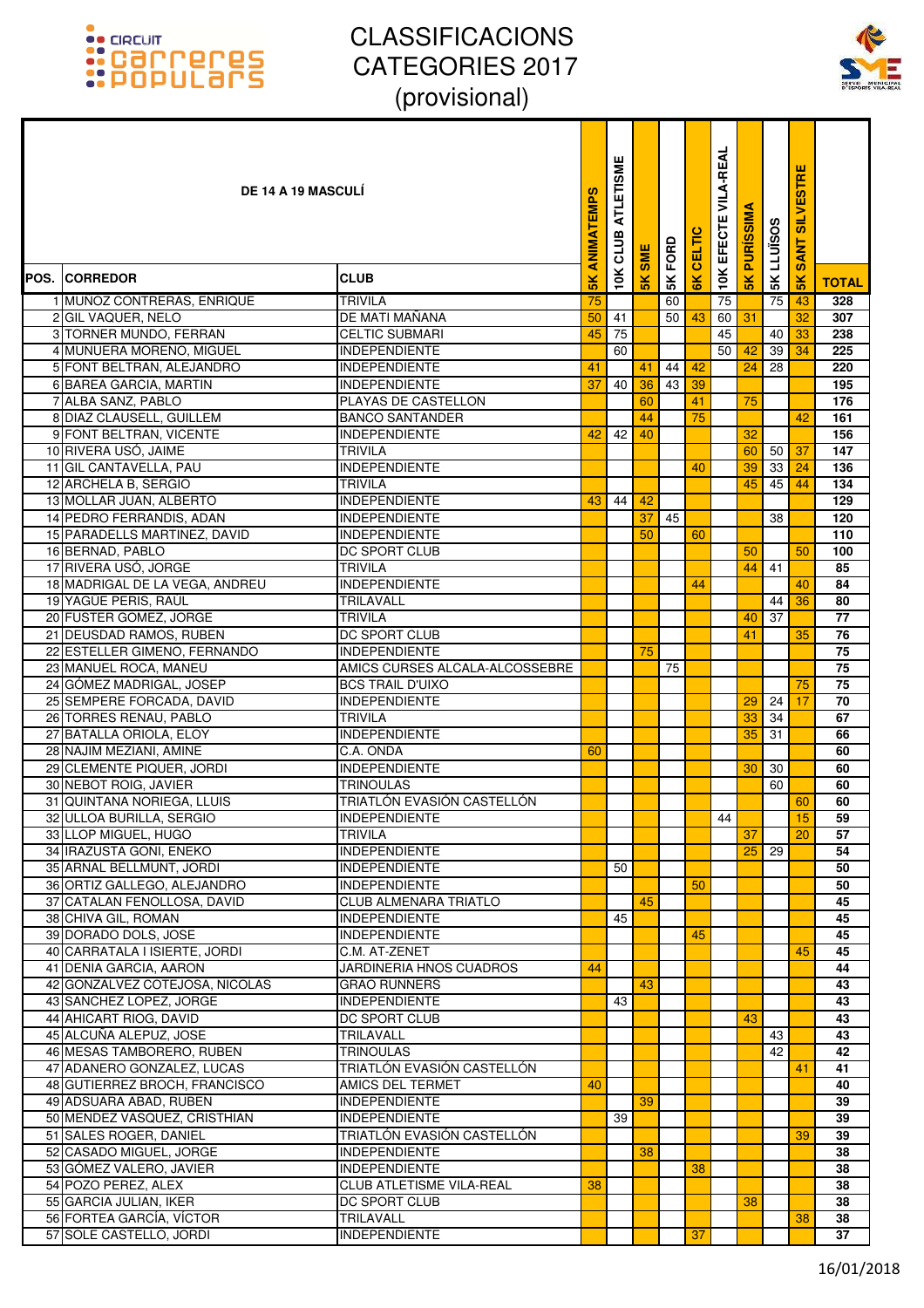# CLASSIFICACIONS CATEGORIES 2017 (provisional)

| POS. | DE 14 A 19 MASCULÍ<br>CORREDOR | CLUB | 5K ANIMATEMPS | 10K CLUB ATLETISME | 5K SME | 5K FORD | 6K CELTIC | 10K EFECTE VILA-REAL | 5K PURÍSSIMA | 5K LLUÏSOS | 5K SANT SILVESTRE | TOTAL |
|---|---|---|---|---|---|---|---|---|---|---|---|---|
| 1 | MUÑOZ CONTRERAS, ENRIQUE | TRIVILA | 75 | | | 60 | | 75 | | 75 | 43 | 328 |
| 2 | GIL VAQUER, NELO | DE MATI MAÑANA | 50 | 41 | | 50 | 43 | 60 | 31 | | 32 | 307 |
| 3 | TORNER MUNDO, FERRAN | CELTIC SUBMARI | 45 | 75 | | | | 45 | | 40 | 33 | 238 |
| 4 | MUNUERA MORENO, MIGUEL | INDEPENDIENTE | | 60 | | | | 50 | 42 | 39 | 34 | 225 |
| 5 | FONT BELTRAN, ALEJANDRO | INDEPENDIENTE | 41 | | 41 | 44 | 42 | | 24 | 28 | | 220 |
| 6 | BAREA GARCIA, MARTIN | INDEPENDIENTE | 37 | 40 | 36 | 43 | 39 | | | | | 195 |
| 7 | ALBA SANZ, PABLO | PLAYAS DE CASTELLON | | | 60 | | 41 | | 75 | | | 176 |
| 8 | DIAZ CLAUSELL, GUILLEM | BANCO SANTANDER | | | 44 | | 75 | | | | 42 | 161 |
| 9 | FONT BELTRAN, VICENTE | INDEPENDIENTE | 42 | 42 | 40 | | | | 32 | | | 156 |
| 10 | RIVERA USÓ, JAIME | TRIVILA | | | | | | | 60 | 50 | 37 | 147 |
| 11 | GIL CANTAVELLA, PAU | INDEPENDIENTE | | | | | 40 | | 39 | 33 | 24 | 136 |
| 12 | ARCHELA B, SERGIO | TRIVILA | | | | | | | 45 | 45 | 44 | 134 |
| 13 | MOLLAR JUAN, ALBERTO | INDEPENDIENTE | 43 | 44 | 42 | | | | | | | 129 |
| 14 | PEDRO FERRANDIS, ADAN | INDEPENDIENTE | | | 37 | 45 | | | | 38 | | 120 |
| 15 | PARADELLS MARTINEZ, DAVID | INDEPENDIENTE | | | 50 | | 60 | | | | | 110 |
| 16 | BERNAD, PABLO | DC SPORT CLUB | | | | | | | 50 | | 50 | 100 |
| 17 | RIVERA USÓ, JORGE | TRIVILA | | | | | | | 44 | 41 | | 85 |
| 18 | MADRIGAL DE LA VEGA, ANDREU | INDEPENDIENTE | | | | | 44 | | | | 40 | 84 |
| 19 | YAGÜE PERIS, RAUL | TRILAVALL | | | | | | | | 44 | 36 | 80 |
| 20 | FUSTER GOMEZ, JORGE | TRIVILA | | | | | | | 40 | 37 | | 77 |
| 21 | DEUSDAD RAMOS, RUBEN | DC SPORT CLUB | | | | | | | 41 | | 35 | 76 |
| 22 | ESTELLER GIMENO, FERNANDO | INDEPENDIENTE | | | 75 | | | | | | | 75 |
| 23 | MANUEL ROCA, MANEU | AMICS CURSES ALCALA-ALCOSSEBRE | | | | 75 | | | | | | 75 |
| 24 | GÓMEZ MADRIGAL, JOSEP | BCS TRAIL D'UIXO | | | | | | | | | 75 | 75 |
| 25 | SEMPERE FORCADA, DAVID | INDEPENDIENTE | | | | | | | 29 | 24 | 17 | 70 |
| 26 | TORRES RENAU, PABLO | TRIVILA | | | | | | | 33 | 34 | | 67 |
| 27 | BATALLA ORIOLA, ELOY | INDEPENDIENTE | | | | | | | 35 | 31 | | 66 |
| 28 | NAJIM MEZIANI, AMINE | C.A. ONDA | 60 | | | | | | | | | 60 |
| 29 | CLEMENTE PIQUER, JORDI | INDEPENDIENTE | | | | | | | 30 | 30 | | 60 |
| 30 | NEBOT ROIG, JAVIER | TRINOULAS | | | | | | | | 60 | | 60 |
| 31 | QUINTANA NORIEGA, LLUIS | TRIATLÓN EVASIÓN CASTELLÓN | | | | | | | | | 60 | 60 |
| 32 | ULLOA BURILLA, SERGIO | INDEPENDIENTE | | | | | | 44 | | | 15 | 59 |
| 33 | LLOP MIGUEL, HUGO | TRIVILA | | | | | | | 37 | | 20 | 57 |
| 34 | IRAZUSTA GONI, ENEKO | INDEPENDIENTE | | | | | | | 25 | 29 | | 54 |
| 35 | ARNAL BELLMUNT, JORDI | INDEPENDIENTE | | 50 | | | | | | | | 50 |
| 36 | ORTIZ GALLEGO, ALEJANDRO | INDEPENDIENTE | | | | | 50 | | | | | 50 |
| 37 | CATALAN FENOLLOSA, DAVID | CLUB ALMENARA TRIATLO | | | 45 | | | | | | | 45 |
| 38 | CHIVA GIL, ROMAN | INDEPENDIENTE | | 45 | | | | | | | | 45 |
| 39 | DORADO DOLS, JOSE | INDEPENDIENTE | | | | | 45 | | | | | 45 |
| 40 | CARRATALA I ISIERTE, JORDI | C.M. AT-ZENET | | | | | | | | | 45 | 45 |
| 41 | DENIA GARCIA, AARON | JARDINERIA HNOS CUADROS | 44 | | | | | | | | | 44 |
| 42 | GONZALVEZ COTEJOSA, NICOLAS | GRAO RUNNERS | | | 43 | | | | | | | 43 |
| 43 | SANCHEZ LOPEZ, JORGE | INDEPENDIENTE | | 43 | | | | | | | | 43 |
| 44 | AHICART RIOG, DAVID | DC SPORT CLUB | | | | | | | 43 | | | 43 |
| 45 | ALCUÑA ALEPUZ, JOSE | TRILAVALL | | | | | | | | 43 | | 43 |
| 46 | MESAS TAMBORERO, RUBEN | TRINOULAS | | | | | | | | 42 | | 42 |
| 47 | ADANERO GONZALEZ, LUCAS | TRIATLÓN EVASIÓN CASTELLÓN | | | | | | | | | 41 | 41 |
| 48 | GUTIERREZ BROCH, FRANCISCO | AMICS DEL TERMET | 40 | | | | | | | | | 40 |
| 49 | ADSUARA ABAD, RUBEN | INDEPENDIENTE | | | 39 | | | | | | | 39 |
| 50 | MENDEZ VASQUEZ, CRISTHIAN | INDEPENDIENTE | | 39 | | | | | | | | 39 |
| 51 | SALES ROGER, DANIEL | TRIATLÓN EVASIÓN CASTELLÓN | | | | | | | | | 39 | 39 |
| 52 | CASADO MIGUEL, JORGE | INDEPENDIENTE | | | 38 | | | | | | | 38 |
| 53 | GÓMEZ VALERO, JAVIER | INDEPENDIENTE | | | | | 38 | | | | | 38 |
| 54 | POZO PEREZ, ALEX | CLUB ATLETISME VILA-REAL | 38 | | | | | | | | | 38 |
| 55 | GARCIA JULIAN, IKER | DC SPORT CLUB | | | | | | | 38 | | | 38 |
| 56 | FORTEA GARCÍA, VÍCTOR | TRILAVALL | | | | | | | | | 38 | 38 |
| 57 | SOLE CASTELLO, JORDI | INDEPENDIENTE | | | | | 37 | | | | | 37 |

16/01/2018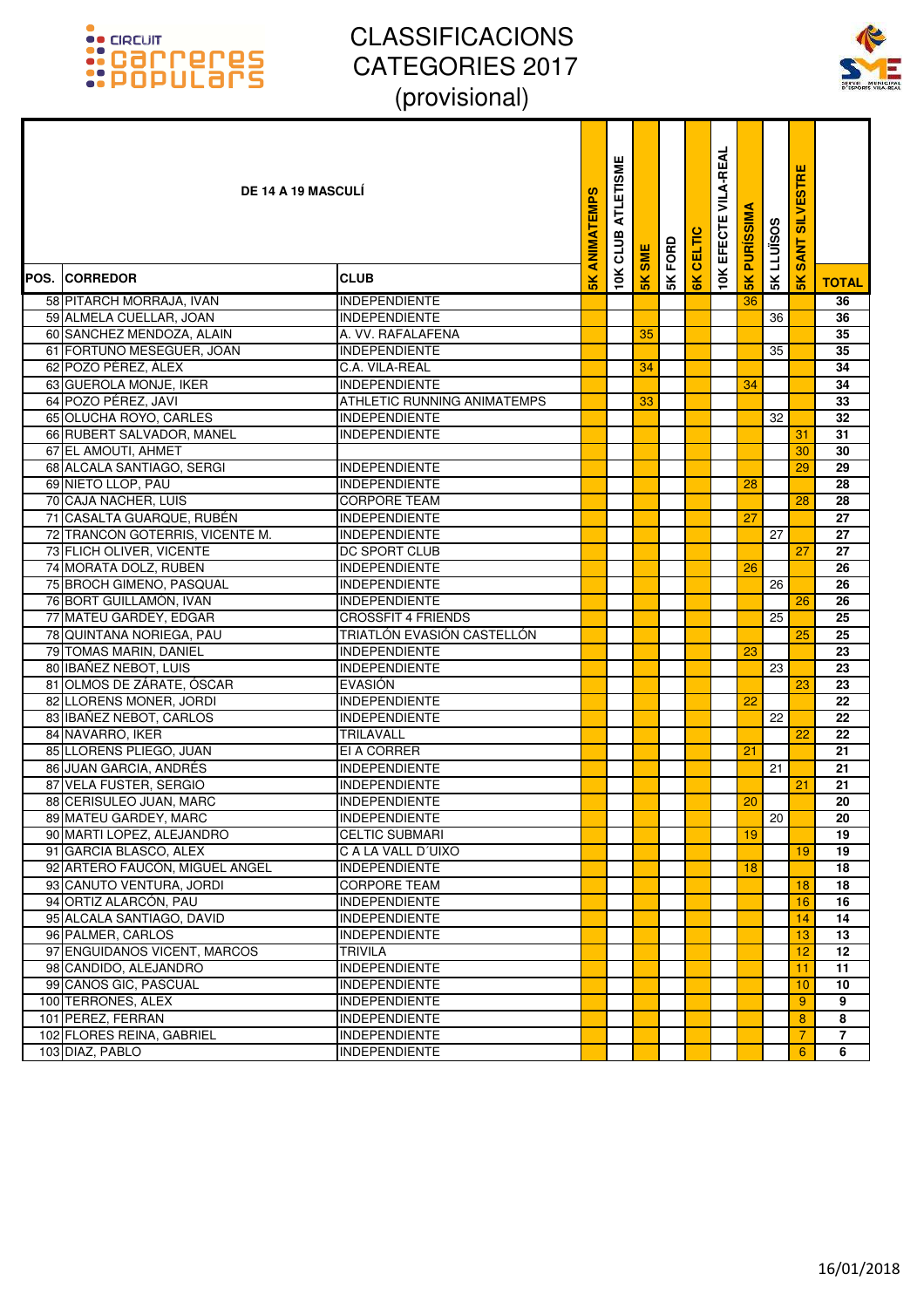# CLASSIFICACIONS CATEGORIES 2017 (provisional)

| POS. | DE 14 A 19 MASCULÍ CORREDOR | CLUB | 5K ANIMATEMPS | 10K CLUB ATLETISME | 5K SME | 5K FORD | 6K CELTIC | 10K EFECTE VILA-REAL | 5K PURÍSSIMA | 5K LLUÏSOS | 5K SANT SILVESTRE | TOTAL |
|---|---|---|---|---|---|---|---|---|---|---|---|---|
| 58 | PITARCH MORRAJA, IVAN | INDEPENDIENTE | | | | | | | 36 | | | 36 |
| 59 | ALMELA CUELLAR, JOAN | INDEPENDIENTE | | | | | | | | 36 | | 36 |
| 60 | SANCHEZ MENDOZA, ALAIN | A. VV. RAFALAFENA | | | 35 | | | | | | | 35 |
| 61 | FORTUÑO MESEGUER, JOAN | INDEPENDIENTE | | | | | | | | 35 | | 35 |
| 62 | POZO PÉREZ, ÁLEX | C.A. VILA-REAL | | | 34 | | | | | | | 34 |
| 63 | GUEROLA MONJE, IKER | INDEPENDIENTE | | | | | | | 34 | | | 34 |
| 64 | POZO PÉREZ, JAVI | ATHLETIC RUNNING ANIMATEMPS | | | 33 | | | | | | | 33 |
| 65 | OLUCHA ROYO, CARLES | INDEPENDIENTE | | | | | | | | 32 | | 32 |
| 66 | RUBERT SALVADOR, MANEL | INDEPENDIENTE | | | | | | | | | 31 | 31 |
| 67 | EL AMOUTI, AHMET | | | | | | | | | | 30 | 30 |
| 68 | ALCALA SANTIAGO, SERGI | INDEPENDIENTE | | | | | | | | | 29 | 29 |
| 69 | NIETO LLOP, PAU | INDEPENDIENTE | | | | | | | 28 | | | 28 |
| 70 | CAJA NACHER, LUIS | CORPORE TEAM | | | | | | | | | 28 | 28 |
| 71 | CASALTA GUARQUE, RUBÉN | INDEPENDIENTE | | | | | | | 27 | | | 27 |
| 72 | TRANCON GOTERRIS, VICENTE M. | INDEPENDIENTE | | | | | | | | 27 | | 27 |
| 73 | FLICH OLIVER, VICENTE | DC SPORT CLUB | | | | | | | | | 27 | 27 |
| 74 | MORATA DOLZ, RUBEN | INDEPENDIENTE | | | | | | | 26 | | | 26 |
| 75 | BROCH GIMENO, PASQUAL | INDEPENDIENTE | | | | | | | | 26 | | 26 |
| 76 | BORT GUILLAMÓN, IVAN | INDEPENDIENTE | | | | | | | | | 26 | 26 |
| 77 | MATEU GARDEY, EDGAR | CROSSFIT 4 FRIENDS | | | | | | | | 25 | | 25 |
| 78 | QUINTANA NORIEGA, PAU | TRIATLÓN EVASIÓN CASTELLÓN | | | | | | | | | 25 | 25 |
| 79 | TOMAS MARIN, DANIEL | INDEPENDIENTE | | | | | | | 23 | | | 23 |
| 80 | IBAÑEZ NEBOT, LUIS | INDEPENDIENTE | | | | | | | | 23 | | 23 |
| 81 | OLMOS DE ZÁRATE, ÓSCAR | EVASIÓN | | | | | | | | | 23 | 23 |
| 82 | LLORENS MONER, JORDI | INDEPENDIENTE | | | | | | | 22 | | | 22 |
| 83 | IBAÑEZ NEBOT, CARLOS | INDEPENDIENTE | | | | | | | | 22 | | 22 |
| 84 | NAVARRO, IKER | TRILAVALL | | | | | | | | | 22 | 22 |
| 85 | LLORENS PLIEGO, JUAN | EI A CORRER | | | | | | | 21 | | | 21 |
| 86 | JUAN GARCIA, ANDRÉS | INDEPENDIENTE | | | | | | | | 21 | | 21 |
| 87 | VELA FUSTER, SERGIO | INDEPENDIENTE | | | | | | | | | 21 | 21 |
| 88 | CERISULEO JUAN, MARC | INDEPENDIENTE | | | | | | | 20 | | | 20 |
| 89 | MATEU GARDEY, MARC | INDEPENDIENTE | | | | | | | | 20 | | 20 |
| 90 | MARTI LOPEZ, ALEJANDRO | CELTIC SUBMARI | | | | | | | 19 | | | 19 |
| 91 | GARCIA BLASCO, ALEX | C A LA VALL D´UIXO | | | | | | | | | 19 | 19 |
| 92 | ARTERO FAUCÓN, MIGUEL ANGEL | INDEPENDIENTE | | | | | | | 18 | | | 18 |
| 93 | CANUTO VENTURA, JORDI | CORPORE TEAM | | | | | | | | | 18 | 18 |
| 94 | ORTIZ ALARCÓN, PAU | INDEPENDIENTE | | | | | | | | | 16 | 16 |
| 95 | ALCALA SANTIAGO, DAVID | INDEPENDIENTE | | | | | | | | | 14 | 14 |
| 96 | PALMER, CARLOS | INDEPENDIENTE | | | | | | | | | 13 | 13 |
| 97 | ENGUIDANOS VICENT, MARCOS | TRIVILA | | | | | | | | | 12 | 12 |
| 98 | CANDIDO, ALEJANDRO | INDEPENDIENTE | | | | | | | | | 11 | 11 |
| 99 | CANOS GIC, PASCUAL | INDEPENDIENTE | | | | | | | | | 10 | 10 |
| 100 | TERRONES, ALEX | INDEPENDIENTE | | | | | | | | | 9 | 9 |
| 101 | PEREZ, FERRAN | INDEPENDIENTE | | | | | | | | | 8 | 8 |
| 102 | FLORES REINA, GABRIEL | INDEPENDIENTE | | | | | | | | | 7 | 7 |
| 103 | DIAZ, PABLO | INDEPENDIENTE | | | | | | | | | 6 | 6 |

16/01/2018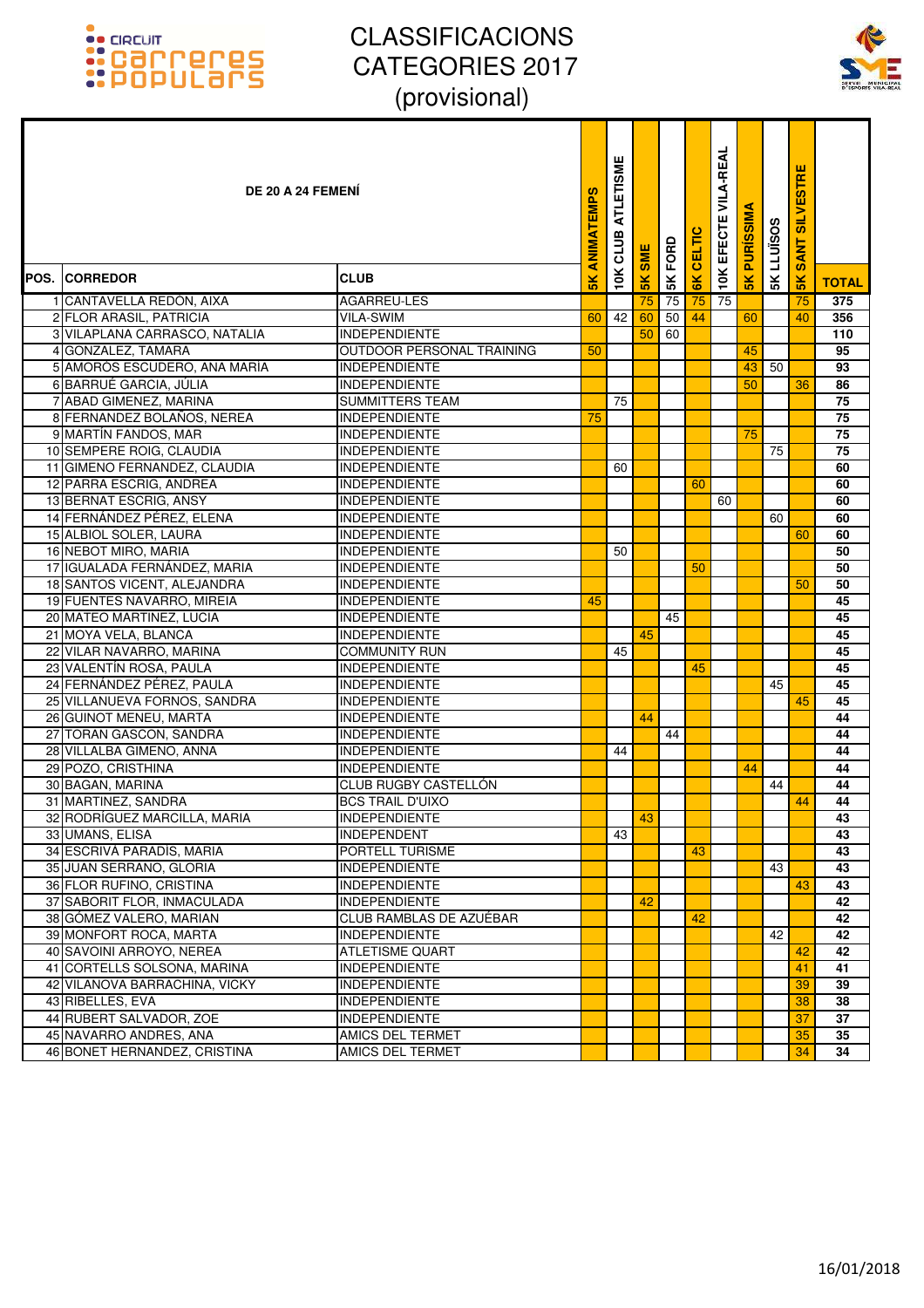# CLASSIFICACIONS CATEGORIES 2017 (provisional)

| POS. | DE 20 A 24 FEMENÍ<br>CORREDOR | CLUB | 5K ANIMATEMPS | 10K CLUB ATLETISME | 5K SME | 5K FORD | 6K CELTIC | 10K EFECTE VILA-REAL | 5K PURÍSSIMA | 5K LLUÏSOS | 5K SANT SILVESTRE | TOTAL |
|---|---|---|---|---|---|---|---|---|---|---|---|---|
| 1 | CANTAVELLA REDÓN, AIXA | AGARREU-LES | | | 75 | 75 | 75 | 75 | | | 75 | 375 |
| 2 | FLOR ARASIL, PATRICIA | VILA-SWIM | 60 | 42 | 60 | 50 | 44 | | 60 | | 40 | 356 |
| 3 | VILAPLANA CARRASCO, NATALIA | INDEPENDIENTE | | | 50 | 60 | | | | | | 110 |
| 4 | GONZALEZ, TAMARA | OUTDOOR PERSONAL TRAINING | 50 | | | | | | 45 | | | 95 |
| 5 | AMORÓS ESCUDERO, ANA MARÍA | INDEPENDIENTE | | | | | | | 43 | 50 | | 93 |
| 6 | BARRUÉ GARCIA, JÚLIA | INDEPENDIENTE | | | | | | | 50 | | 36 | 86 |
| 7 | ABAD GIMENEZ, MARINA | SUMMITTERS TEAM | | 75 | | | | | | | | 75 |
| 8 | FERNANDEZ BOLAÑOS, NEREA | INDEPENDIENTE | 75 | | | | | | | | | 75 |
| 9 | MARTÍN FANDOS, MAR | INDEPENDIENTE | | | | | | | 75 | | | 75 |
| 10 | SEMPERE ROIG, CLAUDIA | INDEPENDIENTE | | | | | | | | 75 | | 75 |
| 11 | GIMENO FERNANDEZ, CLAUDIA | INDEPENDIENTE | | 60 | | | | | | | | 60 |
| 12 | PARRA ESCRIG, ANDREA | INDEPENDIENTE | | | | | 60 | | | | | 60 |
| 13 | BERNAT ESCRIG, ANSY | INDEPENDIENTE | | | | | | 60 | | | | 60 |
| 14 | FERNÁNDEZ PÉREZ, ELENA | INDEPENDIENTE | | | | | | | | 60 | | 60 |
| 15 | ALBIOL SOLER, LAURA | INDEPENDIENTE | | | | | | | | | 60 | 60 |
| 16 | NEBOT MIRO, MARIA | INDEPENDIENTE | | 50 | | | | | | | | 50 |
| 17 | IGUALADA FERNÁNDEZ, MARIA | INDEPENDIENTE | | | | | 50 | | | | | 50 |
| 18 | SANTOS VICENT, ALEJANDRA | INDEPENDIENTE | | | | | | | | | 50 | 50 |
| 19 | FUENTES NAVARRO, MIREIA | INDEPENDIENTE | 45 | | | | | | | | | 45 |
| 20 | MATEO MARTINEZ, LUCIA | INDEPENDIENTE | | | | 45 | | | | | | 45 |
| 21 | MOYA VELA, BLANCA | INDEPENDIENTE | | | 45 | | | | | | | 45 |
| 22 | VILAR NAVARRO, MARINA | COMMUNITY RUN | | 45 | | | | | | | | 45 |
| 23 | VALENTÍN ROSA, PAULA | INDEPENDIENTE | | | | | 45 | | | | | 45 |
| 24 | FERNÁNDEZ PÉREZ, PAULA | INDEPENDIENTE | | | | | | | | 45 | | 45 |
| 25 | VILLANUEVA FORNOS, SANDRA | INDEPENDIENTE | | | | | | | | | 45 | 45 |
| 26 | GUINOT MENEU, MARTA | INDEPENDIENTE | | | 44 | | | | | | | 44 |
| 27 | TORAN GASCON, SANDRA | INDEPENDIENTE | | | | 44 | | | | | | 44 |
| 28 | VILLALBA GIMENO, ANNA | INDEPENDIENTE | | 44 | | | | | | | | 44 |
| 29 | POZO, CRISTHINA | INDEPENDIENTE | | | | | | | 44 | | | 44 |
| 30 | BAGAN, MARINA | CLUB RUGBY CASTELLÓN | | | | | | | | 44 | | 44 |
| 31 | MARTINEZ, SANDRA | BCS TRAIL D'UIXO | | | | | | | | | 44 | 44 |
| 32 | RODRÍGUEZ MARCILLA, MARIA | INDEPENDIENTE | | | 43 | | | | | | | 43 |
| 33 | UMANS, ELISA | INDEPENDENT | | 43 | | | | | | | | 43 |
| 34 | ESCRIVÀ PARADÍS, MARIA | PORTELL TURISME | | | | | 43 | | | | | 43 |
| 35 | JUAN SERRANO, GLORIA | INDEPENDIENTE | | | | | | | | 43 | | 43 |
| 36 | FLOR RUFINO, CRISTINA | INDEPENDIENTE | | | | | | | | | 43 | 43 |
| 37 | SABORIT FLOR, INMACULADA | INDEPENDIENTE | | | 42 | | | | | | | 42 |
| 38 | GÓMEZ VALERO, MARIAN | CLUB RAMBLAS DE AZUÉBAR | | | | | 42 | | | | | 42 |
| 39 | MONFORT ROCA, MARTA | INDEPENDIENTE | | | | | | | | 42 | | 42 |
| 40 | SAVOINI ARROYO, NEREA | ATLETISME QUART | | | | | | | | | 42 | 42 |
| 41 | CORTELLS SOLSONA, MARINA | INDEPENDIENTE | | | | | | | | | 41 | 41 |
| 42 | VILANOVA BARRACHINA, VICKY | INDEPENDIENTE | | | | | | | | | 39 | 39 |
| 43 | RIBELLES, EVA | INDEPENDIENTE | | | | | | | | | 38 | 38 |
| 44 | RUBERT SALVADOR, ZOE | INDEPENDIENTE | | | | | | | | | 37 | 37 |
| 45 | NAVARRO ANDRES, ANA | AMICS DEL TERMET | | | | | | | | | 35 | 35 |
| 46 | BONET HERNANDEZ, CRISTINA | AMICS DEL TERMET | | | | | | | | | 34 | 34 |

16/01/2018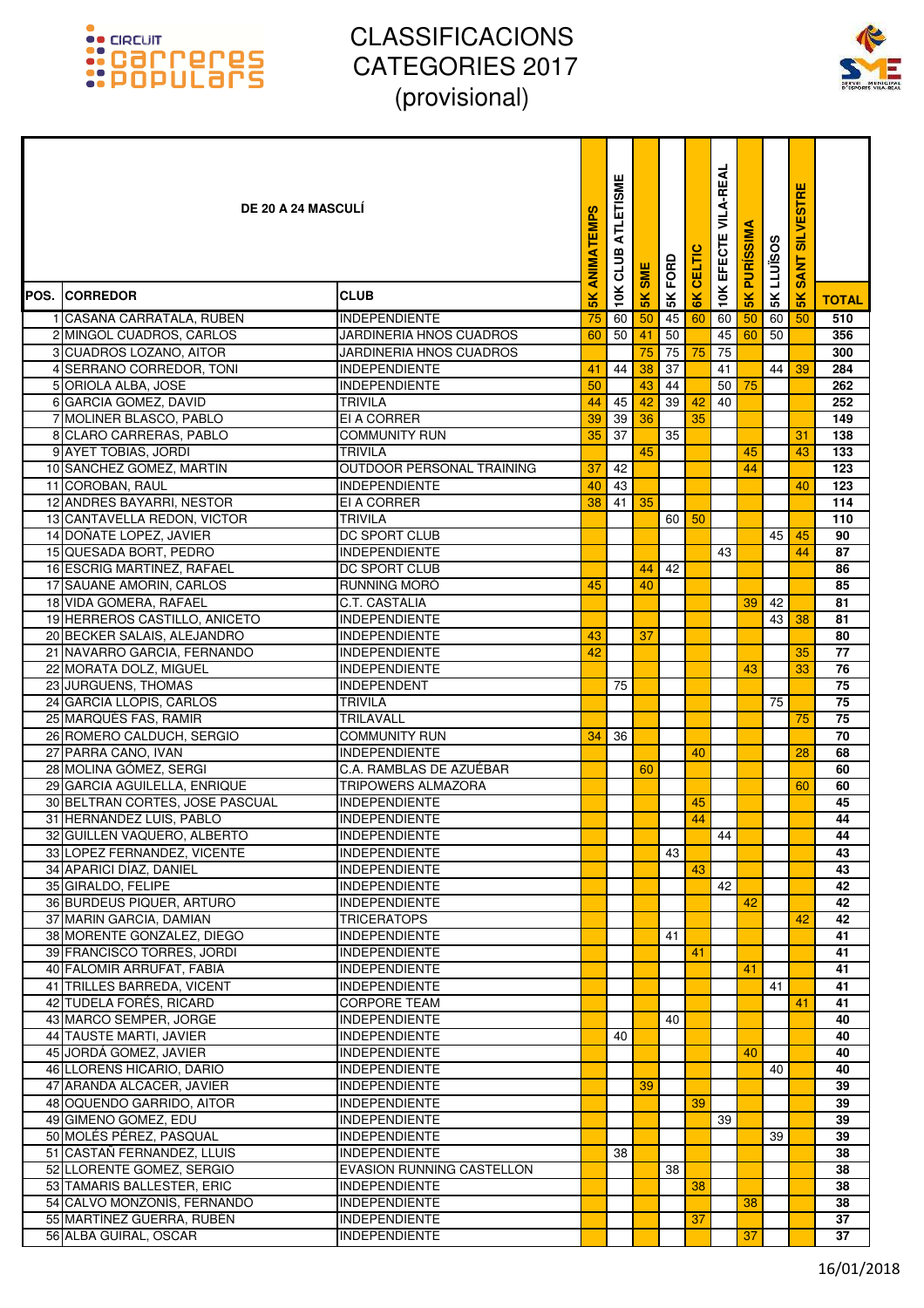# CLASSIFICACIONS CATEGORIES 2017 (provisional)

| POS. | DE 20 A 24 MASCULÍ CORREDOR | CLUB | 5K ANIMATEMPS | 10K CLUB ATLETISME | 5K SME | 5K FORD | 6K CELTIC | 10K EFECTE VILA-REAL | 5K PURÍSSIMA | 5K LLUÏSOS | 5K SANT SILVESTRE | TOTAL |
|---|---|---|---|---|---|---|---|---|---|---|---|---|
| 1 | CASAÑA CARRATALA, RUBEN | INDEPENDIENTE | 75 | 60 | 50 | 45 | 60 | 60 | 50 | 60 | 50 | 510 |
| 2 | MINGOL CUADROS, CARLOS | JARDINERIA HNOS CUADROS | 60 | 50 | 41 | 50 | | 45 | 60 | 50 | | 356 |
| 3 | CUADROS LOZANO, AITOR | JARDINERIA HNOS CUADROS | | | 75 | 75 | 75 | 75 | | | | 300 |
| 4 | SERRANO CORREDOR, TONI | INDEPENDIENTE | 41 | 44 | 38 | 37 | | 41 | | 44 | 39 | 284 |
| 5 | ORIOLA ALBA, JOSE | INDEPENDIENTE | 50 | | 43 | 44 | | 50 | 75 | | | 262 |
| 6 | GARCIA GOMEZ, DAVID | TRIVILA | 44 | 45 | 42 | 39 | 42 | 40 | | | | 252 |
| 7 | MOLINER BLASCO, PABLO | EI A CORRER | 39 | 39 | 36 | | 35 | | | | | 149 |
| 8 | CLARO CARRERAS, PABLO | COMMUNITY RUN | 35 | 37 | | 35 | | | | | 31 | 138 |
| 9 | AYET TOBIAS, JORDI | TRIVILA | | | 45 | | | | 45 | | 43 | 133 |
| 10 | SANCHEZ GOMEZ, MARTIN | OUTDOOR PERSONAL TRAINING | 37 | 42 | | | | | 44 | | | 123 |
| 11 | COROBAN, RAUL | INDEPENDIENTE | 40 | 43 | | | | | | | 40 | 123 |
| 12 | ANDRES BAYARRI, NESTOR | EI A CORRER | 38 | 41 | 35 | | | | | | | 114 |
| 13 | CANTAVELLA REDON, VICTOR | TRIVILA | | | | 60 | 50 | | | | | 110 |
| 14 | DOÑATE LOPEZ, JAVIER | DC SPORT CLUB | | | | | | | | 45 | 45 | 90 |
| 15 | QUESADA BORT, PEDRO | INDEPENDIENTE | | | | | | 43 | | | 44 | 87 |
| 16 | ESCRIG MARTINEZ, RAFAEL | DC SPORT CLUB | | | 44 | 42 | | | | | | 86 |
| 17 | SAUANE AMORIN, CARLOS | RUNNING MORO | 45 | | 40 | | | | | | | 85 |
| 18 | VIDA GOMERA, RAFAEL | C.T. CASTALIA | | | | | | | 39 | 42 | | 81 |
| 19 | HERREROS CASTILLO, ANICETO | INDEPENDIENTE | | | | | | | | 43 | 38 | 81 |
| 20 | BECKER SALAIS, ALEJANDRO | INDEPENDIENTE | 43 | | 37 | | | | | | | 80 |
| 21 | NAVARRO GARCIA, FERNANDO | INDEPENDIENTE | 42 | | | | | | | | 35 | 77 |
| 22 | MORATA DOLZ, MIGUEL | INDEPENDIENTE | | | | | | | 43 | | 33 | 76 |
| 23 | JURGUENS, THOMAS | INDEPENDENT | | 75 | | | | | | | | 75 |
| 24 | GARCIA LLOPIS, CARLOS | TRIVILA | | | | | | | | 75 | | 75 |
| 25 | MARQUÉS FAS, RAMIR | TRILAVALL | | | | | | | | | 75 | 75 |
| 26 | ROMERO CALDUCH, SERGIO | COMMUNITY RUN | 34 | 36 | | | | | | | | 70 |
| 27 | PARRA CANO, IVAN | INDEPENDIENTE | | | | | 40 | | | | 28 | 68 |
| 28 | MOLINA GÓMEZ, SERGI | C.A. RAMBLAS DE AZUÉBAR | | | 60 | | | | | | | 60 |
| 29 | GARCIA AGUILELLA, ENRIQUE | TRIPOWERS ALMAZORA | | | | | | | | | 60 | 60 |
| 30 | BELTRAN CORTES, JOSE PASCUAL | INDEPENDIENTE | | | | | 45 | | | | | 45 |
| 31 | HERNÁNDEZ LUIS, PABLO | INDEPENDIENTE | | | | | 44 | | | | | 44 |
| 32 | GUILLEN VAQUERO, ALBERTO | INDEPENDIENTE | | | | | | 44 | | | | 44 |
| 33 | LOPEZ FERNANDEZ, VICENTE | INDEPENDIENTE | | | | 43 | | | | | | 43 |
| 34 | APARICI DÍAZ, DANIEL | INDEPENDIENTE | | | | | 43 | | | | | 43 |
| 35 | GIRALDO, FELIPE | INDEPENDIENTE | | | | | | 42 | | | | 42 |
| 36 | BURDEUS PIQUER, ARTURO | INDEPENDIENTE | | | | | | | 42 | | | 42 |
| 37 | MARIN GARCIA, DAMIAN | TRICERATOPS | | | | | | | | | 42 | 42 |
| 38 | MORENTE GONZALEZ, DIEGO | INDEPENDIENTE | | | | 41 | | | | | | 41 |
| 39 | FRANCISCO TORRES, JORDI | INDEPENDIENTE | | | | | 41 | | | | | 41 |
| 40 | FALOMIR ARRUFAT, FABIA | INDEPENDIENTE | | | | | | | 41 | | | 41 |
| 41 | TRILLES BARREDA, VICENT | INDEPENDIENTE | | | | | | | | 41 | | 41 |
| 42 | TUDELA FORÉS, RICARD | CORPORE TEAM | | | | | | | | | 41 | 41 |
| 43 | MARCO SEMPER, JORGE | INDEPENDIENTE | | | | 40 | | | | | | 40 |
| 44 | TAUSTE MARTI, JAVIER | INDEPENDIENTE | | 40 | | | | | | | | 40 |
| 45 | JORDÁ GOMEZ, JAVIER | INDEPENDIENTE | | | | | | | 40 | | | 40 |
| 46 | LLORENS HICARIO, DARIO | INDEPENDIENTE | | | | | | | | 40 | | 40 |
| 47 | ARANDA ALCACER, JAVIER | INDEPENDIENTE | | | 39 | | | | | | | 39 |
| 48 | OQUENDO GARRIDO, AITOR | INDEPENDIENTE | | | | | 39 | | | | | 39 |
| 49 | GIMENO GOMEZ, EDU | INDEPENDIENTE | | | | | | 39 | | | | 39 |
| 50 | MOLÉS PÉREZ, PASQUAL | INDEPENDIENTE | | | | | | | | 39 | | 39 |
| 51 | CASTAÑ FERNANDEZ, LLUIS | INDEPENDIENTE | | 38 | | | | | | | | 38 |
| 52 | LLORENTE GOMEZ, SERGIO | EVASION RUNNING CASTELLON | | | | 38 | | | | | | 38 |
| 53 | TAMARIS BALLESTER, ERIC | INDEPENDIENTE | | | | | 38 | | | | | 38 |
| 54 | CALVO MONZONÍS, FERNANDO | INDEPENDIENTE | | | | | | | 38 | | | 38 |
| 55 | MARTINEZ GUERRA, RUBÉN | INDEPENDIENTE | | | | | 37 | | | | | 37 |
| 56 | ALBA GUIRAL, OSCAR | INDEPENDIENTE | | | | | | | 37 | | | 37 |

16/01/2018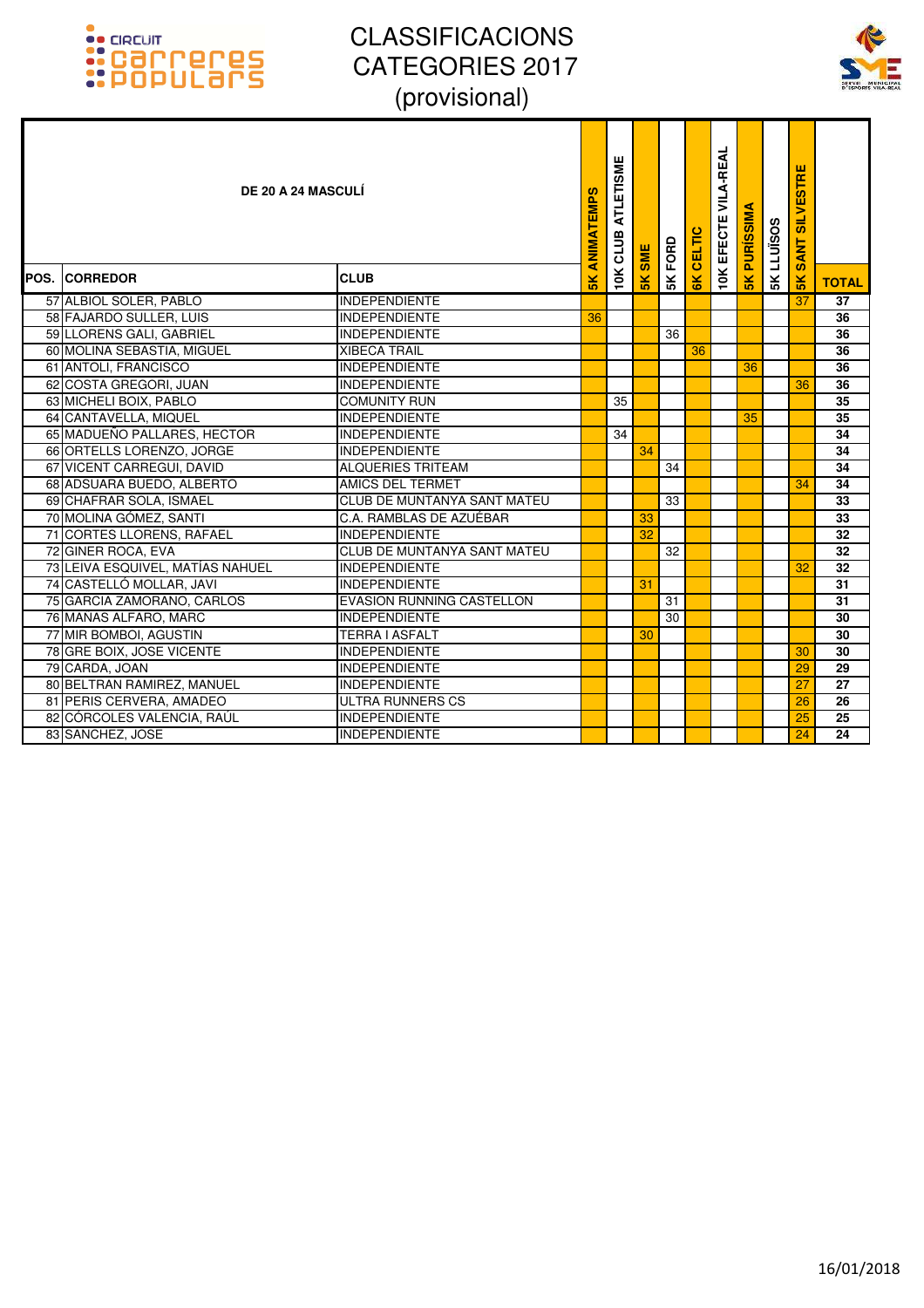# CLASSIFICACIONS CATEGORIES 2017 (provisional)

| DE 20 A 24 MASCULÍ | | | | | | | | | | | | | |
|---|---|---|---|---|---|---|---|---|---|---|---|---|---|
| POS. | CORREDOR | CLUB | 5K ANIMATEMPS | 10K CLUB ATLETISME | 5K SME | 5K FORD | 6K CELTIC | 10K EFECTE VILA-REAL | 5K PURÍSSIMA | 5K LLUÏSOS | 5K SANT SILVESTRE | TOTAL |
| 57 | ALBIOL SOLER, PABLO | INDEPENDIENTE | | | | | | | | | 37 | 37 |
| 58 | FAJARDO SULLER, LUIS | INDEPENDIENTE | 36 | | | | | | | | | 36 |
| 59 | LLORENS GALI, GABRIEL | INDEPENDIENTE | | | | 36 | | | | | | 36 |
| 60 | MOLINA SEBASTIA, MIGUEL | XIBECA TRAIL | | | | | 36 | | | | | 36 |
| 61 | ANTOLI, FRANCISCO | INDEPENDIENTE | | | | | | | 36 | | | 36 |
| 62 | COSTA GREGORI, JUAN | INDEPENDIENTE | | | | | | | | | 36 | 36 |
| 63 | MICHELI BOIX, PABLO | COMUNITY RUN | | 35 | | | | | | | | 35 |
| 64 | CANTAVELLA, MIQUEL | INDEPENDIENTE | | | | | | | 35 | | | 35 |
| 65 | MADUEÑO PALLARES, HECTOR | INDEPENDIENTE | | 34 | | | | | | | | 34 |
| 66 | ORTELLS LORENZO, JORGE | INDEPENDIENTE | | | 34 | | | | | | | 34 |
| 67 | VICENT CARREGUI, DAVID | ALQUERIES TRITEAM | | | | 34 | | | | | | 34 |
| 68 | ADSUARA BUEDO, ALBERTO | AMICS DEL TERMET | | | | | | | | | 34 | 34 |
| 69 | CHAFRAR SOLA, ISMAEL | CLUB DE MUNTANYA SANT MATEU | | | | 33 | | | | | | 33 |
| 70 | MOLINA GÓMEZ, SANTI | C.A. RAMBLAS DE AZUÉBAR | | | 33 | | | | | | | 33 |
| 71 | CORTES LLORENS, RAFAEL | INDEPENDIENTE | | | 32 | | | | | | | 32 |
| 72 | GINER ROCA, EVA | CLUB DE MUNTANYA SANT MATEU | | | | 32 | | | | | | 32 |
| 73 | LEIVA ESQUIVEL, MATÍAS NAHUEL | INDEPENDIENTE | | | | | | | | | 32 | 32 |
| 74 | CASTELLÓ MOLLAR, JAVI | INDEPENDIENTE | | | 31 | | | | | | | 31 |
| 75 | GARCIA ZAMORANO, CARLOS | EVASION RUNNING CASTELLON | | | | 31 | | | | | | 31 |
| 76 | MAÑAS ALFARO, MARC | INDEPENDIENTE | | | | 30 | | | | | | 30 |
| 77 | MIR BOMBOI, AGUSTIN | TERRA I ASFALT | | | 30 | | | | | | | 30 |
| 78 | GRE BOIX, JOSE VICENTE | INDEPENDIENTE | | | | | | | | | 30 | 30 |
| 79 | CARDA, JOAN | INDEPENDIENTE | | | | | | | | | 29 | 29 |
| 80 | BELTRAN RAMIREZ, MANUEL | INDEPENDIENTE | | | | | | | | | 27 | 27 |
| 81 | PERIS CERVERA, AMADEO | ULTRA RUNNERS CS | | | | | | | | | 26 | 26 |
| 82 | CÓRCOLES VALENCIA, RAÚL | INDEPENDIENTE | | | | | | | | | 25 | 25 |
| 83 | SANCHEZ, JOSE | INDEPENDIENTE | | | | | | | | | 24 | 24 |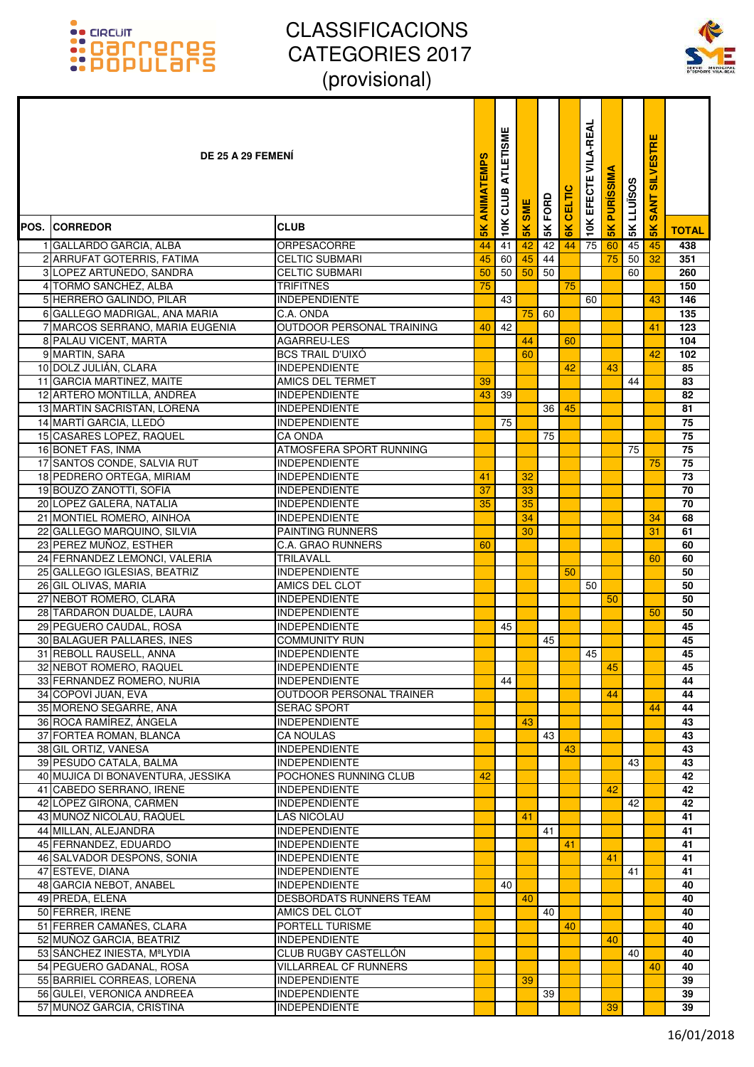# CLASSIFICACIONS CATEGORIES 2017 (provisional)

| POS. | DE 25 A 29 FEMENÍ<br>CORREDOR | CLUB | 5K ANIMATEMPS | 10K CLUB ATLETISME | 5K SME | 5K FORD | 6K CELTIC | 10K EFECTE VILA-REAL | 5K PURÍSSIMA | 5K LLUÏSOS | 5K SANT SILVESTRE | TOTAL |
|---|---|---|---|---|---|---|---|---|---|---|---|---|
| 1 | GALLARDO GARCIA, ALBA | ORPESACORRE | 44 | 41 | 42 | 42 | 44 | 75 | 60 | 45 | 45 | 438 |
| 2 | ARRUFAT GOTERRIS, FATIMA | CELTIC SUBMARI | 45 | 60 | 45 | 44 | | | 75 | 50 | 32 | 351 |
| 3 | LOPEZ ARTUÑEDO, SANDRA | CELTIC SUBMARI | 50 | 50 | 50 | 50 | | | | 60 | | 260 |
| 4 | TORMO SANCHEZ, ALBA | TRIFITNES | 75 | | | | 75 | | | | | 150 |
| 5 | HERRERO GALINDO, PILAR | INDEPENDIENTE | | 43 | | | | 60 | | | 43 | 146 |
| 6 | GALLEGO MADRIGAL, ANA MARIA | C.A. ONDA | | | 75 | 60 | | | | | | 135 |
| 7 | MARCOS SERRANO, MARIA EUGENIA | OUTDOOR PERSONAL TRAINING | 40 | 42 | | | | | | | 41 | 123 |
| 8 | PALAU VICENT, MARTA | AGARREU-LES | | | 44 | | 60 | | | | | 104 |
| 9 | MARTIN, SARA | BCS TRAIL D'UIXÓ | | | 60 | | | | | | 42 | 102 |
| 10 | DOLZ JULIÁN, CLARA | INDEPENDIENTE | | | | | 42 | | 43 | | | 85 |
| 11 | GARCIA MARTINEZ, MAITE | AMICS DEL TERMET | 39 | | | | | | | 44 | | 83 |
| 12 | ARTERO MONTILLA, ANDREA | INDEPENDIENTE | 43 | 39 | | | | | | | | 82 |
| 13 | MARTIN SACRISTAN, LORENA | INDEPENDIENTE | | | | 36 | 45 | | | | | 81 |
| 14 | MARTÍ GARCIA, LLEDÓ | INDEPENDIENTE | | 75 | | | | | | | | 75 |
| 15 | CASARES LOPEZ, RAQUEL | CA ONDA | | | | 75 | | | | | | 75 |
| 16 | BONET FAS, INMA | ATMOSFERA SPORT RUNNING | | | | | | | | 75 | | 75 |
| 17 | SANTOS CONDE, SALVIA RUT | INDEPENDIENTE | | | | | | | | | 75 | 75 |
| 18 | PEDRERO ORTEGA, MIRIAM | INDEPENDIENTE | 41 | | 32 | | | | | | | 73 |
| 19 | BOUZO ZANOTTI, SOFIA | INDEPENDIENTE | 37 | | 33 | | | | | | | 70 |
| 20 | LOPEZ GALERA, NATALIA | INDEPENDIENTE | 35 | | 35 | | | | | | | 70 |
| 21 | MONTIEL ROMERO, AINHOA | INDEPENDIENTE | | | 34 | | | | | | 34 | 68 |
| 22 | GALLEGO MARQUINO, SILVIA | PAINTING RUNNERS | | | 30 | | | | | | 31 | 61 |
| 23 | PEREZ MUÑOZ, ESTHER | C.A. GRAO RUNNERS | 60 | | | | | | | | | 60 |
| 24 | FERNANDEZ LEMONCI, VALERIA | TRILAVALL | | | | | | | | | 60 | 60 |
| 25 | GALLEGO IGLESIAS, BEATRIZ | INDEPENDIENTE | | | | | 50 | | | | | 50 |
| 26 | GIL OLIVAS, MARIA | AMICS DEL CLOT | | | | | | 50 | | | | 50 |
| 27 | NEBOT ROMERO, CLARA | INDEPENDIENTE | | | | | | | 50 | | | 50 |
| 28 | TARDARON DUALDE, LAURA | INDEPENDIENTE | | | | | | | | | 50 | 50 |
| 29 | PEGUERO CAUDAL, ROSA | INDEPENDIENTE | | 45 | | | | | | | | 45 |
| 30 | BALAGUER PALLARES, INES | COMMUNITY RUN | | | | 45 | | | | | | 45 |
| 31 | REBOLL RAUSELL, ANNA | INDEPENDIENTE | | | | | | 45 | | | | 45 |
| 32 | NEBOT ROMERO, RAQUEL | INDEPENDIENTE | | | | | | | 45 | | | 45 |
| 33 | FERNANDEZ ROMERO, NURIA | INDEPENDIENTE | | 44 | | | | | | | | 44 |
| 34 | COPOVÍ JUAN, EVA | OUTDOOR PERSONAL TRAINER | | | | | | | 44 | | | 44 |
| 35 | MORENO SEGARRE, ANA | SERAC SPORT | | | | | | | | | 44 | 44 |
| 36 | ROCA RAMÍREZ, ÁNGELA | INDEPENDIENTE | | | 43 | | | | | | | 43 |
| 37 | FORTEA ROMAN, BLANCA | CA NOULAS | | | | 43 | | | | | | 43 |
| 38 | GIL ORTIZ, VANESA | INDEPENDIENTE | | | | | 43 | | | | | 43 |
| 39 | PESUDO CATALA, BALMA | INDEPENDIENTE | | | | | | | | 43 | | 43 |
| 40 | MUJICA DI BONAVENTURA, JESSIKA | POCHONES RUNNING CLUB | 42 | | | | | | | | | 42 |
| 41 | CABEDO SERRANO, IRENE | INDEPENDIENTE | | | | | | | 42 | | | 42 |
| 42 | LÓPEZ GIRONA, CARMEN | INDEPENDIENTE | | | | | | | | 42 | | 42 |
| 43 | MUNOZ NICOLAU, RAQUEL | LAS NICOLAU | | | 41 | | | | | | | 41 |
| 44 | MILLAN, ALEJANDRA | INDEPENDIENTE | | | | 41 | | | | | | 41 |
| 45 | FERNANDEZ, EDUARDO | INDEPENDIENTE | | | | | 41 | | | | | 41 |
| 46 | SALVADOR DESPONS, SONIA | INDEPENDIENTE | | | | | | | 41 | | | 41 |
| 47 | ESTEVE, DIANA | INDEPENDIENTE | | | | | | | | 41 | | 41 |
| 48 | GARCIA NEBOT, ANABEL | INDEPENDIENTE | | 40 | | | | | | | | 40 |
| 49 | PREDA, ELENA | DESBORDATS RUNNERS TEAM | | | 40 | | | | | | | 40 |
| 50 | FERRER, IRENE | AMICS DEL CLOT | | | | 40 | | | | | | 40 |
| 51 | FERRER CAMAÑES, CLARA | PORTELL TURISME | | | | | 40 | | | | | 40 |
| 52 | MUÑOZ GARCIA, BEATRIZ | INDEPENDIENTE | | | | | | | 40 | | | 40 |
| 53 | SÁNCHEZ INIESTA, MªLYDIA | CLUB RUGBY CASTELLÓN | | | | | | | | 40 | | 40 |
| 54 | PEGUERO GADANAL, ROSA | VILLARREAL CF RUNNERS | | | | | | | | | 40 | 40 |
| 55 | BARRIEL CORREAS, LORENA | INDEPENDIENTE | | | 39 | | | | | | | 39 |
| 56 | GULEI, VERONICA ANDREEA | INDEPENDIENTE | | | | 39 | | | | | | 39 |
| 57 | MUÑOZ GARCIA, CRISTINA | INDEPENDIENTE | | | | | | | 39 | | | 39 |

16/01/2018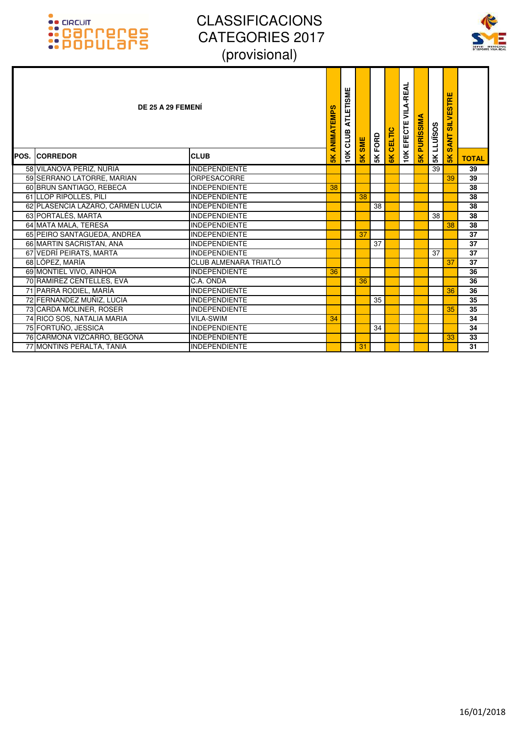# CLASSIFICACIONS CATEGORIES 2017 (provisional)

| POS. | CORREDOR | CLUB | 5K ANIMATEMPS | 10K CLUB ATLETISME | 5K SME | 5K FORD | 6K CELTIC | 10K EFECTE VILA-REAL | 5K PURÍSSIMA | 5K LLUÏSOS | 5K SANT SILVESTRE | TOTAL |
|---|---|---|---|---|---|---|---|---|---|---|---|---|
| **DE 25 A 29 FEMENÍ** | | | | | | | | | | | | |
| 58 | VILANOVA PERIZ, NURIA | INDEPENDIENTE | | | | | | | | 39 | | 39 |
| 59 | SERRANO LATORRE, MARIAN | ORPESACORRE | | | | | | | | | 39 | 39 |
| 60 | BRUN SANTIAGO, REBECA | INDEPENDIENTE | 38 | | | | | | | | | 38 |
| 61 | LLOP RIPOLLES, PILI | INDEPENDIENTE | | | 38 | | | | | | | 38 |
| 62 | PLASENCIA LAZARO, CARMEN LUCIA | INDEPENDIENTE | | | | 38 | | | | | | 38 |
| 63 | PORTALÉS, MARTA | INDEPENDIENTE | | | | | | | | 38 | | 38 |
| 64 | MATA MALA, TERESA | INDEPENDIENTE | | | | | | | | | 38 | 38 |
| 65 | PEIRO SANTAGUEDA, ANDREA | INDEPENDIENTE | | | 37 | | | | | | | 37 |
| 66 | MARTIN SACRISTAN, ANA | INDEPENDIENTE | | | | 37 | | | | | | 37 |
| 67 | VEDRÍ PEIRATS, MARTA | INDEPENDIENTE | | | | | | | | 37 | | 37 |
| 68 | LÓPEZ, MARÍA | CLUB ALMENARA TRIATLÓ | | | | | | | | | 37 | 37 |
| 69 | MONTIEL VIVO, AINHOA | INDEPENDIENTE | 36 | | | | | | | | | 36 |
| 70 | RAMIREZ CENTELLES, EVA | C.A. ONDA | | | 36 | | | | | | | 36 |
| 71 | PARRA RODIEL, MARÍA | INDEPENDIENTE | | | | | | | | | 36 | 36 |
| 72 | FERNANDEZ MUÑIZ, LUCIA | INDEPENDIENTE | | | | 35 | | | | | | 35 |
| 73 | CARDA MOLINER, ROSER | INDEPENDIENTE | | | | | | | | | 35 | 35 |
| 74 | RICO SOS, NATALIA MARIA | VILA-SWIM | 34 | | | | | | | | | 34 |
| 75 | FORTUÑO, JESSICA | INDEPENDIENTE | | | | 34 | | | | | | 34 |
| 76 | CARMONA VIZCARRO, BEGONA | INDEPENDIENTE | | | | | | | | | 33 | 33 |
| 77 | MONTINS PERALTA, TANIA | INDEPENDIENTE | | | 31 | | | | | | | 31 |

16/01/2018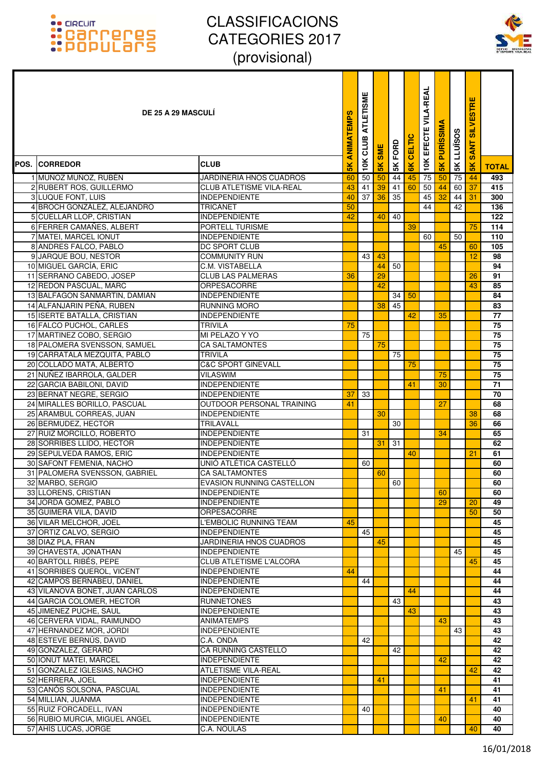# CLASSIFICACIONS CATEGORIES 2017 (provisional)

## DE 25 A 29 MASCULÍ

| POS. | CORREDOR | CLUB | 5K ANIMATEMPS | 10K CLUB ATLETISME | 5K SME | 5K FORD | 6K CELTIC | 10K EFECTE VILA-REAL | 5K PURÍSSIMA | 5K LLUÏSOS | 5K SANT SILVESTRE | TOTAL |
|---|---|---|---|---|---|---|---|---|---|---|---|---|
| 1 | MUNOZ MUNOZ, RUBEN | JARDINERIA HNOS CUADROS | 60 | 50 | 50 | 44 | 45 | 75 | 50 | 75 | 44 | 493 |
| 2 | RUBERT ROS, GUILLERMO | CLUB ATLETISME VILA-REAL | 43 | 41 | 39 | 41 | 60 | 50 | 44 | 60 | 37 | 415 |
| 3 | LUQUE FONT, LUIS | INDEPENDIENTE | 40 | 37 | 36 | 35 | | 45 | 32 | 44 | 31 | 300 |
| 4 | BROCH GONZÁLEZ, ALEJANDRO | TRICANET | 50 | | | | | 44 | | 42 | | 136 |
| 5 | CUELLAR LLOP, CRISTIAN | INDEPENDIENTE | 42 | | 40 | 40 | | | | | | 122 |
| 6 | FERRER CAMAÑES, ALBERT | PORTELL TURISME | | | | | 39 | | | | 75 | 114 |
| 7 | MATEI, MARCEL IONUT | INDEPENDIENTE | | | | | | 60 | | 50 | | 110 |
| 8 | ANDRES FALCO, PABLO | DC SPORT CLUB | | | | | | | 45 | | 60 | 105 |
| 9 | JARQUE BOU, NESTOR | COMMUNITY RUN | | 43 | 43 | | | | | | 12 | 98 |
| 10 | MIGUEL GARCÍA, ERIC | C.M. VISTABELLA | | | 44 | 50 | | | | | | 94 |
| 11 | SERRANO CABEDO, JOSEP | CLUB LAS PALMERAS | 36 | | 29 | | | | | | 26 | 91 |
| 12 | REDON PASCUAL, MARC | ORPESACORRE | | | 42 | | | | | | 43 | 85 |
| 13 | BALFAGON SANMARTIN, DAMIAN | INDEPENDIENTE | | | | 34 | 50 | | | | | 84 |
| 14 | ALFANJARIN PEÑA, RUBEN | RUNNING MORO | | | 38 | 45 | | | | | | 83 |
| 15 | ISERTE BATALLA, CRISTIAN | INDEPENDIENTE | | | | | 42 | | 35 | | | 77 |
| 16 | FALCO PUCHOL, CARLES | TRIVILA | 75 | | | | | | | | | 75 |
| 17 | MARTINEZ COBO, SERGIO | MI PELAZO Y YO | | 75 | | | | | | | | 75 |
| 18 | PALOMERA SVENSSON, SAMUEL | CA SALTAMONTES | | | 75 | | | | | | | 75 |
| 19 | CARRATALA MEZQUITA, PABLO | TRIVILA | | | | 75 | | | | | | 75 |
| 20 | COLLADO MATA, ALBERTO | C&C SPORT GINEVALL | | | | | 75 | | | | | 75 |
| 21 | NUÑEZ IBARROLA, GALDER | VILASWIM | | | | | | | 75 | | | 75 |
| 22 | GARCIA BABILONI, DAVID | INDEPENDIENTE | | | | | 41 | | 30 | | | 71 |
| 23 | BERNAT NEGRE, SERGIO | INDEPENDIENTE | 37 | 33 | | | | | | | | 70 |
| 24 | MIRALLES BORILLO, PASCUAL | OUTDOOR PERSONAL TRAINING | 41 | | | | | | 27 | | | 68 |
| 25 | ARAMBUL CORREAS, JUAN | INDEPENDIENTE | | | 30 | | | | | | 38 | 68 |
| 26 | BERMUDEZ, HECTOR | TRILAVALL | | | | 30 | | | | | 36 | 66 |
| 27 | RUIZ MORCILLO, ROBERTO | INDEPENDIENTE | | 31 | | | | | 34 | | | 65 |
| 28 | SORRIBES LLIDO, HECTOR | INDEPENDIENTE | | | 31 | 31 | | | | | | 62 |
| 29 | SEPULVEDA RAMOS, ERIC | INDEPENDIENTE | | | | | 40 | | | | 21 | 61 |
| 30 | SAFONT FEMENIA, NACHO | UNIÓ ATLÉTICA CASTELLÓ | | 60 | | | | | | | | 60 |
| 31 | PALOMERA SVENSSON, GABRIEL | CA SALTAMONTES | | | 60 | | | | | | | 60 |
| 32 | MARBO, SERGIO | EVASION RUNNING CASTELLON | | | | 60 | | | | | | 60 |
| 33 | LLORENS, CRISTIAN | INDEPENDIENTE | | | | | | | 60 | | | 60 |
| 34 | JORDA GOMEZ, PABLO | INDEPENDIENTE | | | | | | | 29 | | 20 | 49 |
| 35 | GUIMERÀ VILA, DAVID | ORPESACORRE | | | | | | | | | 50 | 50 |
| 36 | VILAR MELCHOR, JOEL | L'EMBOLIC RUNNING TEAM | 45 | | | | | | | | | 45 |
| 37 | ORTIZ CALVO, SERGIO | INDEPENDIENTE | | 45 | | | | | | | | 45 |
| 38 | DIAZ PLA, FRAN | JARDINERIA HNOS CUADROS | | | 45 | | | | | | | 45 |
| 39 | CHAVESTA, JONATHAN | INDEPENDIENTE | | | | | | | | 45 | | 45 |
| 40 | BARTOLL RIBÉS, PEPE | CLUB ATLETISME L'ALCORA | | | | | | | | | 45 | 45 |
| 41 | SORRIBES QUEROL, VICENT | INDEPENDIENTE | 44 | | | | | | | | | 44 |
| 42 | CAMPOS BERNABEU, DANIEL | INDEPENDIENTE | | 44 | | | | | | | | 44 |
| 43 | VILANOVA BONET, JUAN CARLOS | INDEPENDIENTE | | | | | 44 | | | | | 44 |
| 44 | GARCIA COLOMER, HECTOR | RUNNETONES | | | | 43 | | | | | | 43 |
| 45 | JIMENEZ PUCHE, SAUL | INDEPENDIENTE | | | | | 43 | | | | | 43 |
| 46 | CERVERA VIDAL, RAIMUNDO | ANIMATEMPS | | | | | | | 43 | | | 43 |
| 47 | HERNANDEZ MOR, JORDI | INDEPENDIENTE | | | | | | | | 43 | | 43 |
| 48 | ESTEVE BERNÚS, DAVID | C.A. ONDA | | 42 | | | | | | | | 42 |
| 49 | GONZALEZ, GERARD | CA RUNNING CASTELLO | | | | 42 | | | | | | 42 |
| 50 | IONUT MATEI, MARCEL | INDEPENDIENTE | | | | | | | 42 | | | 42 |
| 51 | GONZALEZ IGLESIAS, NACHO | ATLETISME VILA-REAL | | | | | | | | | 42 | 42 |
| 52 | HERRERA, JOEL | INDEPENDIENTE | | | 41 | | | | | | | 41 |
| 53 | CANÓS SOLSONA, PASCUAL | INDEPENDIENTE | | | | | | | 41 | | | 41 |
| 54 | MILLIAN, JUANMA | INDEPENDIENTE | | | | | | | | | 41 | 41 |
| 55 | RUIZ FORCADELL, IVAN | INDEPENDIENTE | | 40 | | | | | | | | 40 |
| 56 | RUBIO MURCIA, MIGUEL ANGEL | INDEPENDIENTE | | | | | | | 40 | | | 40 |
| 57 | AHIS LUCAS, JORGE | C.A. NOULAS | | | | | | | | | 40 | 40 |

16/01/2018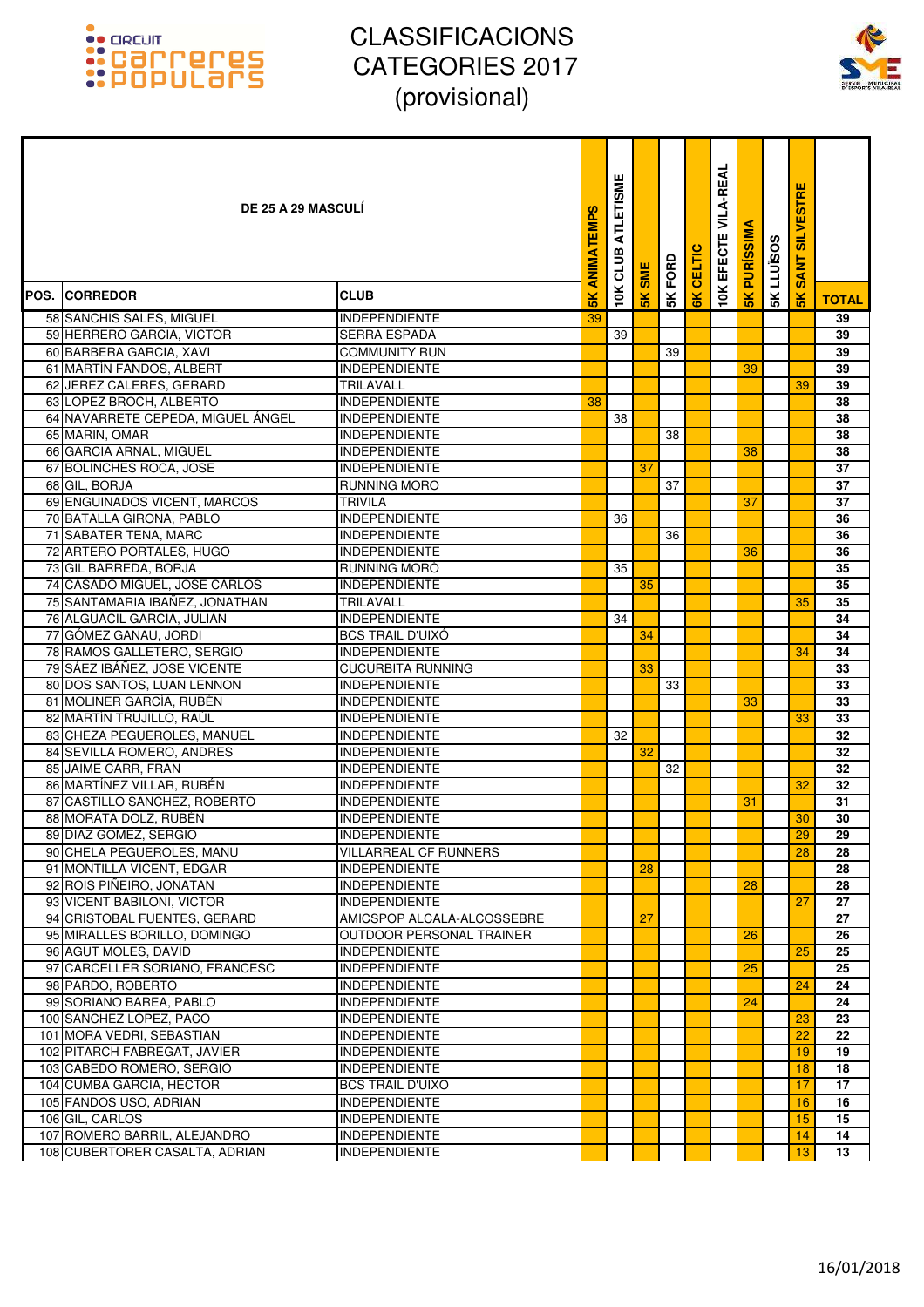# CLASSIFICACIONS CATEGORIES 2017 (provisional)

| POS. | DE 25 A 29 MASCULÍ<br>CORREDOR | CLUB | 5K ANIMATEMPS | 10K CLUB ATLETISME | 5K SME | 5K FORD | 6K CELTIC | 10K EFECTE VILA-REAL | 5K PURÍSSIMA | 5K LLUÏSOS | 5K SANT SILVESTRE | TOTAL |
|---|---|---|---|---|---|---|---|---|---|---|---|---|
| 58 | SANCHIS SALES, MIGUEL | INDEPENDIENTE | 39 | | | | | | | | | 39 |
| 59 | HERRERO GARCIA, VICTOR | SERRA ESPADA | | 39 | | | | | | | | 39 |
| 60 | BARBERA GARCIA, XAVI | COMMUNITY RUN | | | | 39 | | | | | | 39 |
| 61 | MARTÍN FANDOS, ALBERT | INDEPENDIENTE | | | | | | | 39 | | | 39 |
| 62 | JEREZ CALERES, GERARD | TRILAVALL | | | | | | | | | 39 | 39 |
| 63 | LOPEZ BROCH, ALBERTO | INDEPENDIENTE | 38 | | | | | | | | | 38 |
| 64 | NAVARRETE CEPEDA, MIGUEL ÁNGEL | INDEPENDIENTE | | 38 | | | | | | | | 38 |
| 65 | MARIN, OMAR | INDEPENDIENTE | | | | 38 | | | | | | 38 |
| 66 | GARCIA ARNAL, MIGUEL | INDEPENDIENTE | | | | | | | 38 | | | 38 |
| 67 | BOLINCHES ROCA, JOSE | INDEPENDIENTE | | | 37 | | | | | | | 37 |
| 68 | GIL, BORJA | RUNNING MORO | | | | 37 | | | | | | 37 |
| 69 | ENGUINADOS VICENT, MARCOS | TRIVILA | | | | | | | 37 | | | 37 |
| 70 | BATALLA GIRONA, PABLO | INDEPENDIENTE | | 36 | | | | | | | | 36 |
| 71 | SABATER TENA, MARC | INDEPENDIENTE | | | | 36 | | | | | | 36 |
| 72 | ARTERO PORTALES, HUGO | INDEPENDIENTE | | | | | | | 36 | | | 36 |
| 73 | GIL BARREDA, BORJA | RUNNING MORO | | 35 | | | | | | | | 35 |
| 74 | CASADO MIGUEL, JOSE CARLOS | INDEPENDIENTE | | | 35 | | | | | | | 35 |
| 75 | SANTAMARIA IBAÑEZ, JONATHAN | TRILAVALL | | | | | | | | | 35 | 35 |
| 76 | ALGUACIL GARCIA, JULIAN | INDEPENDIENTE | | 34 | | | | | | | | 34 |
| 77 | GÓMEZ GANAU, JORDI | BCS TRAIL D'UIXÓ | | | 34 | | | | | | | 34 |
| 78 | RAMOS GALLETERO, SERGIO | INDEPENDIENTE | | | | | | | | | 34 | 34 |
| 79 | SÁEZ IBÁÑEZ, JOSE VICENTE | CUCURBITA RUNNING | | | 33 | | | | | | | 33 |
| 80 | DOS SANTOS, LUAN LENNON | INDEPENDIENTE | | | | 33 | | | | | | 33 |
| 81 | MOLINER GARCÍA, RUBÉN | INDEPENDIENTE | | | | | | | 33 | | | 33 |
| 82 | MARTÍN TRUJILLO, RAÚL | INDEPENDIENTE | | | | | | | | | 33 | 33 |
| 83 | CHEZA PEGUEROLES, MANUEL | INDEPENDIENTE | | 32 | | | | | | | | 32 |
| 84 | SEVILLA ROMERO, ANDRES | INDEPENDIENTE | | | 32 | | | | | | | 32 |
| 85 | JAIME CARR, FRAN | INDEPENDIENTE | | | | 32 | | | | | | 32 |
| 86 | MARTÍNEZ VILLAR, RUBÉN | INDEPENDIENTE | | | | | | | | | 32 | 32 |
| 87 | CASTILLO SANCHEZ, ROBERTO | INDEPENDIENTE | | | | | | | 31 | | | 31 |
| 88 | MORATA DOLZ, RUBÉN | INDEPENDIENTE | | | | | | | | | 30 | 30 |
| 89 | DIAZ GOMEZ, SERGIO | INDEPENDIENTE | | | | | | | | | 29 | 29 |
| 90 | CHELA PEGUEROLES, MANU | VILLARREAL CF RUNNERS | | | | | | | | | 28 | 28 |
| 91 | MONTILLA VICENT, EDGAR | INDEPENDIENTE | | | 28 | | | | | | | 28 |
| 92 | ROIS PIÑEIRO, JONATAN | INDEPENDIENTE | | | | | | | 28 | | | 28 |
| 93 | VICENT BABILONI, VICTOR | INDEPENDIENTE | | | | | | | | | 27 | 27 |
| 94 | CRISTOBAL FUENTES, GERARD | AMICSPOP ALCALA-ALCOSSEBRE | | | 27 | | | | | | | 27 |
| 95 | MIRALLES BORILLO, DOMINGO | OUTDOOR PERSONAL TRAINER | | | | | | | 26 | | | 26 |
| 96 | AGUT MOLES, DAVID | INDEPENDIENTE | | | | | | | | | 25 | 25 |
| 97 | CARCELLER SORIANO, FRANCESC | INDEPENDIENTE | | | | | | | 25 | | | 25 |
| 98 | PARDO, ROBERTO | INDEPENDIENTE | | | | | | | | | 24 | 24 |
| 99 | SORIANO BAREA, PABLO | INDEPENDIENTE | | | | | | | 24 | | | 24 |
| 100 | SANCHEZ LÓPEZ, PACO | INDEPENDIENTE | | | | | | | | | 23 | 23 |
| 101 | MORA VEDRI, SEBASTIAN | INDEPENDIENTE | | | | | | | | | 22 | 22 |
| 102 | PITARCH FABREGAT, JAVIER | INDEPENDIENTE | | | | | | | | | 19 | 19 |
| 103 | CABEDO ROMERO, SERGIO | INDEPENDIENTE | | | | | | | | | 18 | 18 |
| 104 | CUMBA GARCIA, HECTOR | BCS TRAIL D'UIXO | | | | | | | | | 17 | 17 |
| 105 | FANDOS USO, ADRIAN | INDEPENDIENTE | | | | | | | | | 16 | 16 |
| 106 | GIL, CARLOS | INDEPENDIENTE | | | | | | | | | 15 | 15 |
| 107 | ROMERO BARRIL, ALEJANDRO | INDEPENDIENTE | | | | | | | | | 14 | 14 |
| 108 | CUBERTORER CASALTA, ADRIAN | INDEPENDIENTE | | | | | | | | | 13 | 13 |

16/01/2018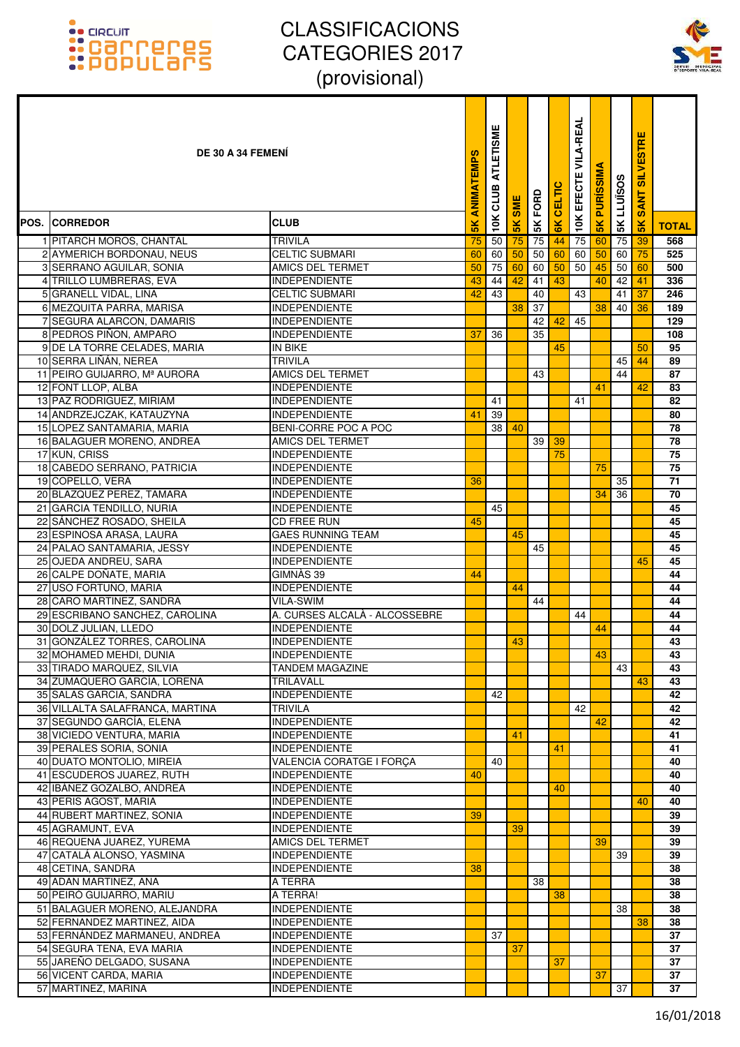# CLASSIFICACIONS CATEGORIES 2017 (provisional)

| POS. | CORREDOR | CLUB | 5K ANIMATEMPS | 10K CLUB ATLETISME | 5K SME | 5K FORD | 6K CELTIC | 10K EFECTE VILA-REAL | 5K PURÍSSIMA | 5K LLUÏSOS | 5K SANT SILVESTRE | TOTAL |
|---|---|---|---|---|---|---|---|---|---|---|---|---|
| | **DE 30 A 34 FEMENÍ** | | | | | | | | | | | |
| 1 | PITARCH MOROS, CHANTAL | TRIVILA | 75 | 50 | 75 | 75 | 44 | 75 | 60 | 75 | 39 | 568 |
| 2 | AYMERICH BORDONAU, NEUS | CELTIC SUBMARI | 60 | 60 | 50 | 50 | 60 | 60 | 50 | 60 | 75 | 525 |
| 3 | SERRANO AGUILAR, SONIA | AMICS DEL TERMET | 50 | 75 | 60 | 60 | 50 | 50 | 45 | 50 | 60 | 500 |
| 4 | TRILLO LUMBRERAS, EVA | INDEPENDIENTE | 43 | 44 | 42 | 41 | 43 | | 40 | 42 | 41 | 336 |
| 5 | GRANELL VIDAL, LINA | CELTIC SUBMARI | 42 | 43 | | 40 | | 43 | | 41 | 37 | 246 |
| 6 | MEZQUITA PARRA, MARISA | INDEPENDIENTE | | | 38 | 37 | | | 38 | 40 | 36 | 189 |
| 7 | SEGURA ALARCON, DAMARIS | INDEPENDIENTE | | | | 42 | 42 | 45 | | | | 129 |
| 8 | PEDROS PIÑON, AMPARO | INDEPENDIENTE | 37 | 36 | | 35 | | | | | | 108 |
| 9 | DE LA TORRE CELADES, MARIA | IN BIKE | | | | | 45 | | | | 50 | 95 |
| 10 | SERRA LIÑÁN, NEREA | TRIVILA | | | | | | | | 45 | 44 | 89 |
| 11 | PEIRO GUIJARRO, Mª AURORA | AMICS DEL TERMET | | | | 43 | | | | 44 | | 87 |
| 12 | FONT LLOP, ALBA | INDEPENDIENTE | | | | | | | 41 | | 42 | 83 |
| 13 | PAZ RODRIGUEZ, MIRIAM | INDEPENDIENTE | | 41 | | | | 41 | | | | 82 |
| 14 | ANDRZEJCZAK, KATAUZYNA | INDEPENDIENTE | 41 | 39 | | | | | | | | 80 |
| 15 | LOPEZ SANTAMARIA, MARIA | BENI-CORRE POC A POC | | 38 | 40 | | | | | | | 78 |
| 16 | BALAGUER MORENO, ANDREA | AMICS DEL TERMET | | | | 39 | 39 | | | | | 78 |
| 17 | KUN, CRISS | INDEPENDIENTE | | | | | 75 | | | | | 75 |
| 18 | CABEDO SERRANO, PATRICIA | INDEPENDIENTE | | | | | | | 75 | | | 75 |
| 19 | COPELLO, VERA | INDEPENDIENTE | 36 | | | | | | | 35 | | 71 |
| 20 | BLAZQUEZ PEREZ, TAMARA | INDEPENDIENTE | | | | | | | 34 | 36 | | 70 |
| 21 | GARCIA TENDILLO, NURIA | INDEPENDIENTE | | 45 | | | | | | | | 45 |
| 22 | SÁNCHEZ ROSADO, SHEILA | CD FREE RUN | 45 | | | | | | | | | 45 |
| 23 | ESPINOSA ARASA, LAURA | GAES RUNNING TEAM | | | 45 | | | | | | | 45 |
| 24 | PALAO SANTAMARIA, JESSY | INDEPENDIENTE | | | | 45 | | | | | | 45 |
| 25 | OJEDA ANDREU, SARA | INDEPENDIENTE | | | | | | | | | 45 | 45 |
| 26 | CALPE DOÑATE, MARIA | GIMNÀS 39 | 44 | | | | | | | | | 44 |
| 27 | USO FORTUNO, MARIA | INDEPENDIENTE | | | 44 | | | | | | | 44 |
| 28 | CARO MARTINEZ, SANDRA | VILA-SWIM | | | | 44 | | | | | | 44 |
| 29 | ESCRIBANO SANCHEZ, CAROLINA | A. CURSES ALCALÀ - ALCOSSEBRE | | | | | | 44 | | | | 44 |
| 30 | DOLZ JULIAN, LLEDO | INDEPENDIENTE | | | | | | | 44 | | | 44 |
| 31 | GONZÁLEZ TORRES, CAROLINA | INDEPENDIENTE | | | 43 | | | | | | | 43 |
| 32 | MOHAMED MEHDI, DUNIA | INDEPENDIENTE | | | | | | | 43 | | | 43 |
| 33 | TIRADO MARQUEZ, SILVIA | TANDEM MAGAZINE | | | | | | | | 43 | | 43 |
| 34 | ZUMAQUERO GARCÍA, LORENA | TRILAVALL | | | | | | | | | 43 | 43 |
| 35 | SALAS GARCIA, SANDRA | INDEPENDIENTE | | 42 | | | | | | | | 42 |
| 36 | VILLALTA SALAFRANCA, MARTINA | TRIVILA | | | | | | 42 | | | | 42 |
| 37 | SEGUNDO GARCÍA, ELENA | INDEPENDIENTE | | | | | | | 42 | | | 42 |
| 38 | VICIEDO VENTURA, MARIA | INDEPENDIENTE | | | 41 | | | | | | | 41 |
| 39 | PERALES SORIA, SONIA | INDEPENDIENTE | | | | | 41 | | | | | 41 |
| 40 | DUATO MONTOLIO, MIREIA | VALENCIA CORATGE I FORÇA | | 40 | | | | | | | | 40 |
| 41 | ESCUDEROS JUAREZ, RUTH | INDEPENDIENTE | 40 | | | | | | | | | 40 |
| 42 | IBÁÑEZ GOZALBO, ANDREA | INDEPENDIENTE | | | | | 40 | | | | | 40 |
| 43 | PERIS AGOST, MARIA | INDEPENDIENTE | | | | | | | | | 40 | 40 |
| 44 | RUBERT MARTINEZ, SONIA | INDEPENDIENTE | 39 | | | | | | | | | 39 |
| 45 | AGRAMUNT, EVA | INDEPENDIENTE | | | 39 | | | | | | | 39 |
| 46 | REQUENA JUAREZ, YUREMA | AMICS DEL TERMET | | | | | | | 39 | | | 39 |
| 47 | CATALÁ ALONSO, YASMINA | INDEPENDIENTE | | | | | | | | 39 | | 39 |
| 48 | CETINA, SANDRA | INDEPENDIENTE | 38 | | | | | | | | | 38 |
| 49 | ADAN MARTINEZ, ANA | A TERRA | | | | 38 | | | | | | 38 |
| 50 | PEIRÓ GUIJARRO, MARIU | A TERRA! | | | | | 38 | | | | | 38 |
| 51 | BALAGUER MORENO, ALEJANDRA | INDEPENDIENTE | | | | | | | | 38 | | 38 |
| 52 | FERNANDEZ MARTINEZ, AIDA | INDEPENDIENTE | | | | | | | | | 38 | 38 |
| 53 | FERNÁNDEZ MARMANEU, ANDREA | INDEPENDIENTE | | 37 | | | | | | | | 37 |
| 54 | SEGURA TENA, EVA MARIA | INDEPENDIENTE | | | 37 | | | | | | | 37 |
| 55 | JAREÑO DELGADO, SUSANA | INDEPENDIENTE | | | | | 37 | | | | | 37 |
| 56 | VICENT CARDA, MARIA | INDEPENDIENTE | | | | | | | 37 | | | 37 |
| 57 | MARTINEZ, MARINA | INDEPENDIENTE | | | | | | | | 37 | | 37 |

16/01/2018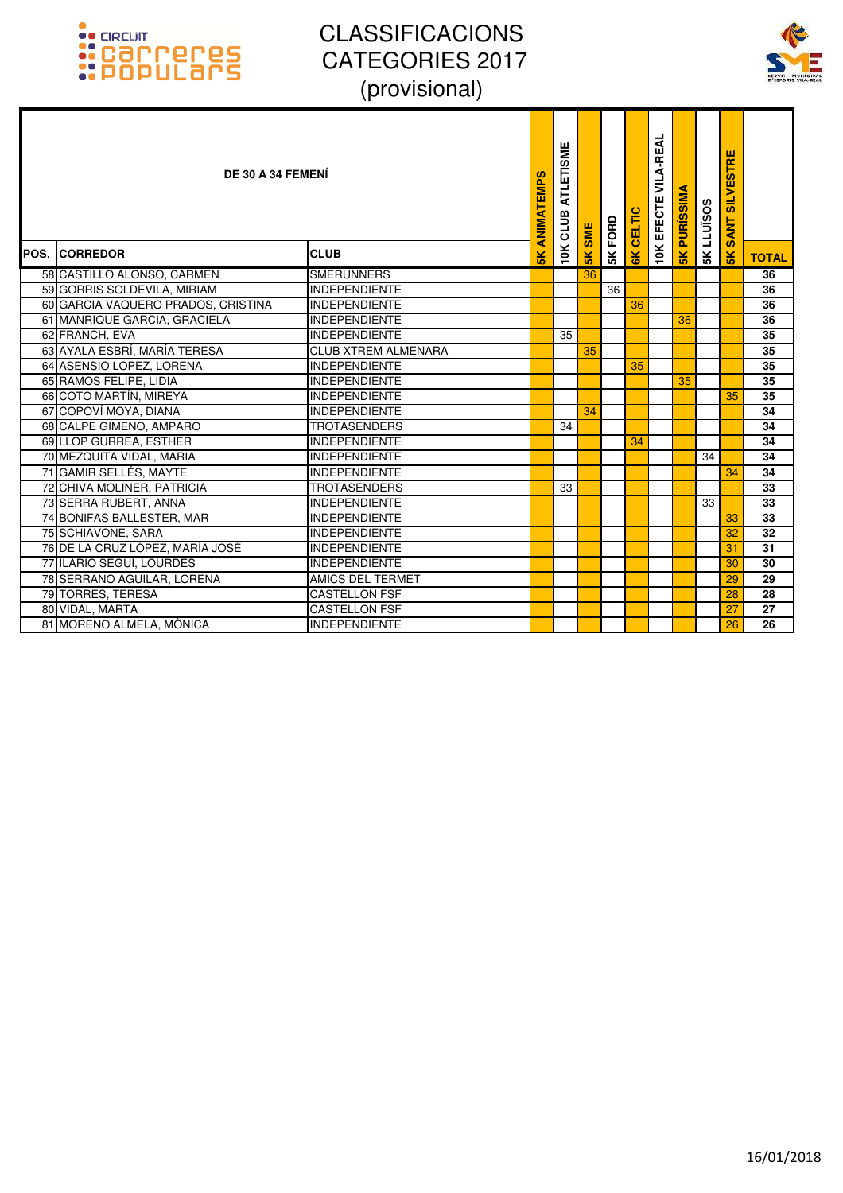# CLASSIFICACIONS CATEGORIES 2017 (provisional)

| DE 30 A 34 FEMENÍ | | | | | | | | | | | | |
|---|---|---|---|---|---|---|---|---|---|---|---|---|
| POS. | CORREDOR | CLUB | 5K ANIMATEMPS | 10K CLUB ATLETISME | 5K SME | 5K FORD | 6K CELTIC | 10K EFECTE VILA-REAL | 5K PURÍSSIMA | 5K LLUÏSOS | 5K SANT SILVESTRE | TOTAL |
| 58 | CASTILLO ALONSO, CARMEN | SMERUNNERS | | | 36 | | | | | | | 36 |
| 59 | GORRIS SOLDEVILA, MIRIAM | INDEPENDIENTE | | | | 36 | | | | | | 36 |
| 60 | GARCIA VAQUERO PRADOS, CRISTINA | INDEPENDIENTE | | | | | 36 | | | | | 36 |
| 61 | MANRIQUE GARCIA, GRACIELA | INDEPENDIENTE | | | | | | | 36 | | | 36 |
| 62 | FRANCH, EVA | INDEPENDIENTE | | 35 | | | | | | | | 35 |
| 63 | AYALA ESBRÍ, MARÍA TERESA | CLUB XTREM ALMENARA | | | 35 | | | | | | | 35 |
| 64 | ASENSIO LOPEZ, LORENA | INDEPENDIENTE | | | | | 35 | | | | | 35 |
| 65 | RAMOS FELIPE, LIDIA | INDEPENDIENTE | | | | | | | 35 | | | 35 |
| 66 | COTO MARTÍN, MIREYA | INDEPENDIENTE | | | | | | | | | 35 | 35 |
| 67 | COPOVÍ MOYA, DIANA | INDEPENDIENTE | | | 34 | | | | | | | 34 |
| 68 | CALPE GIMENO, AMPARO | TROTASENDERS | | 34 | | | | | | | | 34 |
| 69 | LLOP GURREA, ESTHER | INDEPENDIENTE | | | | | 34 | | | | | 34 |
| 70 | MEZQUITA VIDAL, MARIA | INDEPENDIENTE | | | | | | | | 34 | | 34 |
| 71 | GAMIR SELLÉS, MAYTE | INDEPENDIENTE | | | | | | | | | 34 | 34 |
| 72 | CHIVA MOLINER, PATRICIA | TROTASENDERS | | 33 | | | | | | | | 33 |
| 73 | SERRA RUBERT, ANNA | INDEPENDIENTE | | | | | | | | 33 | | 33 |
| 74 | BONIFAS BALLESTER, MAR | INDEPENDIENTE | | | | | | | | | 33 | 33 |
| 75 | SCHIAVONE, SARA | INDEPENDIENTE | | | | | | | | | 32 | 32 |
| 76 | DE LA CRUZ LOPEZ, MARIA JOSÉ | INDEPENDIENTE | | | | | | | | | 31 | 31 |
| 77 | ILARIO SEGUI, LOURDES | INDEPENDIENTE | | | | | | | | | 30 | 30 |
| 78 | SERRANO AGUILAR, LORENA | AMICS DEL TERMET | | | | | | | | | 29 | 29 |
| 79 | TORRES, TERESA | CASTELLON FSF | | | | | | | | | 28 | 28 |
| 80 | VIDAL, MARTA | CASTELLON FSF | | | | | | | | | 27 | 27 |
| 81 | MORENO ALMELA, MÒNICA | INDEPENDIENTE | | | | | | | | | 26 | 26 |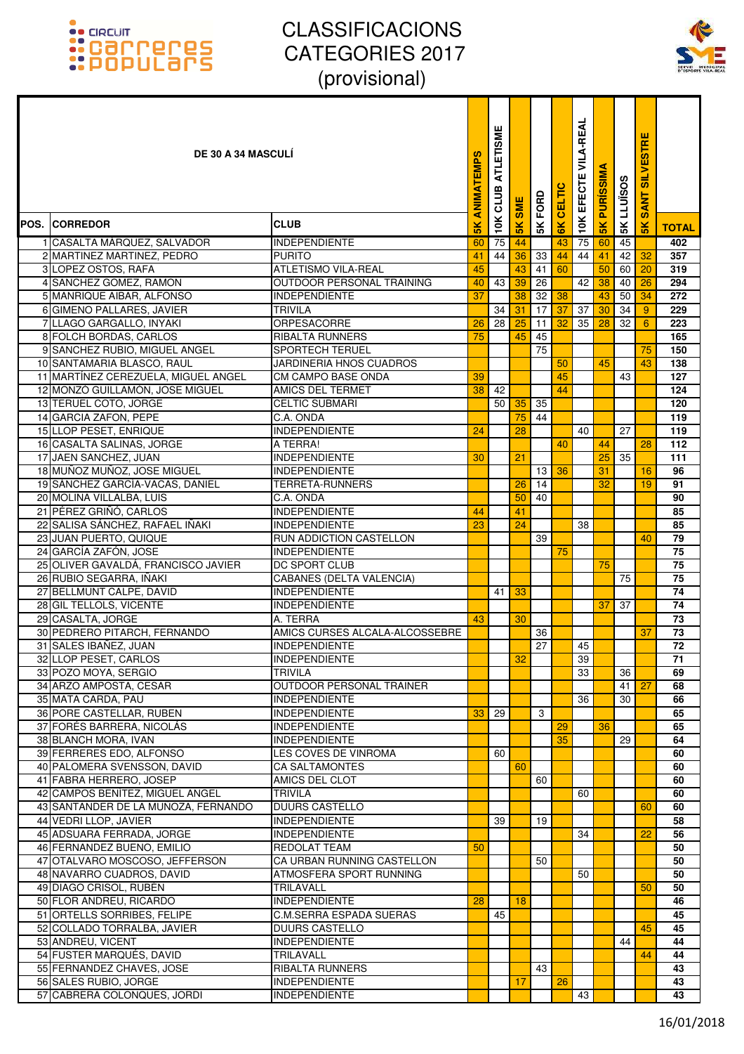# CLASSIFICACIONS CATEGORIES 2017 (provisional)

| POS. | DE 30 A 34 MASCULÍ<br>CORREDOR | CLUB | 5K ANIMATEMPS | 10K CLUB ATLETISME | 5K SME | 5K FORD | 6K CELTIC | 10K EFECTE VILA-REAL | 5K PURÍSSIMA | 5K LLUÏSOS | 5K SANT SILVESTRE | TOTAL |
|---|---|---|---|---|---|---|---|---|---|---|---|---|
| 1 | CASALTA MÁRQUEZ, SALVADOR | INDEPENDIENTE | 60 | 75 | 44 | | 43 | 75 | 60 | 45 | | 402 |
| 2 | MARTINEZ MARTINEZ, PEDRO | PURITO | 41 | 44 | 36 | 33 | 44 | 44 | 41 | 42 | 32 | 357 |
| 3 | LOPEZ OSTOS, RAFA | ATLETISMO VILA-REAL | 45 | | 43 | 41 | 60 | | 50 | 60 | 20 | 319 |
| 4 | SANCHEZ GOMEZ, RAMON | OUTDOOR PERSONAL TRAINING | 40 | 43 | 39 | 26 | | 42 | 38 | 40 | 26 | 294 |
| 5 | MANRIQUE AIBAR, ALFONSO | INDEPENDIENTE | 37 | | 38 | 32 | 38 | | 43 | 50 | 34 | 272 |
| 6 | GIMENO PALLARES, JAVIER | TRIVILA | | 34 | 31 | 17 | 37 | 37 | 30 | 34 | 9 | 229 |
| 7 | LLAGO GARGALLO, INYAKI | ORPESACORRE | 26 | 28 | 25 | 11 | 32 | 35 | 28 | 32 | 6 | 223 |
| 8 | FOLCH BORDAS, CARLOS | RIBALTA RUNNERS | 75 | | 45 | 45 | | | | | | 165 |
| 9 | SANCHEZ RUBIO, MIGUEL ANGEL | SPORTECH TERUEL | | | | 75 | | | | | 75 | 150 |
| 10 | SANTAMARIA BLASCO, RAUL | JARDINERIA HNOS CUADROS | | | | | 50 | | 45 | | 43 | 138 |
| 11 | MARTÍNEZ CEREZUELA, MIGUEL ANGEL | CM CAMPO BASE ONDA | 39 | | | | 45 | | | 43 | | 127 |
| 12 | MONZÓ GUILLAMÓN, JOSE MIGUEL | AMICS DEL TERMET | 38 | 42 | | | 44 | | | | | 124 |
| 13 | TERUEL COTO, JORGE | CELTIC SUBMARI | | 50 | 35 | 35 | | | | | | 120 |
| 14 | GARCIA ZAFON, PEPE | C.A. ONDA | | | 75 | 44 | | | | | | 119 |
| 15 | LLOP PESET, ENRIQUE | INDEPENDIENTE | 24 | | 28 | | | 40 | | 27 | | 119 |
| 16 | CASALTA SALINAS, JORGE | A TERRA! | | | | | 40 | | 44 | | 28 | 112 |
| 17 | JAEN SANCHEZ, JUAN | INDEPENDIENTE | 30 | | 21 | | | | 25 | 35 | | 111 |
| 18 | MUÑOZ MUÑOZ, JOSE MIGUEL | INDEPENDIENTE | | | | 13 | 36 | | 31 | | 16 | 96 |
| 19 | SÁNCHEZ GARCÍA-VACAS, DANIEL | TERRETA-RUNNERS | | | 26 | 14 | | | 32 | | 19 | 91 |
| 20 | MOLINA VILLALBA, LUIS | C.A. ONDA | | | 50 | 40 | | | | | | 90 |
| 21 | PÉREZ GRIÑÓ, CARLOS | INDEPENDIENTE | 44 | | 41 | | | | | | | 85 |
| 22 | SALISA SÁNCHEZ, RAFAEL IÑAKI | INDEPENDIENTE | 23 | | 24 | | | 38 | | | | 85 |
| 23 | JUAN PUERTO, QUIQUE | RUN ADDICTION CASTELLON | | | | 39 | | | | | 40 | 79 |
| 24 | GARCÍA ZAFÓN, JOSE | INDEPENDIENTE | | | | | 75 | | | | | 75 |
| 25 | OLIVER GAVALDÁ, FRANCISCO JAVIER | DC SPORT CLUB | | | | | | | 75 | | | 75 |
| 26 | RUBIO SEGARRA, IÑAKI | CABANES (DELTA VALENCIA) | | | | | | | | 75 | | 75 |
| 27 | BELLMUNT CALPE, DAVID | INDEPENDIENTE | | 41 | 33 | | | | | | | 74 |
| 28 | GIL TELLOLS, VICENTE | INDEPENDIENTE | | | | | | | 37 | 37 | | 74 |
| 29 | CASALTA, JORGE | A. TERRA | 43 | | 30 | | | | | | | 73 |
| 30 | PEDRERO PITARCH, FERNANDO | AMICS CURSES ALCALA-ALCOSSEBRE | | | | 36 | | | | | 37 | 73 |
| 31 | SALES IBAÑEZ, JUAN | INDEPENDIENTE | | | | 27 | | 45 | | | | 72 |
| 32 | LLOP PESET, CARLOS | INDEPENDIENTE | | | 32 | | | 39 | | | | 71 |
| 33 | POZO MOYA, SERGIO | TRIVILA | | | | | | 33 | | 36 | | 69 |
| 34 | ARZO AMPOSTA, CESAR | OUTDOOR PERSONAL TRAINER | | | | | | | | 41 | 27 | 68 |
| 35 | MATA CARDA, PAU | INDEPENDIENTE | | | | | | 36 | | 30 | | 66 |
| 36 | PORE CASTELLAR, RUBEN | INDEPENDIENTE | 33 | 29 | | 3 | | | | | | 65 |
| 37 | FORÉS BARRERA, NICOLÁS | INDEPENDIENTE | | | | | 29 | | 36 | | | 65 |
| 38 | BLANCH MORA, IVAN | INDEPENDIENTE | | | | | 35 | | | 29 | | 64 |
| 39 | FERRERES EDO, ALFONSO | LES COVES DE VINROMA | | 60 | | | | | | | | 60 |
| 40 | PALOMERA SVENSSON, DAVID | CA SALTAMONTES | | | 60 | | | | | | | 60 |
| 41 | FABRA HERRERO, JOSEP | AMICS DEL CLOT | | | | 60 | | | | | | 60 |
| 42 | CAMPOS BENITEZ, MIGUEL ANGEL | TRIVILA | | | | | | 60 | | | | 60 |
| 43 | SANTANDER DE LA MUÑOZA, FERNANDO | DUURS CASTELLO | | | | | | | | | 60 | 60 |
| 44 | VEDRI LLOP, JAVIER | INDEPENDIENTE | | 39 | | 19 | | | | | | 58 |
| 45 | ADSUARA FERRADA, JORGE | INDEPENDIENTE | | | | | | 34 | | | 22 | 56 |
| 46 | FERNANDEZ BUENO, EMILIO | REDOLAT TEAM | 50 | | | | | | | | | 50 |
| 47 | OTALVARO MOSCOSO, JEFFERSON | CA URBAN RUNNING CASTELLON | | | | 50 | | | | | | 50 |
| 48 | NAVARRO CUADROS, DAVID | ATMOSFERA SPORT RUNNING | | | | | | 50 | | | | 50 |
| 49 | DIAGO CRISOL, RUBÉN | TRILAVALL | | | | | | | | | 50 | 50 |
| 50 | FLOR ANDREU, RICARDO | INDEPENDIENTE | 28 | | 18 | | | | | | | 46 |
| 51 | ORTELLS SORRIBES, FELIPE | C.M.SERRA ESPADA SUERAS | | 45 | | | | | | | | 45 |
| 52 | COLLADO TORRALBA, JAVIER | DUURS CASTELLO | | | | | | | | | 45 | 45 |
| 53 | ANDREU, VICENT | INDEPENDIENTE | | | | | | | | 44 | | 44 |
| 54 | FUSTER MARQUÉS, DAVID | TRILAVALL | | | | | | | | | 44 | 44 |
| 55 | FERNANDEZ CHAVES, JOSE | RIBALTA RUNNERS | | | | 43 | | | | | | 43 |
| 56 | SALES RUBIO, JORGE | INDEPENDIENTE | | | 17 | | 26 | | | | | 43 |
| 57 | CABRERA COLONQUES, JORDI | INDEPENDIENTE | | | | | | 43 | | | | 43 |

16/01/2018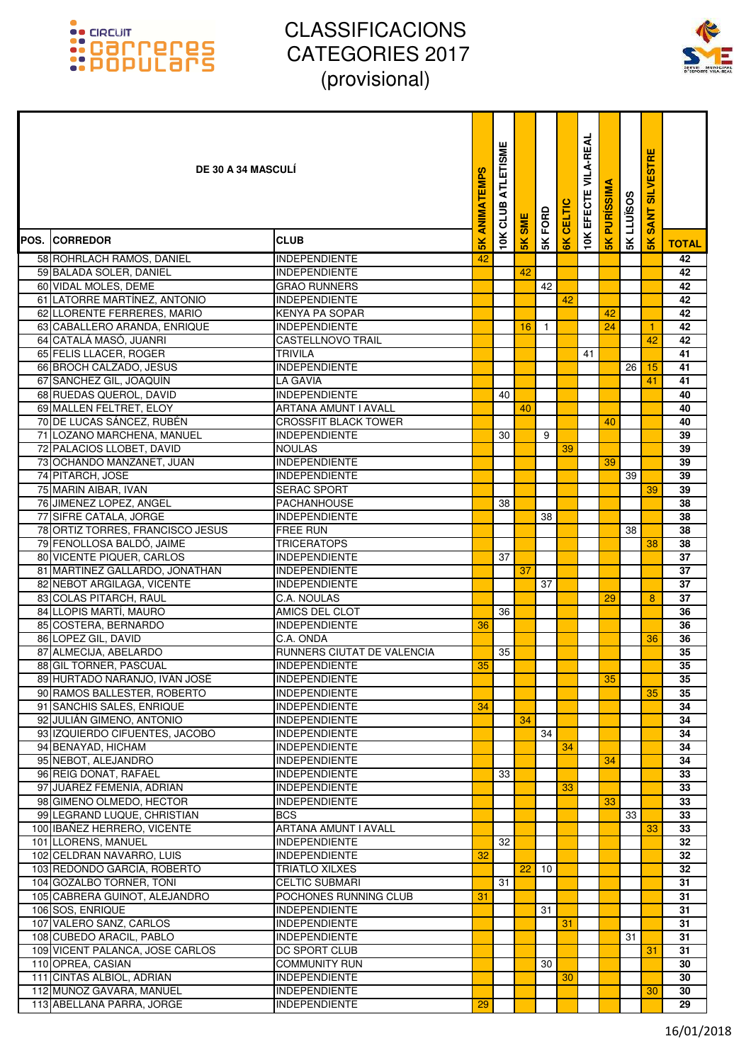# CLASSIFICACIONS CATEGORIES 2017 (provisional)

| POS. | CORREDOR | CLUB | 5K ANIMATEMPS | 10K CLUB ATLETISME | 5K SME | 5K FORD | 6K CELTIC | 10K EFECTE VILA-REAL | 5K PURÍSSIMA | 5K LLUÏSOS | 5K SANT SILVESTRE | TOTAL |
|---|---|---|---|---|---|---|---|---|---|---|---|---|
| **DE 30 A 34 MASCULÍ** | | | | | | | | | | | | |
| 58 | ROHRLACH RAMOS, DANIEL | INDEPENDIENTE | 42 | | | | | | | | | 42 |
| 59 | BALADA SOLER, DANIEL | INDEPENDIENTE | | | 42 | | | | | | | 42 |
| 60 | VIDAL MOLES, DEME | GRAO RUNNERS | | | | 42 | | | | | | 42 |
| 61 | LATORRE MARTÍNEZ, ANTONIO | INDEPENDIENTE | | | | | 42 | | | | | 42 |
| 62 | LLORENTE FERRERES, MARIO | KENYA PA SOPAR | | | | | | | 42 | | | 42 |
| 63 | CABALLERO ARANDA, ENRIQUE | INDEPENDIENTE | | | 16 | 1 | | | 24 | | 1 | 42 |
| 64 | CATALÁ MASÓ, JUANRI | CASTELLNOVO TRAIL | | | | | | | | | 42 | 42 |
| 65 | FELIS LLACER, ROGER | TRIVILA | | | | | | 41 | | | | 41 |
| 66 | BROCH CALZADO, JESUS | INDEPENDIENTE | | | | | | | | 26 | 15 | 41 |
| 67 | SANCHEZ GIL, JOAQUIN | LA GAVIA | | | | | | | | | 41 | 41 |
| 68 | RUEDAS QUEROL, DAVID | INDEPENDIENTE | | 40 | | | | | | | | 40 |
| 69 | MALLEN FELTRET, ELOY | ARTANA AMUNT I AVALL | | | 40 | | | | | | | 40 |
| 70 | DE LUCAS SÁNCEZ, RUBÉN | CROSSFIT BLACK TOWER | | | | | | | 40 | | | 40 |
| 71 | LOZANO MARCHENA, MANUEL | INDEPENDIENTE | | 30 | | 9 | | | | | | 39 |
| 72 | PALACIOS LLOBET, DAVID | NOULAS | | | | | 39 | | | | | 39 |
| 73 | OCHANDO MANZANET, JUAN | INDEPENDIENTE | | | | | | | 39 | | | 39 |
| 74 | PITARCH, JOSE | INDEPENDIENTE | | | | | | | | 39 | | 39 |
| 75 | MARIN AIBAR, IVAN | SERAC SPORT | | | | | | | | | 39 | 39 |
| 76 | JIMENEZ LOPEZ, ANGEL | PACHANHOUSE | | 38 | | | | | | | | 38 |
| 77 | SIFRE CATALA, JORGE | INDEPENDIENTE | | | | 38 | | | | | | 38 |
| 78 | ORTIZ TORRES, FRANCISCO JESUS | FREE RUN | | | | | | | | 38 | | 38 |
| 79 | FENOLLOSA BALDÓ, JAIME | TRICERATOPS | | | | | | | | | 38 | 38 |
| 80 | VICENTE PIQUER, CARLOS | INDEPENDIENTE | | 37 | | | | | | | | 37 |
| 81 | MARTINEZ GALLARDO, JONATHAN | INDEPENDIENTE | | | 37 | | | | | | | 37 |
| 82 | NEBOT ARGILAGA, VICENTE | INDEPENDIENTE | | | | 37 | | | | | | 37 |
| 83 | COLAS PITARCH, RAUL | C.A. NOULAS | | | | | | | 29 | | 8 | 37 |
| 84 | LLOPIS MARTÍ, MAURO | AMICS DEL CLOT | | 36 | | | | | | | | 36 |
| 85 | COSTERA, BERNARDO | INDEPENDIENTE | 36 | | | | | | | | | 36 |
| 86 | LOPEZ GIL, DAVID | C.A. ONDA | | | | | | | | | 36 | 36 |
| 87 | ALMECIJA, ABELARDO | RUNNERS CIUTAT DE VALENCIA | | 35 | | | | | | | | 35 |
| 88 | GIL TORNER, PASCUAL | INDEPENDIENTE | 35 | | | | | | | | | 35 |
| 89 | HURTADO NARANJO, IVÁN JOSÉ | INDEPENDIENTE | | | | | | | 35 | | | 35 |
| 90 | RAMOS BALLESTER, ROBERTO | INDEPENDIENTE | | | | | | | | | 35 | 35 |
| 91 | SANCHIS SALES, ENRIQUE | INDEPENDIENTE | 34 | | | | | | | | | 34 |
| 92 | JULIÁN GIMENO, ANTONIO | INDEPENDIENTE | | | 34 | | | | | | | 34 |
| 93 | IZQUIERDO CIFUENTES, JACOBO | INDEPENDIENTE | | | | 34 | | | | | | 34 |
| 94 | BENAYAD, HICHAM | INDEPENDIENTE | | | | | 34 | | | | | 34 |
| 95 | NEBOT, ALEJANDRO | INDEPENDIENTE | | | | | | | 34 | | | 34 |
| 96 | REIG DONAT, RAFAEL | INDEPENDIENTE | | 33 | | | | | | | | 33 |
| 97 | JUAREZ FEMENIA, ADRIAN | INDEPENDIENTE | | | | | 33 | | | | | 33 |
| 98 | GIMENO OLMEDO, HECTOR | INDEPENDIENTE | | | | | | | 33 | | | 33 |
| 99 | LEGRAND LUQUE, CHRISTIAN | BCS | | | | | | | | 33 | | 33 |
| 100 | IBAÑEZ HERRERO, VICENTE | ARTANA AMUNT I AVALL | | | | | | | | | 33 | 33 |
| 101 | LLORENS, MANUEL | INDEPENDIENTE | | 32 | | | | | | | | 32 |
| 102 | CELDRAN NAVARRO, LUIS | INDEPENDIENTE | 32 | | | | | | | | | 32 |
| 103 | REDONDO GARCÍA, ROBERTO | TRIATLO XILXES | | | 22 | 10 | | | | | | 32 |
| 104 | GOZALBO TORNER, TONI | CELTIC SUBMARI | | 31 | | | | | | | | 31 |
| 105 | CABRERA GUINOT, ALEJANDRO | POCHONES RUNNING CLUB | 31 | | | | | | | | | 31 |
| 106 | SOS, ENRIQUE | INDEPENDIENTE | | | | 31 | | | | | | 31 |
| 107 | VALERO SANZ, CARLOS | INDEPENDIENTE | | | | | 31 | | | | | 31 |
| 108 | CUBEDO ARACIL, PABLO | INDEPENDIENTE | | | | | | | | 31 | | 31 |
| 109 | VICENT PALANCA, JOSE CARLOS | DC SPORT CLUB | | | | | | | | | 31 | 31 |
| 110 | OPREA, CASIAN | COMMUNITY RUN | | | | 30 | | | | | | 30 |
| 111 | CINTAS ALBIOL, ADRIAN | INDEPENDIENTE | | | | | 30 | | | | | 30 |
| 112 | MUNOZ GAVARA, MANUEL | INDEPENDIENTE | | | | | | | | | 30 | 30 |
| 113 | ABELLANA PARRA, JORGE | INDEPENDIENTE | 29 | | | | | | | | | 29 |

16/01/2018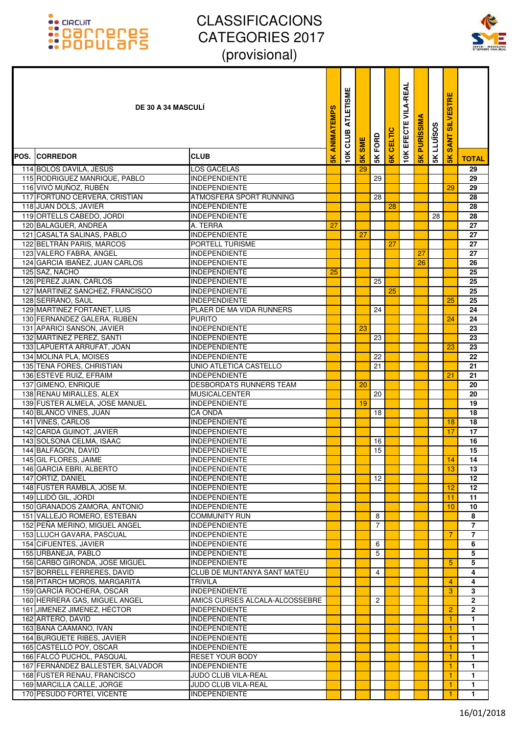# CLASSIFICACIONS CATEGORIES 2017 (provisional)

| POS. | DE 30 A 34 MASCULÍ CORREDOR | CLUB | 5K ANIMATEMPS | 10K CLUB ATLETISME | 5K SME | 5K FORD | 6K CELTIC | 10K EFECTE VILA-REAL | 5K PURÍSSIMA | 5K LLUÏSOS | 5K SANT SILVESTRE | TOTAL |
|---|---|---|---|---|---|---|---|---|---|---|---|---|
| 114 | BOLÓS DÁVILA, JESÚS | LOS GACELAS | | | 29 | | | | | | | 29 |
| 115 | RODRIGUEZ MANRIQUE, PABLO | INDEPENDIENTE | | | | 29 | | | | | | 29 |
| 116 | VIVÓ MUÑOZ, RUBÉN | INDEPENDIENTE | | | | | | | | | 29 | 29 |
| 117 | FORTUÑO CERVERA, CRISTIAN | ATMOSFERA SPORT RUNNING | | | | 28 | | | | | | 28 |
| 118 | JUAN DOLS, JAVIER | INDEPENDIENTE | | | | | 28 | | | | | 28 |
| 119 | ORTELLS CABEDO, JORDI | INDEPENDIENTE | | | | | | | | 28 | | 28 |
| 120 | BALAGUER, ANDREA | A. TERRA | 27 | | | | | | | | | 27 |
| 121 | CASALTA SALINAS, PABLO | INDEPENDIENTE | | | 27 | | | | | | | 27 |
| 122 | BELTRÁN PARIS, MARCOS | PORTELL TURISME | | | | | 27 | | | | | 27 |
| 123 | VALERO FABRA, ANGEL | INDEPENDIENTE | | | | | | | 27 | | | 27 |
| 124 | GARCIA IBAÑEZ, JUAN CARLOS | INDEPENDIENTE | | | | | | | 26 | | | 26 |
| 125 | SAZ, NACHO | INDEPENDIENTE | 25 | | | | | | | | | 25 |
| 126 | PEREZ JUAN, CARLOS | INDEPENDIENTE | | | | 25 | | | | | | 25 |
| 127 | MARTINEZ SANCHEZ, FRANCISCO | INDEPENDIENTE | | | | | 25 | | | | | 25 |
| 128 | SERRANO, SAUL | INDEPENDIENTE | | | | | | | | | 25 | 25 |
| 129 | MARTINEZ FORTANET, LUIS | PLAER DE MA VIDA RUNNERS | | | | 24 | | | | | | 24 |
| 130 | FERNANDEZ GALERA, RUBEN | PURITO | | | | | | | | | 24 | 24 |
| 131 | APARICI SANSON, JAVIER | INDEPENDIENTE | | | 23 | | | | | | | 23 |
| 132 | MARTINEZ PEREZ, SANTI | INDEPENDIENTE | | | | 23 | | | | | | 23 |
| 133 | LAPUERTA ARRUFAT, JOAN | INDEPENDIENTE | | | | | | | | | 23 | 23 |
| 134 | MOLINA PLA, MOISES | INDEPENDIENTE | | | | 22 | | | | | | 22 |
| 135 | TENA FORES, CHRISTIAN | UNIO ATLETICA CASTELLO | | | | 21 | | | | | | 21 |
| 136 | ESTEVE RUIZ, EFRAIM | INDEPENDIENTE | | | | | | | | | 21 | 21 |
| 137 | GIMENO, ENRIQUE | DESBORDATS RUNNERS TEAM | | | 20 | | | | | | | 20 |
| 138 | RENAU MIRALLES, ALEX | MUSICALCENTER | | | | 20 | | | | | | 20 |
| 139 | FUSTER ALMELA, JOSE MANUEL | INDEPENDIENTE | | | 19 | | | | | | | 19 |
| 140 | BLANCO VINES, JUAN | CA ONDA | | | | 18 | | | | | | 18 |
| 141 | VINES, CARLOS | INDEPENDIENTE | | | | | | | | | 18 | 18 |
| 142 | CARDA GUINOT, JAVIER | INDEPENDIENTE | | | | | | | | | 17 | 17 |
| 143 | SOLSONA CELMA, ISAAC | INDEPENDIENTE | | | | 16 | | | | | | 16 |
| 144 | BALFAGON, DAVID | INDEPENDIENTE | | | | 15 | | | | | | 15 |
| 145 | GIL FLORES, JAIME | INDEPENDIENTE | | | | | | | | | 14 | 14 |
| 146 | GARCIA EBRI, ALBERTO | INDEPENDIENTE | | | | | | | | | 13 | 13 |
| 147 | ORTIZ, DANIEL | INDEPENDIENTE | | | | 12 | | | | | | 12 |
| 148 | FUSTER RAMBLA, JOSE M. | INDEPENDIENTE | | | | | | | | | 12 | 12 |
| 149 | LLIDÓ GIL, JORDI | INDEPENDIENTE | | | | | | | | | 11 | 11 |
| 150 | GRANADOS ZAMORA, ANTONIO | INDEPENDIENTE | | | | | | | | | 10 | 10 |
| 151 | VALLEJO ROMERO, ESTEBAN | COMMUNITY RUN | | | | 8 | | | | | | 8 |
| 152 | PEÑA MERINO, MIGUEL ANGEL | INDEPENDIENTE | | | | 7 | | | | | | 7 |
| 153 | LLUCH GAVARA, PASCUAL | INDEPENDIENTE | | | | | | | | | 7 | 7 |
| 154 | CIFUENTES, JAVIER | INDEPENDIENTE | | | | 6 | | | | | | 6 |
| 155 | URBANEJA, PABLO | INDEPENDIENTE | | | | 5 | | | | | | 5 |
| 156 | CARBÓ GIRONDA, JOSE MIGUEL | INDEPENDIENTE | | | | | | | | | 5 | 5 |
| 157 | BORRELL FERRERES, DAVID | CLUB DE MUNTANYA SANT MATEU | | | | 4 | | | | | | 4 |
| 158 | PITARCH MOROS, MARGARITA | TRIVILA | | | | | | | | | 4 | 4 |
| 159 | GARCÍA ROCHERA, OSCAR | INDEPENDIENTE | | | | | | | | | 3 | 3 |
| 160 | HERRERA GAS, MIGUEL ANGEL | AMICS CURSES ALCALA-ALCOSSEBRE | | | | 2 | | | | | | 2 |
| 161 | JIMENEZ JIMENEZ, HÉCTOR | INDEPENDIENTE | | | | | | | | | 2 | 2 |
| 162 | ARTERO, DAVID | INDEPENDIENTE | | | | | | | | | 1 | 1 |
| 163 | BAÑA CAAMAÑO, IVAN | INDEPENDIENTE | | | | | | | | | 1 | 1 |
| 164 | BURGUETE RIBES, JAVIER | INDEPENDIENTE | | | | | | | | | 1 | 1 |
| 165 | CASTELLÓ POY, OSCAR | INDEPENDIENTE | | | | | | | | | 1 | 1 |
| 166 | FALCÓ PUCHOL, PASQUAL | RESET YOUR BODY | | | | | | | | | 1 | 1 |
| 167 | FERNÁNDEZ BALLESTER, SALVADOR | INDEPENDIENTE | | | | | | | | | 1 | 1 |
| 168 | FUSTER RENAU, FRANCISCO | JUDO CLUB VILA-REAL | | | | | | | | | 1 | 1 |
| 169 | MARCILLA CALLE, JORGE | JUDO CLUB VILA-REAL | | | | | | | | | 1 | 1 |
| 170 | PESUDO FORTEI, VICENTE | INDEPENDIENTE | | | | | | | | | 1 | 1 |

16/01/2018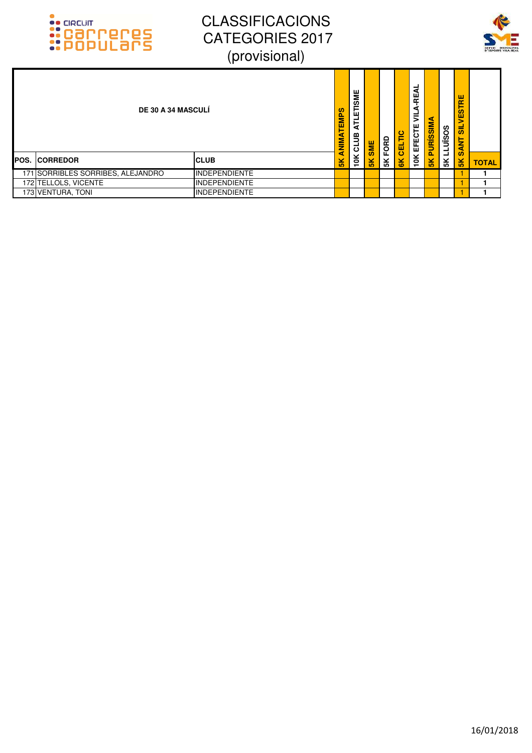# CLASSIFICACIONS CATEGORIES 2017 (provisional)

| POS. | DE 30 A 34 MASCULÍ CORREDOR | CLUB | 5K ANIMATEMPS | 10K CLUB ATLETISME | 5K SME | 5K FORD | 6K CELTIC | 10K EFECTE VILA-REAL | 5K PURÍSSIMA | 5K LLUÏSOS | 5K SANT SILVESTRE | TOTAL |
|---|---|---|---|---|---|---|---|---|---|---|---|---|
| 171 | SORRIBLES SORRIBES, ALEJANDRO | INDEPENDIENTE | | | | | | | | | 1 | 1 |
| 172 | TELLOLS, VICENTE | INDEPENDIENTE | | | | | | | | | 1 | 1 |
| 173 | VENTURA, TONI | INDEPENDIENTE | | | | | | | | | 1 | 1 |

16/01/2018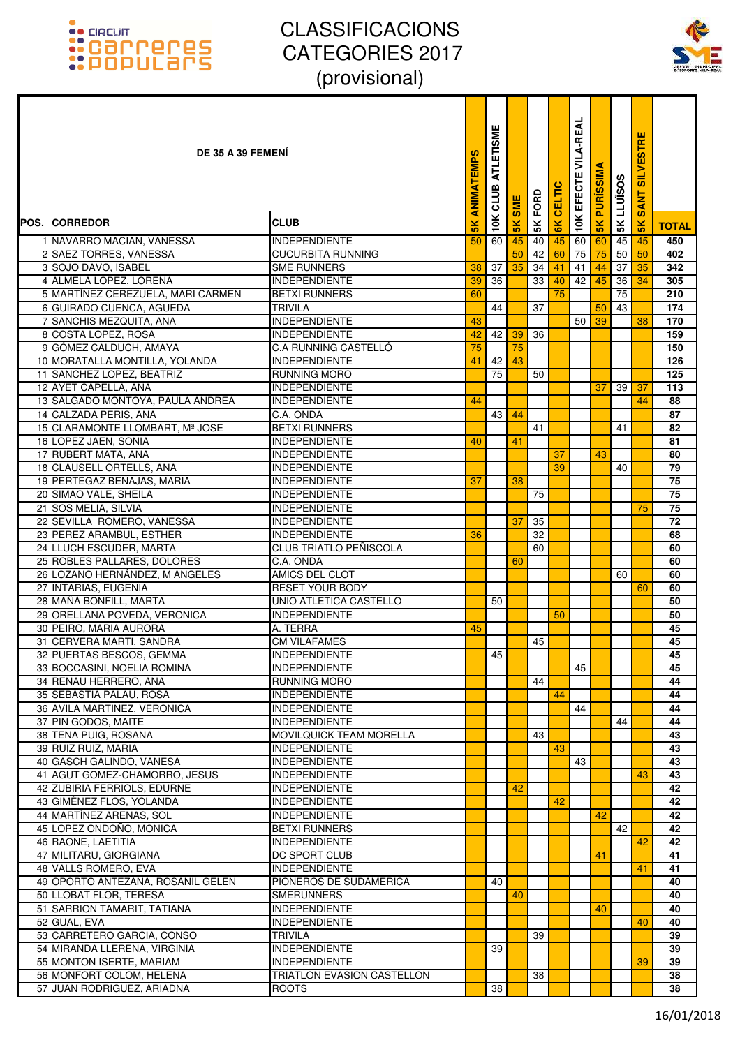# CLASSIFICACIONS CATEGORIES 2017 (provisional)

| POS. | DE 35 A 39 FEMENÍ CORREDOR | CLUB | 5K ANIMATEMPS | 10K CLUB ATLETISME | 5K SME | 5K FORD | 6K CELTIC | 10K EFECTE VILA-REAL | 5K PURÍSSIMA | 5K LLUÏSOS | 5K SANT SILVESTRE | TOTAL |
|---|---|---|---|---|---|---|---|---|---|---|---|---|
| 1 | NAVARRO MACIAN, VANESSA | INDEPENDIENTE | 50 | 60 | 45 | 40 | 45 | 60 | 60 | 45 | 45 | 450 |
| 2 | SAEZ TORRES, VANESSA | CUCURBITA RUNNING | | | 50 | 42 | 60 | 75 | 75 | 50 | 50 | 402 |
| 3 | SOJO DAVO, ISABEL | SME RUNNERS | 38 | 37 | 35 | 34 | 41 | 41 | 44 | 37 | 35 | 342 |
| 4 | ALMELA LOPEZ, LORENA | INDEPENDIENTE | 39 | 36 | | 33 | 40 | 42 | 45 | 36 | 34 | 305 |
| 5 | MARTINEZ CEREZUELA, MARI CARMEN | BETXI RUNNERS | 60 | | | | 75 | | | 75 | | 210 |
| 6 | GUIRADO CUENCA, AGUEDA | TRIVILA | | 44 | | 37 | | | 50 | 43 | | 174 |
| 7 | SANCHIS MEZQUITA, ANA | INDEPENDIENTE | 43 | | | | | 50 | 39 | | 38 | 170 |
| 8 | COSTA LOPEZ, ROSA | INDEPENDIENTE | 42 | 42 | 39 | 36 | | | | | | 159 |
| 9 | GÓMEZ CALDUCH, AMAYA | C.A RUNNING CASTELLÓ | 75 | | 75 | | | | | | | 150 |
| 10 | MORATALLA MONTILLA, YOLANDA | INDEPENDIENTE | 41 | 42 | 43 | | | | | | | 126 |
| 11 | SANCHEZ LOPEZ, BEATRIZ | RUNNING MORO | | 75 | | 50 | | | | | | 125 |
| 12 | AYET CAPELLA, ANA | INDEPENDIENTE | | | | | | | 37 | 39 | 37 | 113 |
| 13 | SALGADO MONTOYA, PAULA ANDREA | INDEPENDIENTE | 44 | | | | | | | | 44 | 88 |
| 14 | CALZADA PERIS, ANA | C.A. ONDA | | 43 | 44 | | | | | | | 87 |
| 15 | CLARAMONTE LLOMBART, Mª JOSE | BETXI RUNNERS | | | | 41 | | | | 41 | | 82 |
| 16 | LOPEZ JAEN, SONIA | INDEPENDIENTE | 40 | | 41 | | | | | | | 81 |
| 17 | RUBERT MATA, ANA | INDEPENDIENTE | | | | | 37 | | 43 | | | 80 |
| 18 | CLAUSELL ORTELLS, ANA | INDEPENDIENTE | | | | | 39 | | | 40 | | 79 |
| 19 | PERTEGAZ BENAJAS, MARIA | INDEPENDIENTE | 37 | | 38 | | | | | | | 75 |
| 20 | SIMAO VALE, SHEILA | INDEPENDIENTE | | | | 75 | | | | | | 75 |
| 21 | SOS MELIA, SILVIA | INDEPENDIENTE | | | | | | | | | 75 | 75 |
| 22 | SEVILLA ROMERO, VANESSA | INDEPENDIENTE | | | 37 | 35 | | | | | | 72 |
| 23 | PEREZ ARAMBUL, ESTHER | INDEPENDIENTE | 36 | | | 32 | | | | | | 68 |
| 24 | LLUCH ESCUDER, MARTA | CLUB TRIATLO PEÑISCOLA | | | | 60 | | | | | | 60 |
| 25 | ROBLES PALLARES, DOLORES | C.A. ONDA | | | 60 | | | | | | | 60 |
| 26 | LOZANO HERNÁNDEZ, M ANGELES | AMICS DEL CLOT | | | | | | | | 60 | | 60 |
| 27 | INTARIAS, EUGENIA | RESET YOUR BODY | | | | | | | | | 60 | 60 |
| 28 | MAÑA BONFILL, MARTA | UNIO ATLETICA CASTELLO | | 50 | | | | | | | | 50 |
| 29 | ORELLANA POVEDA, VERONICA | INDEPENDIENTE | | | | | 50 | | | | | 50 |
| 30 | PEIRO, MARIA AURORA | A. TERRA | 45 | | | | | | | | | 45 |
| 31 | CERVERA MARTI, SANDRA | CM VILAFAMES | | | | 45 | | | | | | 45 |
| 32 | PUERTAS BESCOS, GEMMA | INDEPENDIENTE | | 45 | | | | | | | | 45 |
| 33 | BOCCASINI, NOELIA ROMINA | INDEPENDIENTE | | | | | | 45 | | | | 45 |
| 34 | RENAU HERRERO, ANA | RUNNING MORO | | | | 44 | | | | | | 44 |
| 35 | SEBASTIA PALAU, ROSA | INDEPENDIENTE | | | | | 44 | | | | | 44 |
| 36 | AVILA MARTINEZ, VERONICA | INDEPENDIENTE | | | | | | 44 | | | | 44 |
| 37 | PIN GODOS, MAITE | INDEPENDIENTE | | | | | | | | 44 | | 44 |
| 38 | TENA PUIG, ROSANA | MOVILQUICK TEAM MORELLA | | | | 43 | | | | | | 43 |
| 39 | RUIZ RUIZ, MARIA | INDEPENDIENTE | | | | | 43 | | | | | 43 |
| 40 | GASCH GALINDO, VANESA | INDEPENDIENTE | | | | | | 43 | | | | 43 |
| 41 | AGUT GOMEZ-CHAMORRO, JESUS | INDEPENDIENTE | | | | | | | | | 43 | 43 |
| 42 | ZUBIRIA FERRIOLS, EDURNE | INDEPENDIENTE | | | 42 | | | | | | | 42 |
| 43 | GIMÉNEZ FLOS, YOLANDA | INDEPENDIENTE | | | | | 42 | | | | | 42 |
| 44 | MARTÍNEZ ARENAS, SOL | INDEPENDIENTE | | | | | | | 42 | | | 42 |
| 45 | LOPEZ ONDOÑO, MONICA | BETXI RUNNERS | | | | | | | | 42 | | 42 |
| 46 | RAONE, LAETITIA | INDEPENDIENTE | | | | | | | | | 42 | 42 |
| 47 | MILITARU, GIORGIANA | DC SPORT CLUB | | | | | | | 41 | | | 41 |
| 48 | VALLS ROMERO, EVA | INDEPENDIENTE | | | | | | | | | 41 | 41 |
| 49 | OPORTO ANTEZANA, ROSANIL GELEN | PIONEROS DE SUDAMERICA | | 40 | | | | | | | | 40 |
| 50 | LLOBAT FLOR, TERESA | SMERUNNERS | | | 40 | | | | | | | 40 |
| 51 | SARRION TAMARIT, TATIANA | INDEPENDIENTE | | | | | | | 40 | | | 40 |
| 52 | GUAL, EVA | INDEPENDIENTE | | | | | | | | | 40 | 40 |
| 53 | CARRETERO GARCIA, CONSO | TRIVILA | | | | 39 | | | | | | 39 |
| 54 | MIRANDA LLERENA, VIRGINIA | INDEPENDIENTE | | 39 | | | | | | | | 39 |
| 55 | MONTON ISERTE, MARIAM | INDEPENDIENTE | | | | | | | | | 39 | 39 |
| 56 | MONFORT COLOM, HELENA | TRIATLON EVASION CASTELLON | | | | 38 | | | | | | 38 |
| 57 | JUAN RODRIGUEZ, ARIADNA | ROOTS | | 38 | | | | | | | | 38 |

16/01/2018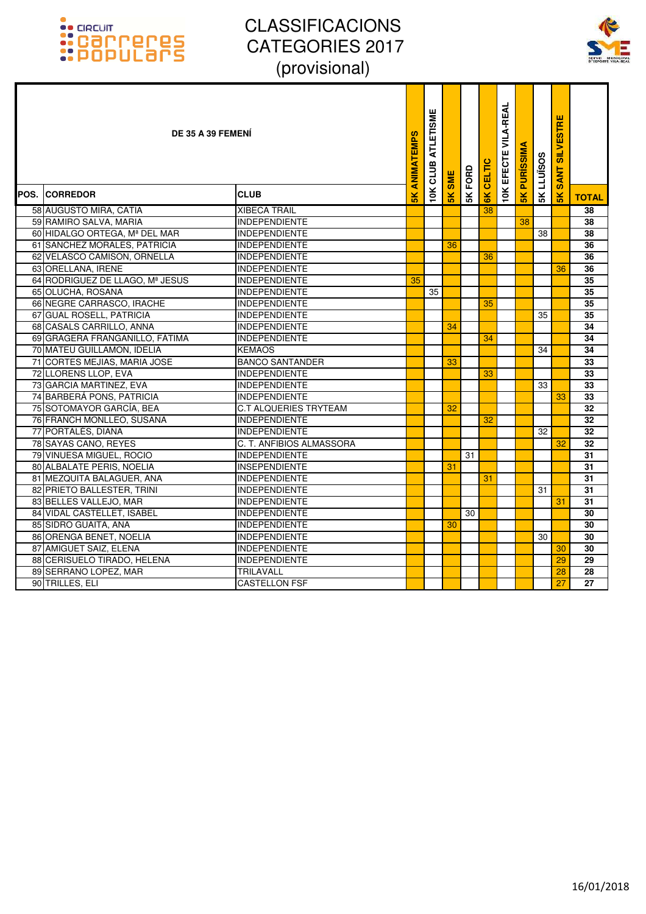# CLASSIFICACIONS CATEGORIES 2017 (provisional)

| POS. | CORREDOR | CLUB | 5K ANIMATEMPS | 10K CLUB ATLETISME | 5K SME | 5K FORD | 6K CELTIC | 10K EFECTE VILA-REAL | 5K PURÍSSIMA | 5K LLUÏSOS | 5K SANT SILVESTRE | TOTAL |
|---|---|---|---|---|---|---|---|---|---|---|---|---|
| **DE 35 A 39 FEMENÍ** | | | | | | | | | | | | |
| 58 | AUGUSTO MIRA, CATIA | XIBECA TRAIL | | | | | 38 | | | | | 38 |
| 59 | RAMIRO SALVA, MARIA | INDEPENDIENTE | | | | | | | 38 | | | 38 |
| 60 | HIDALGO ORTEGA, Mª DEL MAR | INDEPENDIENTE | | | | | | | | 38 | | 38 |
| 61 | SANCHEZ MORALES, PATRICIA | INDEPENDIENTE | | | 36 | | | | | | | 36 |
| 62 | VELASCO CAMISON, ORNELLA | INDEPENDIENTE | | | | | 36 | | | | | 36 |
| 63 | ORELLANA, IRENE | INDEPENDIENTE | | | | | | | | | 36 | 36 |
| 64 | RODRIGUEZ DE LLAGO, Mª JESUS | INDEPENDIENTE | 35 | | | | | | | | | 35 |
| 65 | OLUCHA, ROSANA | INDEPENDIENTE | | 35 | | | | | | | | 35 |
| 66 | NEGRE CARRASCO, IRACHE | INDEPENDIENTE | | | | | 35 | | | | | 35 |
| 67 | GUAL ROSELL, PATRICIA | INDEPENDIENTE | | | | | | | | 35 | | 35 |
| 68 | CASALS CARRILLO, ANNA | INDEPENDIENTE | | | 34 | | | | | | | 34 |
| 69 | GRAGERA FRANGANILLO, FÁTIMA | INDEPENDIENTE | | | | | 34 | | | | | 34 |
| 70 | MATEU GUILLAMON, IDELIA | KEMAOS | | | | | | | | 34 | | 34 |
| 71 | CORTES MEJIAS, MARIA JOSE | BANCO SANTANDER | | | 33 | | | | | | | 33 |
| 72 | LLORENS LLOP, EVA | INDEPENDIENTE | | | | | 33 | | | | | 33 |
| 73 | GARCIA MARTINEZ, EVA | INDEPENDIENTE | | | | | | | | 33 | | 33 |
| 74 | BARBERÁ PONS, PATRICIA | INDEPENDIENTE | | | | | | | | | 33 | 33 |
| 75 | SOTOMAYOR GARCÍA, BEA | C.T ALQUERIES TRYTEAM | | | 32 | | | | | | | 32 |
| 76 | FRANCH MONLLEO, SUSANA | INDEPENDIENTE | | | | | 32 | | | | | 32 |
| 77 | PORTALÉS, DIANA | INDEPENDIENTE | | | | | | | | 32 | | 32 |
| 78 | SAYAS CANO, REYES | C. T. ANFIBIOS ALMASSORA | | | | | | | | | 32 | 32 |
| 79 | VINUESA MIGUEL, ROCIO | INDEPENDIENTE | | | | 31 | | | | | | 31 |
| 80 | ALBALATE PERIS, NOELIA | INSEPENDIENTE | | | 31 | | | | | | | 31 |
| 81 | MEZQUITA BALAGUER, ANA | INDEPENDIENTE | | | | | 31 | | | | | 31 |
| 82 | PRIETO BALLESTER, TRINI | INDEPENDIENTE | | | | | | | | 31 | | 31 |
| 83 | BELLES VALLEJO, MAR | INDEPENDIENTE | | | | | | | | | 31 | 31 |
| 84 | VIDAL CASTELLET, ISABEL | INDEPENDIENTE | | | | 30 | | | | | | 30 |
| 85 | SIDRO GUAITA, ANA | INDEPENDIENTE | | | 30 | | | | | | | 30 |
| 86 | ORENGA BENET, NOELIA | INDEPENDIENTE | | | | | | | | 30 | | 30 |
| 87 | AMIGUET SAIZ, ELENA | INDEPENDIENTE | | | | | | | | | 30 | 30 |
| 88 | CERISUELO TIRADO, HELENA | INDEPENDIENTE | | | | | | | | | 29 | 29 |
| 89 | SERRANO LOPEZ, MAR | TRILAVALL | | | | | | | | | 28 | 28 |
| 90 | TRILLES, ELI | CASTELLON FSF | | | | | | | | | 27 | 27 |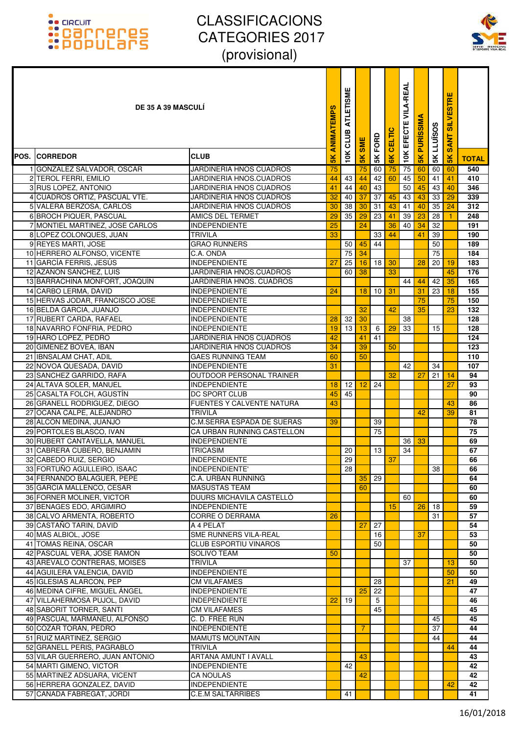# CLASSIFICACIONS CATEGORIES 2017 (provisional)

| POS. | DE 35 A 39 MASCULÍ CORREDOR | CLUB | 5K ANIMATEMPS | 10K CLUB ATLETISME | 5K SME | 5K FORD | 6K CELTIC | 10K EFECTE VILA-REAL | 5K PURÍSSIMA | 5K LLUÏSOS | 5K SANT SILVESTRE | TOTAL |
|---|---|---|---|---|---|---|---|---|---|---|---|---|
| 1 | GONZALEZ SALVADOR, OSCAR | JARDINERIA HNOS CUADROS | 75 | | 75 | 60 | 75 | 75 | 60 | 60 | 60 | 540 |
| 2 | TEROL FERRI, EMILIO | JARDINERIA HNOS.CUADROS | 44 | 43 | 44 | 42 | 60 | 45 | 50 | 41 | 41 | 410 |
| 3 | RUS LOPEZ, ANTONIO | JARDINERIA HNOS CUADROS | 41 | 44 | 40 | 43 | | 50 | 45 | 43 | 40 | 346 |
| 4 | CUADROS ORTIZ, PASCUAL VTE. | JARDINERIA HNOS CUADROS | 32 | 40 | 37 | 37 | 45 | 43 | 43 | 33 | 29 | 339 |
| 5 | VALERA BERZOSA, CARLOS | JARDINERIA HNOS CUADROS | 30 | 38 | 30 | 31 | 43 | 41 | 40 | 35 | 24 | 312 |
| 6 | BROCH PIQUER, PASCUAL | AMICS DEL TERMET | 29 | 35 | 29 | 23 | 41 | 39 | 23 | 28 | 1 | 248 |
| 7 | MONTIEL MARTINEZ, JOSE CARLOS | INDEPENDIENTE | 25 | | 24 | | 36 | 40 | 34 | 32 | | 191 |
| 8 | LOPEZ COLONQUES, JUAN | TRIVILA | 33 | | | 33 | 44 | | 41 | 39 | | 190 |
| 9 | REYES MARTI, JOSE | GRAO RUNNERS | | 50 | 45 | 44 | | | | 50 | | 189 |
| 10 | HERRERO ALFONSO, VICENTE | C.A. ONDA | | 75 | 34 | | | | | 75 | | 184 |
| 11 | GARCÍA FERRIS, JESÚS | INDEPENDIENTE | 27 | 25 | 16 | 18 | 30 | | 28 | 20 | 19 | 183 |
| 12 | AZAÑON SANCHEZ, LUIS | JARDINERIA HNOS.CUADROS | | 60 | 38 | | 33 | | | | 45 | 176 |
| 13 | BARRACHINA MONFORT, JOAQUIN | JARDINERÍA HNOS. CUADROS | | | | | | 44 | 44 | 42 | 35 | 165 |
| 14 | CARBO LERMA, DAVID | INDEPENDIENTE | 24 | | 18 | 10 | 31 | | 31 | 23 | 18 | 155 |
| 15 | HERVAS JODAR, FRANCISCO JOSE | INDEPENDIENTE | | | | | | | 75 | | 75 | 150 |
| 16 | BELDA GARCIA, JUANJO | INDEPENDIENTE | | | 32 | | 42 | | 35 | | 23 | 132 |
| 17 | RUBERT CARDA, RAFAEL | INDEPENDIENTE | 28 | 32 | 30 | | | 38 | | | | 128 |
| 18 | NAVARRO FONFRIA, PEDRO | INDEPENDIENTE | 19 | 13 | 13 | 6 | 29 | 33 | | 15 | | 128 |
| 19 | HARO LOPEZ, PEDRO | JARDINERIA HNOS CUADROS | 42 | | 41 | 41 | | | | | | 124 |
| 20 | GIMENEZ BOVEA, IBAN | JARDINERIA HNOS CUADROS | 34 | | 39 | | 50 | | | | | 123 |
| 21 | IBNSALAM CHAT, ADIL | GAES RUNNING TEAM | 60 | | 50 | | | | | | | 110 |
| 22 | NOVOA QUESADA, DAVID | INDEPENDIENTE | 31 | | | | | 42 | | 34 | | 107 |
| 23 | SANCHEZ GARRIDO, RAFA | OUTDOOR PERSONAL TRAINER | | | | | 32 | | 27 | 21 | 14 | 94 |
| 24 | ALTAVA SOLER, MANUEL | INDEPENDIENTE | 18 | 12 | 12 | 24 | | | | | 27 | 93 |
| 25 | CASALTA FOLCH, AGUSTÍN | DC SPORT CLUB | 45 | 45 | | | | | | | | 90 |
| 26 | GRANELL RODRIGUEZ, DIEGO | FUENTES Y CALVENTE NATURA | 43 | | | | | | | | 43 | 86 |
| 27 | OCAÑA CALPE, ALEJANDRO | TRIVILA | | | | | | | 42 | | 39 | 81 |
| 28 | ALCON MEDINA, JUANJO | C.M.SERRA ESPADA DE SUERAS | 39 | | | 39 | | | | | | 78 |
| 29 | PORTOLES BLASCO, IVAN | CA URBAN RUNNING CASTELLON | | | | 75 | | | | | | 75 |
| 30 | RUBERT CANTAVELLA, MANUEL | INDEPENDIENTE | | | | | | 36 | 33 | | | 69 |
| 31 | CABRERA CUBERO, BENJAMIN | TRICASIM | | 20 | | 13 | | 34 | | | | 67 |
| 32 | CABEDO RUIZ, SERGIO | INDEPENDIENTE | | 29 | | | 37 | | | | | 66 |
| 33 | FORTUÑO AGULLEIRO, ISAAC | INDEPENDIENTE' | | 28 | | | | | | 38 | | 66 |
| 34 | FERNANDO BALAGUER, PEPE | C.A. URBAN RUNNING | | | 35 | 29 | | | | | | 64 |
| 35 | GARCIA MALLENCO, CESAR | MASUSTAS TEAM | | | 60 | | | | | | | 60 |
| 36 | FORNER MOLINER, VICTOR | DUURS MICHAVILA CASTELLÓ | | | | | | 60 | | | | 60 |
| 37 | BENAGES EDO, ARGIMIRO | INDEPENDIENTE | | | | | 15 | | 26 | 18 | | 59 |
| 38 | CALVO ARMENTA, ROBERTO | CORRE O DERRAMA | 26 | | | | | | | 31 | | 57 |
| 39 | CASTAÑO TARIN, DAVID | A 4 PELAT | | | 27 | 27 | | | | | | 54 |
| 40 | MAS ALBIOL, JOSE | SME RUNNERS VILA-REAL | | | | 16 | | | 37 | | | 53 |
| 41 | TOMAS REINA, OSCAR | CLUB ESPORTIU VINAROS | | | | 50 | | | | | | 50 |
| 42 | PASCUAL VERA, JOSE RAMON | SOLIVO TEAM | 50 | | | | | | | | | 50 |
| 43 | AREVALO CONTRERAS, MOISES | TRIVILA | | | | | | 37 | | | 13 | 50 |
| 44 | AGUILERA VALENCIA, DAVID | INDEPENDIENTE | | | | | | | | | 50 | 50 |
| 45 | IGLESIAS ALARCON, PEP | CM VILAFAMES | | | | 28 | | | | | 21 | 49 |
| 46 | MEDINA CIFRE, MIGUEL ÁNGEL | INDEPENDIENTE | | | 25 | 22 | | | | | | 47 |
| 47 | VILLAHERMOSA PUJOL, DAVID | INDEPENDIENTE | 22 | 19 | | 5 | | | | | | 46 |
| 48 | SABORIT TORNER, SANTI | CM VILAFAMES | | | | 45 | | | | | | 45 |
| 49 | PASCUAL MARMANEU, ALFONSO | C. D. FREE RUN | | | | | | | | 45 | | 45 |
| 50 | COZAR TORAN, PEDRO | INDEPENDIENTE | | | 7 | | | | | 37 | | 44 |
| 51 | RUIZ MARTINEZ, SERGIO | MAMUTS MOUNTAIN | | | | | | | | 44 | | 44 |
| 52 | GRANELL PERIS, PAGRABLO | TRIVILA | | | | | | | | | 44 | 44 |
| 53 | VILAR GUERRERO, JUAN ANTONIO | ARTANA AMUNT I AVALL | | | 43 | | | | | | | 43 |
| 54 | MARTI GIMENO, VICTOR | INDEPENDIENTE | | 42 | | | | | | | | 42 |
| 55 | MARTINEZ ADSUARA, VICENT | CA NOULAS | | | 42 | | | | | | | 42 |
| 56 | HERRERA GONZALEZ, DAVID | INDEPENDIENTE | | | | | | | | | 42 | 42 |
| 57 | CAÑADA FABREGAT, JORDI | C.E.M SALTARRIBES | | 41 | | | | | | | | 41 |

16/01/2018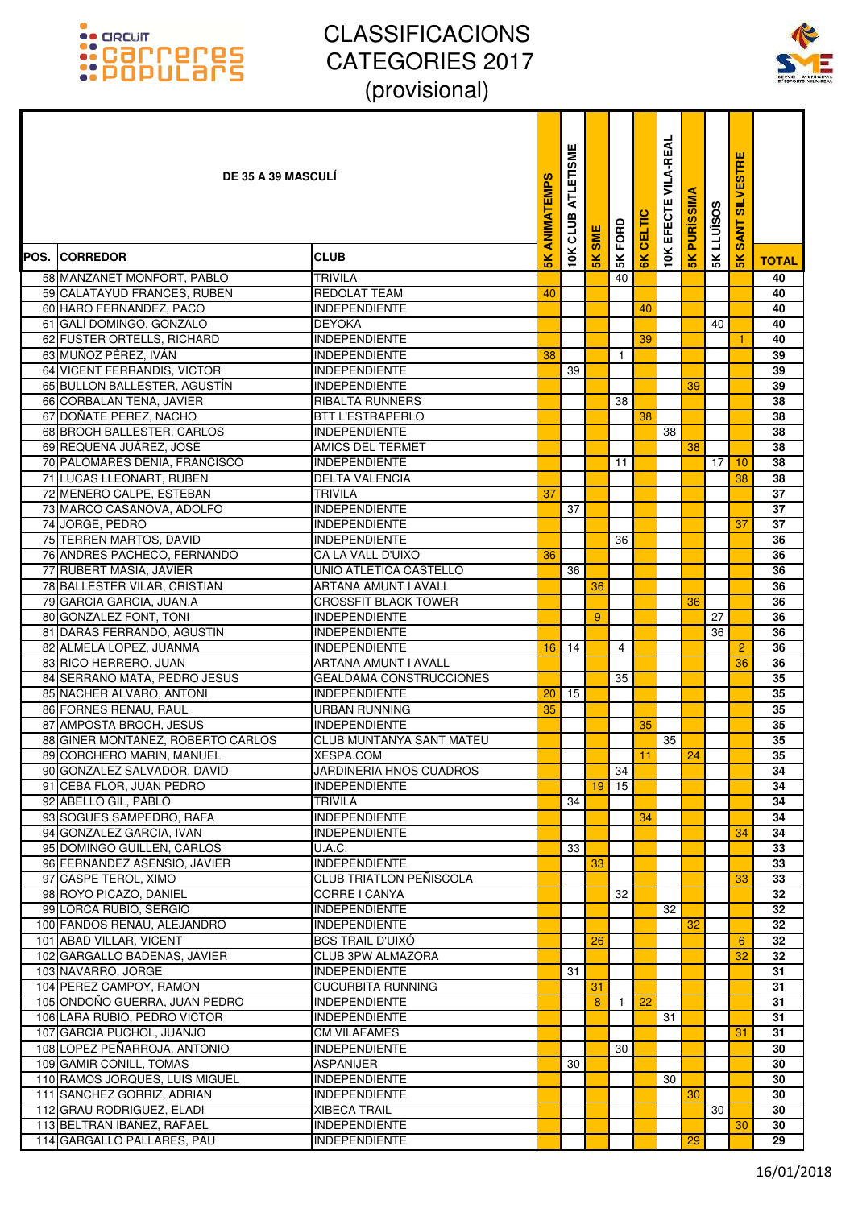# CLASSIFICACIONS CATEGORIES 2017 (provisional)

| POS. | DE 35 A 39 MASCULÍ CORREDOR | CLUB | 5K ANIMATEMPS | 10K CLUB ATLETISME | 5K SME | 5K FORD | 6K CELTIC | 10K EFECTE VILA-REAL | 5K PURÍSSIMA | 5K LLUÏSOS | 5K SANT SILVESTRE | TOTAL |
|---|---|---|---|---|---|---|---|---|---|---|---|---|
| 58 | MANZANET MONFORT, PABLO | TRIVILA | | | | 40 | | | | | | 40 |
| 59 | CALATAYUD FRANCES, RUBEN | REDOLAT TEAM | 40 | | | | | | | | | 40 |
| 60 | HARO FERNANDEZ, PACO | INDEPENDIENTE | | | | | 40 | | | | | 40 |
| 61 | GALI DOMINGO, GONZALO | DEYOKA | | | | | | | | 40 | | 40 |
| 62 | FUSTER ORTELLS, RICHARD | INDEPENDIENTE | | | | | 39 | | | | 1 | 40 |
| 63 | MUÑOZ PÉREZ, IVÁN | INDEPENDIENTE | 38 | | | 1 | | | | | | 39 |
| 64 | VICENT FERRANDIS, VICTOR | INDEPENDIENTE | | 39 | | | | | | | | 39 |
| 65 | BULLON BALLESTER, AGUSTÍN | INDEPENDIENTE | | | | | | | 39 | | | 39 |
| 66 | CORBALAN TENA, JAVIER | RIBALTA RUNNERS | | | | 38 | | | | | | 38 |
| 67 | DOÑATE PEREZ, NACHO | BTT L'ESTRAPERLO | | | | | 38 | | | | | 38 |
| 68 | BROCH BALLESTER, CARLOS | INDEPENDIENTE | | | | | | 38 | | | | 38 |
| 69 | REQUENA JUÁREZ, JOSÉ | AMICS DEL TERMET | | | | | | | 38 | | | 38 |
| 70 | PALOMARES DENIA, FRANCISCO | INDEPENDIENTE | | | | 11 | | | | 17 | 10 | 38 |
| 71 | LUCAS LLEONART, RUBEN | DELTA VALENCIA | | | | | | | | | 38 | 38 |
| 72 | MENERO CALPE, ESTEBAN | TRIVILA | 37 | | | | | | | | | 37 |
| 73 | MARCO CASANOVA, ADOLFO | INDEPENDIENTE | | 37 | | | | | | | | 37 |
| 74 | JORGE, PEDRO | INDEPENDIENTE | | | | | | | | | 37 | 37 |
| 75 | TERREN MARTOS, DAVID | INDEPENDIENTE | | | | 36 | | | | | | 36 |
| 76 | ANDRES PACHECO, FERNANDO | CA LA VALL D'UIXO | 36 | | | | | | | | | 36 |
| 77 | RUBERT MASIA, JAVIER | UNIO ATLETICA CASTELLO | | 36 | | | | | | | | 36 |
| 78 | BALLESTER VILAR, CRISTIAN | ARTANA AMUNT I AVALL | | | 36 | | | | | | | 36 |
| 79 | GARCIA GARCIA, JUAN.A | CROSSFIT BLACK TOWER | | | | | | | 36 | | | 36 |
| 80 | GONZALEZ FONT, TONI | INDEPENDIENTE | | | 9 | | | | | 27 | | 36 |
| 81 | DARAS FERRANDO, AGUSTIN | INDEPENDIENTE | | | | | | | | 36 | | 36 |
| 82 | ALMELA LOPEZ, JUANMA | INDEPENDIENTE | 16 | 14 | | 4 | | | | | 2 | 36 |
| 83 | RICO HERRERO, JUAN | ARTANA AMUNT I AVALL | | | | | | | | | 36 | 36 |
| 84 | SERRANO MATA, PEDRO JESUS | GEALDAMA CONSTRUCCIONES | | | | 35 | | | | | | 35 |
| 85 | NACHER ALVARO, ANTONI | INDEPENDIENTE | 20 | 15 | | | | | | | | 35 |
| 86 | FORNES RENAU, RAUL | URBAN RUNNING | 35 | | | | | | | | | 35 |
| 87 | AMPOSTA BROCH, JESUS | INDEPENDIENTE | | | | | 35 | | | | | 35 |
| 88 | GINER MONTAÑEZ, ROBERTO CARLOS | CLUB MUNTANYA SANT MATEU | | | | | | 35 | | | | 35 |
| 89 | CORCHERO MARIN, MANUEL | XESPA.COM | | | | | 11 | | 24 | | | 35 |
| 90 | GONZALEZ SALVADOR, DAVID | JARDINERIA HNOS CUADROS | | | | 34 | | | | | | 34 |
| 91 | CEBA FLOR, JUAN PEDRO | INDEPENDIENTE | | | 19 | 15 | | | | | | 34 |
| 92 | ABELLO GIL, PABLO | TRIVILA | | 34 | | | | | | | | 34 |
| 93 | SOGUES SAMPEDRO, RAFA | INDEPENDIENTE | | | | | 34 | | | | | 34 |
| 94 | GONZALEZ GARCIA, IVAN | INDEPENDIENTE | | | | | | | | | 34 | 34 |
| 95 | DOMINGO GUILLEN, CARLOS | U.A.C. | | 33 | | | | | | | | 33 |
| 96 | FERNANDEZ ASENSIO, JAVIER | INDEPENDIENTE | | | 33 | | | | | | | 33 |
| 97 | CASPE TEROL, XIMO | CLUB TRIATLON PEÑISCOLA | | | | | | | | | 33 | 33 |
| 98 | ROYO PICAZO, DANIEL | CORRE I CANYA | | | | 32 | | | | | | 32 |
| 99 | LORCA RUBIO, SERGIO | INDEPENDIENTE | | | | | | 32 | | | | 32 |
| 100 | FANDOS RENAU, ALEJANDRO | INDEPENDIENTE | | | | | | | 32 | | | 32 |
| 101 | ABAD VILLAR, VICENT | BCS TRAIL D'UIXÓ | | | 26 | | | | | | 6 | 32 |
| 102 | GARGALLO BADENAS, JAVIER | CLUB 3PW ALMAZORA | | | | | | | | | 32 | 32 |
| 103 | NAVARRO, JORGE | INDEPENDIENTE | | 31 | | | | | | | | 31 |
| 104 | PEREZ CAMPOY, RAMON | CUCURBITA RUNNING | | | 31 | | | | | | | 31 |
| 105 | ONDOÑO GUERRA, JUAN PEDRO | INDEPENDIENTE | | | 8 | 1 | 22 | | | | | 31 |
| 106 | LARA RUBIO, PEDRO VICTOR | INDEPENDIENTE | | | | | | 31 | | | | 31 |
| 107 | GARCIA PUCHOL, JUANJO | CM VILAFAMES | | | | | | | | | 31 | 31 |
| 108 | LOPEZ PEÑARROJA, ANTONIO | INDEPENDIENTE | | | | 30 | | | | | | 30 |
| 109 | GAMIR CONILL, TOMAS | ASPANIJER | | 30 | | | | | | | | 30 |
| 110 | RAMOS JORQUES, LUIS MIGUEL | INDEPENDIENTE | | | | | | 30 | | | | 30 |
| 111 | SANCHEZ GORRIZ, ADRIAN | INDEPENDIENTE | | | | | | | 30 | | | 30 |
| 112 | GRAU RODRIGUEZ, ELADI | XIBECA TRAIL | | | | | | | | 30 | | 30 |
| 113 | BELTRAN IBAÑEZ, RAFAEL | INDEPENDIENTE | | | | | | | | | 30 | 30 |
| 114 | GARGALLO PALLARES, PAU | INDEPENDIENTE | | | | | | | 29 | | | 29 |

16/01/2018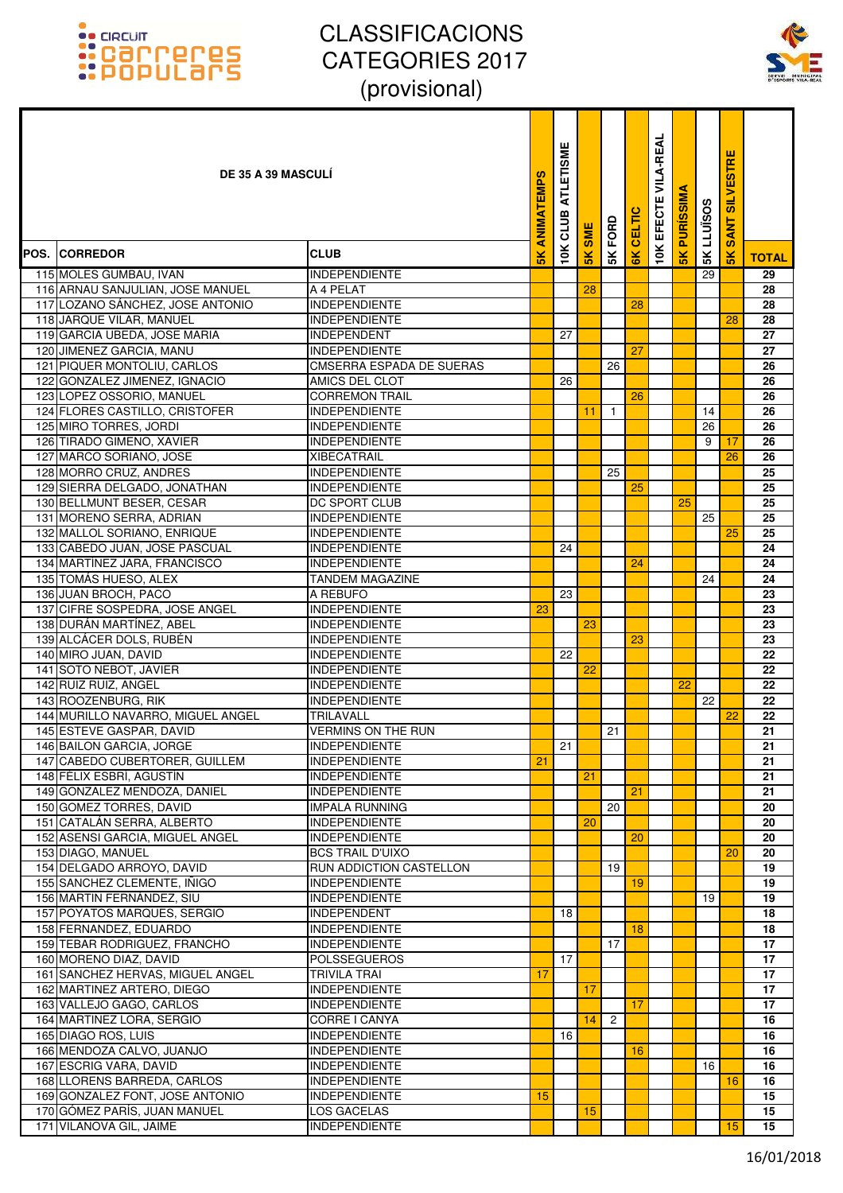# CLASSIFICACIONS CATEGORIES 2017 (provisional)

| POS. | CORREDOR | CLUB | 5K ANIMATEMPS | 10K CLUB ATLETISME | 5K SME | 5K FORD | 6K CELTIC | 10K EFECTE VILA-REAL | 5K PURÍSSIMA | 5K LLUÏSOS | 5K SANT SILVESTRE | TOTAL |
|---|---|---|---|---|---|---|---|---|---|---|---|---|
| **DE 35 A 39 MASCULÍ** | | | | | | | | | | | | |
| 115 | MOLES GUMBAU, IVAN | INDEPENDIENTE | | | | | | | | 29 | | 29 |
| 116 | ARNAU SANJULIAN, JOSE MANUEL | A 4 PELAT | | | 28 | | | | | | | 28 |
| 117 | LOZANO SÁNCHEZ, JOSE ANTONIO | INDEPENDIENTE | | | | | 28 | | | | | 28 |
| 118 | JARQUE VILAR, MANUEL | INDEPENDIENTE | | | | | | | | | 28 | 28 |
| 119 | GARCIA UBEDA, JOSE MARIA | INDEPENDENT | | 27 | | | | | | | | 27 |
| 120 | JIMENEZ GARCIA, MANU | INDEPENDIENTE | | | | | 27 | | | | | 27 |
| 121 | PIQUER MONTOLIU, CARLOS | CMSERRA ESPADA DE SUERAS | | | | 26 | | | | | | 26 |
| 122 | GONZALEZ JIMENEZ, IGNACIO | AMICS DEL CLOT | | 26 | | | | | | | | 26 |
| 123 | LOPEZ OSSORIO, MANUEL | CORREMON TRAIL | | | | | 26 | | | | | 26 |
| 124 | FLORES CASTILLO, CRISTOFER | INDEPENDIENTE | | | 11 | 1 | | | | 14 | | 26 |
| 125 | MIRO TORRES, JORDI | INDEPENDIENTE | | | | | | | | 26 | | 26 |
| 126 | TIRADO GIMENO, XAVIER | INDEPENDIENTE | | | | | | | | 9 | 17 | 26 |
| 127 | MARCO SORIANO, JOSE | XIBECATRAIL | | | | | | | | | 26 | 26 |
| 128 | MORRO CRUZ, ANDRES | INDEPENDIENTE | | | | 25 | | | | | | 25 |
| 129 | SIERRA DELGADO, JONATHAN | INDEPENDIENTE | | | | | 25 | | | | | 25 |
| 130 | BELLMUNT BESER, CESAR | DC SPORT CLUB | | | | | | | 25 | | | 25 |
| 131 | MORENO SERRA, ADRIAN | INDEPENDIENTE | | | | | | | | 25 | | 25 |
| 132 | MALLOL SORIANO, ENRIQUE | INDEPENDIENTE | | | | | | | | | 25 | 25 |
| 133 | CABEDO JUAN, JOSE PASCUAL | INDEPENDIENTE | | 24 | | | | | | | | 24 |
| 134 | MARTÍNEZ JARA, FRANCISCO | INDEPENDIENTE | | | | | 24 | | | | | 24 |
| 135 | TOMÀS HUESO, ALEX | TANDEM MAGAZINE | | | | | | | | 24 | | 24 |
| 136 | JUAN BROCH, PACO | A REBUFO | | 23 | | | | | | | | 23 |
| 137 | CIFRE SOSPEDRA, JOSE ANGEL | INDEPENDIENTE | 23 | | | | | | | | | 23 |
| 138 | DURÁN MARTÍNEZ, ABEL | INDEPENDIENTE | | | 23 | | | | | | | 23 |
| 139 | ALCÁCER DOLS, RUBÉN | INDEPENDIENTE | | | | | 23 | | | | | 23 |
| 140 | MIRO JUAN, DAVID | INDEPENDIENTE | | 22 | | | | | | | | 22 |
| 141 | SOTO NEBOT, JAVIER | INDEPENDIENTE | | | 22 | | | | | | | 22 |
| 142 | RUIZ RUIZ, ANGEL | INDEPENDIENTE | | | | | | | 22 | | | 22 |
| 143 | ROOZENBURG, RIK | INDEPENDIENTE | | | | | | | | 22 | | 22 |
| 144 | MURILLO NAVARRO, MIGUEL ANGEL | TRILAVALL | | | | | | | | | 22 | 22 |
| 145 | ESTEVE GASPAR, DAVID | VERMINS ON THE RUN | | | | 21 | | | | | | 21 |
| 146 | BAILON GARCIA, JORGE | INDEPENDIENTE | | 21 | | | | | | | | 21 |
| 147 | CABEDO CUBERTORER, GUILLEM | INDEPENDIENTE | 21 | | | | | | | | | 21 |
| 148 | FÉLIX ESBRI, AGUSTÍN | INDEPENDIENTE | | | 21 | | | | | | | 21 |
| 149 | GONZALEZ MENDOZA, DANIEL | INDEPENDIENTE | | | | | 21 | | | | | 21 |
| 150 | GOMEZ TORRES, DAVID | IMPALA RUNNING | | | | 20 | | | | | | 20 |
| 151 | CATALÁN SERRA, ALBERTO | INDEPENDIENTE | | | 20 | | | | | | | 20 |
| 152 | ASENSI GARCIA, MIGUEL ANGEL | INDEPENDIENTE | | | | | 20 | | | | | 20 |
| 153 | DIAGO, MANUEL | BCS TRAIL D'UIXO | | | | | | | | | 20 | 20 |
| 154 | DELGADO ARROYO, DAVID | RUN ADDICTION CASTELLON | | | | 19 | | | | | | 19 |
| 155 | SANCHEZ CLEMENTE, IÑIGO | INDEPENDIENTE | | | | | 19 | | | | | 19 |
| 156 | MARTIN FERNÁNDEZ, SIU | INDEPENDIENTE | | | | | | | | 19 | | 19 |
| 157 | POYATOS MARQUES, SERGIO | INDEPENDENT | | 18 | | | | | | | | 18 |
| 158 | FERNANDEZ, EDUARDO | INDEPENDIENTE | | | | | 18 | | | | | 18 |
| 159 | TEBAR RODRIGUEZ, FRANCHO | INDEPENDIENTE | | | | 17 | | | | | | 17 |
| 160 | MORENO DIAZ, DAVID | POLSSEGUEROS | | 17 | | | | | | | | 17 |
| 161 | SANCHEZ HERVAS, MIGUEL ANGEL | TRIVILA TRAI | 17 | | | | | | | | | 17 |
| 162 | MARTINEZ ARTERO, DIEGO | INDEPENDIENTE | | | 17 | | | | | | | 17 |
| 163 | VALLEJO GAGO, CARLOS | INDEPENDIENTE | | | | | 17 | | | | | 17 |
| 164 | MARTINEZ LORA, SERGIO | CORRE I CANYA | | | 14 | 2 | | | | | | 16 |
| 165 | DIAGO ROS, LUIS | INDEPENDIENTE | | 16 | | | | | | | | 16 |
| 166 | MENDOZA CALVO, JUANJO | INDEPENDIENTE | | | | | 16 | | | | | 16 |
| 167 | ESCRIG VARA, DAVID | INDEPENDIENTE | | | | | | | | 16 | | 16 |
| 168 | LLORENS BARREDA, CARLOS | INDEPENDIENTE | | | | | | | | | 16 | 16 |
| 169 | GONZALEZ FONT, JOSE ANTONIO | INDEPENDIENTE | 15 | | | | | | | | | 15 |
| 170 | GÓMEZ PARÍS, JUAN MANUEL | LOS GACELAS | | | 15 | | | | | | | 15 |
| 171 | VILANOVA GIL, JAIME | INDEPENDIENTE | | | | | | | | | 15 | 15 |

16/01/2018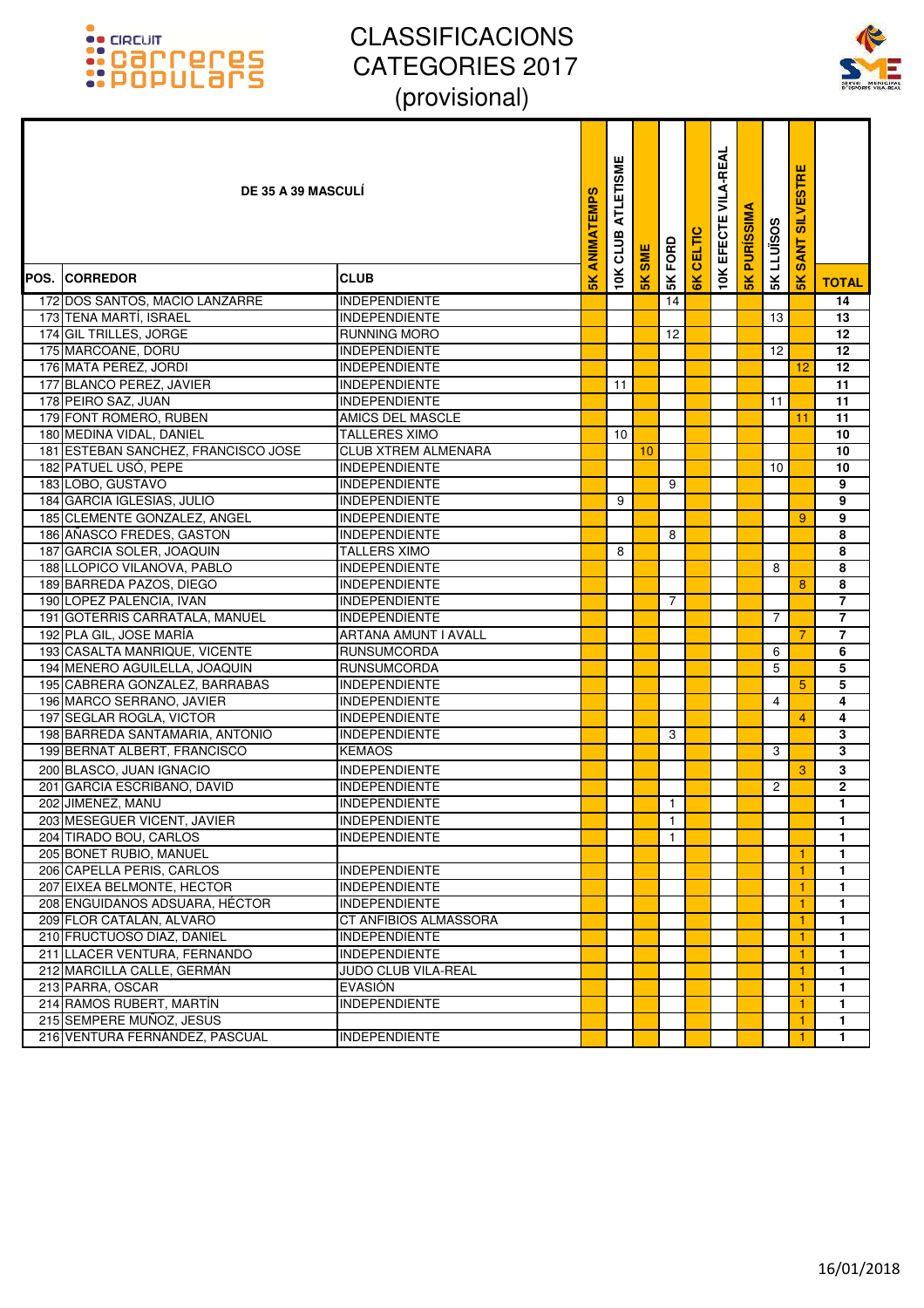# CLASSIFICACIONS CATEGORIES 2017 (provisional)

| DE 35 A 39 MASCULÍ | | | | | | | | | | | | | |
|---|---|---|---|---|---|---|---|---|---|---|---|---|---|
| POS. | CORREDOR | CLUB | 5K ANIMATEMPS | 10K CLUB ATLETISME | 5K SME | 5K FORD | 6K CELTIC | 10K EFECTE VILA-REAL | 5K PURÍSSIMA | 5K LLUÏSOS | 5K SANT SILVESTRE | TOTAL |
| 172 | DOS SANTOS, MACIO LANZARRE | INDEPENDIENTE | | | | 14 | | | | | | 14 |
| 173 | TENA MARTÍ, ISRAEL | INDEPENDIENTE | | | | | | | | 13 | | 13 |
| 174 | GIL TRILLES, JORGE | RUNNING MORO | | | | 12 | | | | | | 12 |
| 175 | MARCOANE, DORU | INDEPENDIENTE | | | | | | | | 12 | | 12 |
| 176 | MATA PEREZ, JORDI | INDEPENDIENTE | | | | | | | | | 12 | 12 |
| 177 | BLANCO PEREZ, JAVIER | INDEPENDIENTE | | 11 | | | | | | | | 11 |
| 178 | PEIRO SAZ, JUAN | INDEPENDIENTE | | | | | | | | 11 | | 11 |
| 179 | FONT ROMERO, RUBEN | AMICS DEL MASCLE | | | | | | | | | 11 | 11 |
| 180 | MEDINA VIDAL, DANIEL | TALLERES XIMO | | 10 | | | | | | | | 10 |
| 181 | ESTEBAN SANCHEZ, FRANCISCO JOSE | CLUB XTREM ALMENARA | | | 10 | | | | | | | 10 |
| 182 | PATUEL USÓ, PEPE | INDEPENDIENTE | | | | | | | | 10 | | 10 |
| 183 | LOBO, GUSTAVO | INDEPENDIENTE | | | | 9 | | | | | | 9 |
| 184 | GARCIA IGLESIAS, JULIO | INDEPENDIENTE | | 9 | | | | | | | | 9 |
| 185 | CLEMENTE GONZALEZ, ANGEL | INDEPENDIENTE | | | | | | | | | 9 | 9 |
| 186 | AÑASCO FREDES, GASTON | INDEPENDIENTE | | | | 8 | | | | | | 8 |
| 187 | GARCIA SOLER, JOAQUIN | TALLERS XIMO | | 8 | | | | | | | | 8 |
| 188 | LLOPICO VILANOVA, PABLO | INDEPENDIENTE | | | | | | | | 8 | | 8 |
| 189 | BARREDA PAZOS, DIEGO | INDEPENDIENTE | | | | | | | | | 8 | 8 |
| 190 | LOPEZ PALENCIA, IVAN | INDEPENDIENTE | | | | 7 | | | | | | 7 |
| 191 | GOTERRIS CARRATALA, MANUEL | INDEPENDIENTE | | | | | | | | 7 | | 7 |
| 192 | PLA GIL, JOSE MARÍA | ARTANA AMUNT I AVALL | | | | | | | | | 7 | 7 |
| 193 | CASALTA MANRIQUE, VICENTE | RUNSUMCORDA | | | | | | | | 6 | | 6 |
| 194 | MENERO AGUILELLA, JOAQUIN | RUNSUMCORDA | | | | | | | | 5 | | 5 |
| 195 | CABRERA GONZALEZ, BARRABAS | INDEPENDIENTE | | | | | | | | | 5 | 5 |
| 196 | MARCO SERRANO, JAVIER | INDEPENDIENTE | | | | | | | | 4 | | 4 |
| 197 | SEGLAR ROGLA, VICTOR | INDEPENDIENTE | | | | | | | | | 4 | 4 |
| 198 | BARREDA SANTAMARIA, ANTONIO | INDEPENDIENTE | | | | 3 | | | | | | 3 |
| 199 | BERNAT ALBERT, FRANCISCO | KEMAOS | | | | | | | | 3 | | 3 |
| 200 | BLASCO, JUAN IGNACIO | INDEPENDIENTE | | | | | | | | | 3 | 3 |
| 201 | GARCIA ESCRIBANO, DAVID | INDEPENDIENTE | | | | | | | | 2 | | 2 |
| 202 | JIMENEZ, MANU | INDEPENDIENTE | | | | 1 | | | | | | 1 |
| 203 | MESEGUER VICENT, JAVIER | INDEPENDIENTE | | | | 1 | | | | | | 1 |
| 204 | TIRADO BOU, CARLOS | INDEPENDIENTE | | | | 1 | | | | | | 1 |
| 205 | BONET RUBIO, MANUEL | | | | | | | | | | 1 | 1 |
| 206 | CAPELLA PERIS, CARLOS | INDEPENDIENTE | | | | | | | | | 1 | 1 |
| 207 | EIXEA BELMONTE, HECTOR | INDEPENDIENTE | | | | | | | | | 1 | 1 |
| 208 | ENGUIDANOS ADSUARA, HÉCTOR | INDEPENDIENTE | | | | | | | | | 1 | 1 |
| 209 | FLOR CATALAN, ALVARO | CT ANFIBIOS ALMASSORA | | | | | | | | | 1 | 1 |
| 210 | FRUCTUOSO DIAZ, DANIEL | INDEPENDIENTE | | | | | | | | | 1 | 1 |
| 211 | LLACER VENTURA, FERNANDO | INDEPENDIENTE | | | | | | | | | 1 | 1 |
| 212 | MARCILLA CALLE, GERMÁN | JUDO CLUB VILA-REAL | | | | | | | | | 1 | 1 |
| 213 | PARRA, OSCAR | EVASIÓN | | | | | | | | | 1 | 1 |
| 214 | RAMOS RUBERT, MARTÍN | INDEPENDIENTE | | | | | | | | | 1 | 1 |
| 215 | SEMPERE MUÑOZ, JESUS | | | | | | | | | | 1 | 1 |
| 216 | VENTURA FERNÁNDEZ, PASCUAL | INDEPENDIENTE | | | | | | | | | 1 | 1 |

16/01/2018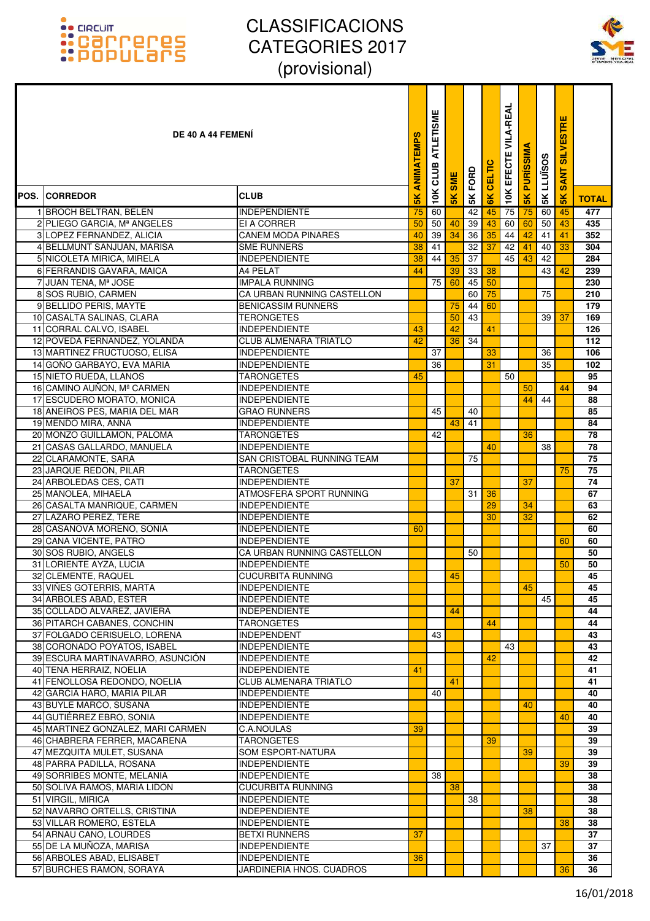# CLASSIFICACIONS CATEGORIES 2017 (provisional)

| POS. | DE 40 A 44 FEMENÍ<br>CORREDOR | CLUB | 5K ANIMATEMPS | 10K CLUB ATLETISME | 5K SME | 5K FORD | 6K CELTIC | 10K EFECTE VILA-REAL | 5K PURÍSSIMA | 5K LLUÏSOS | 5K SANT SILVESTRE | TOTAL |
|---|---|---|---|---|---|---|---|---|---|---|---|---|
| 1 | BROCH BELTRAN, BELEN | INDEPENDIENTE | 75 | 60 | | 42 | 45 | 75 | 75 | 60 | 45 | 477 |
| 2 | PLIEGO GARCIA, Mª ANGELES | EI A CORRER | 50 | 50 | 40 | 39 | 43 | 60 | 60 | 50 | 43 | 435 |
| 3 | LOPEZ FERNANDEZ, ALICIA | CANEM MODA PINARES | 40 | 39 | 34 | 36 | 35 | 44 | 42 | 41 | 41 | 352 |
| 4 | BELLMUNT SANJUAN, MARISA | SME RUNNERS | 38 | 41 | | 32 | 37 | 42 | 41 | 40 | 33 | 304 |
| 5 | NICOLETA MIRICA, MIRELA | INDEPENDIENTE | 38 | 44 | 35 | 37 | | 45 | 43 | 42 | | 284 |
| 6 | FERRANDIS GAVARA, MAICA | A4 PELAT | 44 | | 39 | 33 | 38 | | | 43 | 42 | 239 |
| 7 | JUAN TENA, Mª JOSE | IMPALA RUNNING | | 75 | 60 | 45 | 50 | | | | | 230 |
| 8 | SOS RUBIO, CARMEN | CA URBAN RUNNING CASTELLON | | | | 60 | 75 | | | 75 | | 210 |
| 9 | BELLIDO PERIS, MAYTE | BENICASSIM RUNNERS | | | 75 | 44 | 60 | | | | | 179 |
| 10 | CASALTA SALINAS, CLARA | TERONGETES | | | 50 | 43 | | | | 39 | 37 | 169 |
| 11 | CORRAL CALVO, ISABEL | INDEPENDIENTE | 43 | | 42 | | 41 | | | | | 126 |
| 12 | POVEDA FERNANDEZ, YOLANDA | CLUB ALMENARA TRIATLO | 42 | | 36 | 34 | | | | | | 112 |
| 13 | MARTINEZ FRUCTUOSO, ELISA | INDEPENDIENTE | | 37 | | | 33 | | | 36 | | 106 |
| 14 | GOÑO GARBAYO, EVA MARIA | INDEPENDIENTE | | 36 | | | 31 | | | 35 | | 102 |
| 15 | NIETO RUEDA, LLANOS | TARONGETES | 45 | | | | | 50 | | | | 95 |
| 16 | CAMINO AUÑON, Mª CARMEN | INDEPENDIENTE | | | | | | | 50 | | 44 | 94 |
| 17 | ESCUDERO MORATO, MONICA | INDEPENDIENTE | | | | | | | 44 | 44 | | 88 |
| 18 | ANEIROS PES, MARIA DEL MAR | GRAO RUNNERS | | 45 | | 40 | | | | | | 85 |
| 19 | MENDO MIRA, ANNA | INDEPENDIENTE | | | 43 | 41 | | | | | | 84 |
| 20 | MONZO GUILLAMON, PALOMA | TARONGETES | | 42 | | | | | 36 | | | 78 |
| 21 | CASAS GALLARDO, MANUELA | INDEPENDIENTE | | | | | 40 | | | 38 | | 78 |
| 22 | CLARAMONTE, SARA | SAN CRISTOBAL RUNNING TEAM | | | | 75 | | | | | | 75 |
| 23 | JARQUE REDON, PILAR | TARONGETES | | | | | | | | | 75 | 75 |
| 24 | ARBOLEDAS CES, CATI | INDEPENDIENTE | | | 37 | | | | 37 | | | 74 |
| 25 | MANOLEA, MIHAELA | ATMOSFERA SPORT RUNNING | | | | 31 | 36 | | | | | 67 |
| 26 | CASALTA MANRIQUE, CARMEN | INDEPENDIENTE | | | | | 29 | | 34 | | | 63 |
| 27 | LAZARO PEREZ, TERE | INDEPENDIENTE | | | | | 30 | | 32 | | | 62 |
| 28 | CASANOVA MORENO, SONIA | INDEPENDIENTE | 60 | | | | | | | | | 60 |
| 29 | CANA VICENTE, PATRO | INDEPENDIENTE | | | | | | | | | 60 | 60 |
| 30 | SOS RUBIO, ANGELS | CA URBAN RUNNING CASTELLON | | | | 50 | | | | | | 50 |
| 31 | LORIENTE AYZA, LUCIA | INDEPENDIENTE | | | | | | | | | 50 | 50 |
| 32 | CLEMENTE, RAQUEL | CUCURBITA RUNNING | | | 45 | | | | | | | 45 |
| 33 | VIÑES GOTERRIS, MARTA | INDEPENDIENTE | | | | | | | 45 | | | 45 |
| 34 | ARBOLES ABAD, ESTER | INDEPENDIENTE | | | | | | | | 45 | | 45 |
| 35 | COLLADO ÁLVAREZ, JAVIERA | INDEPENDIENTE | | | 44 | | | | | | | 44 |
| 36 | PITARCH CABANES, CONCHIN | TARONGETES | | | | | 44 | | | | | 44 |
| 37 | FOLGADO CERISUELO, LORENA | INDEPENDENT | | 43 | | | | | | | | 43 |
| 38 | CORONADO POYATOS, ISABEL | INDEPENDIENTE | | | | | | 43 | | | | 43 |
| 39 | ESCURA MARTINAVARRO, ASUNCIÓN | INDEPENDIENTE | | | | | 42 | | | | | 42 |
| 40 | TENA HERRAIZ, NOELIA | INDEPENDIENTE | 41 | | | | | | | | | 41 |
| 41 | FENOLLOSA REDONDO, NOELIA | CLUB ALMENARA TRIATLO | | | 41 | | | | | | | 41 |
| 42 | GARCIA HARO, MARIA PILAR | INDEPENDIENTE | | 40 | | | | | | | | 40 |
| 43 | BUYLE MARCO, SUSANA | INDEPENDIENTE | | | | | | | 40 | | | 40 |
| 44 | GUTIÉRREZ EBRO, SONIA | INDEPENDIENTE | | | | | | | | | 40 | 40 |
| 45 | MARTINEZ GONZALEZ, MARI CARMEN | C.A.NOULAS | 39 | | | | | | | | | 39 |
| 46 | CHABRERA FERRER, MACARENA | TARONGETES | | | | | 39 | | | | | 39 |
| 47 | MEZQUITA MULET, SUSANA | SOM ESPORT-NATURA | | | | | | | 39 | | | 39 |
| 48 | PARRA PADILLA, ROSANA | INDEPENDIENTE | | | | | | | | | 39 | 39 |
| 49 | SORRIBES MONTE, MELANIA | INDEPENDIENTE | | 38 | | | | | | | | 38 |
| 50 | SOLIVA RAMOS, MARIA LIDON | CUCURBITA RUNNING | | | 38 | | | | | | | 38 |
| 51 | VIRGIL, MIRICA | INDEPENDIENTE | | | | 38 | | | | | | 38 |
| 52 | NAVARRO ORTELLS, CRISTINA | INDEPENDIENTE | | | | | | | 38 | | | 38 |
| 53 | VILLAR ROMERO, ESTELA | INDEPENDIENTE | | | | | | | | | 38 | 38 |
| 54 | ARNAU CANO, LOURDES | BETXI RUNNERS | 37 | | | | | | | | | 37 |
| 55 | DE LA MUÑOZA, MARISA | INDEPENDIENTE | | | | | | | | 37 | | 37 |
| 56 | ARBOLES ABAD, ELISABET | INDEPENDIENTE | 36 | | | | | | | | | 36 |
| 57 | BURCHES RAMON, SORAYA | JARDINERIA HNOS. CUADROS | | | | | | | | | 36 | 36 |

16/01/2018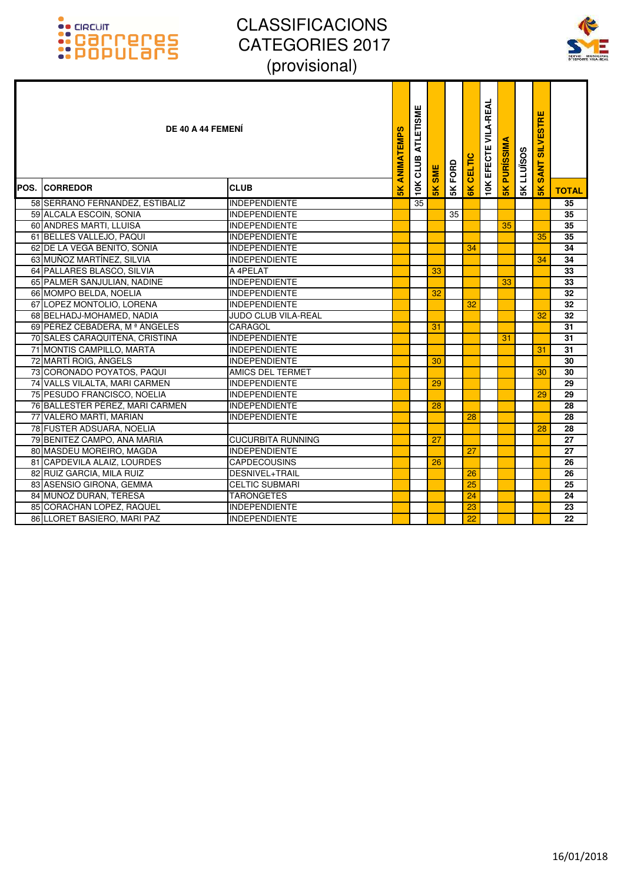# CLASSIFICACIONS CATEGORIES 2017 (provisional)

| DE 40 A 44 FEMENÍ | | | | | | | | | | | | |
|---|---|---|---|---|---|---|---|---|---|---|---|---|
| POS. | CORREDOR | CLUB | 5K ANIMATEMPS | 10K CLUB ATLETISME | 5K SME | 5K FORD | 6K CELTIC | 10K EFECTE VILA-REAL | 5K PURÍSSIMA | 5K LLUÏSOS | 5K SANT SILVESTRE | TOTAL |
| 58 | SERRANO FERNANDEZ, ESTIBALIZ | INDEPENDIENTE | | 35 | | | | | | | | 35 |
| 59 | ALCALA ESCOIN, SONIA | INDEPENDIENTE | | | | 35 | | | | | | 35 |
| 60 | ANDRES MARTI, LLUISA | INDEPENDIENTE | | | | | | | 35 | | | 35 |
| 61 | BELLES VALLEJO, PAQUI | INDEPENDIENTE | | | | | | | | | 35 | 35 |
| 62 | DE LA VEGA BENITO, SONIA | INDEPENDIENTE | | | | | 34 | | | | | 34 |
| 63 | MUÑOZ MARTÍNEZ, SILVIA | INDEPENDIENTE | | | | | | | | | 34 | 34 |
| 64 | PALLARES BLASCO, SILVIA | A 4PELAT | | | 33 | | | | | | | 33 |
| 65 | PALMER SANJULIAN, NADINE | INDEPENDIENTE | | | | | | | 33 | | | 33 |
| 66 | MOMPO BELDA, NOELIA | INDEPENDIENTE | | | 32 | | | | | | | 32 |
| 67 | LOPEZ MONTOLIO, LORENA | INDEPENDIENTE | | | | | 32 | | | | | 32 |
| 68 | BELHADJ-MOHAMED, NADIA | JUDO CLUB VILA-REAL | | | | | | | | | 32 | 32 |
| 69 | PÉREZ CEBADERA, M ª ÀNGELES | CARAGOL | | | 31 | | | | | | | 31 |
| 70 | SALES CARAQUITENA, CRISTINA | INDEPENDIENTE | | | | | | | 31 | | | 31 |
| 71 | MONTIS CAMPILLO, MARTA | INDEPENDIENTE | | | | | | | | | 31 | 31 |
| 72 | MARTÍ ROIG, ÀNGELS | INDEPENDIENTE | | | 30 | | | | | | | 30 |
| 73 | CORONADO POYATOS, PAQUI | AMICS DEL TERMET | | | | | | | | | 30 | 30 |
| 74 | VALLS VILALTA, MARI CARMEN | INDEPENDIENTE | | | 29 | | | | | | | 29 |
| 75 | PESUDO FRANCISCO, NOELIA | INDEPENDIENTE | | | | | | | | | 29 | 29 |
| 76 | BALLESTER PÉREZ, MARI CARMEN | INDEPENDIENTE | | | 28 | | | | | | | 28 |
| 77 | VALERO MARTÍ, MARIAN | INDEPENDIENTE | | | | | 28 | | | | | 28 |
| 78 | FUSTER ADSUARA, NOELIA | | | | | | | | | | 28 | 28 |
| 79 | BENITEZ CAMPO, ANA MARIA | CUCURBITA RUNNING | | | 27 | | | | | | | 27 |
| 80 | MASDEU MOREIRO, MAGDA | INDEPENDIENTE | | | | | 27 | | | | | 27 |
| 81 | CAPDEVILA ALAIZ, LOURDES | CAPDECOUSINS | | | 26 | | | | | | | 26 |
| 82 | RUIZ GARCIA, MILA RUIZ | DESNIVEL+TRAIL | | | | | 26 | | | | | 26 |
| 83 | ASENSIO GIRONA, GEMMA | CELTIC SUBMARI | | | | | 25 | | | | | 25 |
| 84 | MUÑOZ DURAN, TERESA | TARONGETES | | | | | 24 | | | | | 24 |
| 85 | CORACHAN LOPEZ, RAQUEL | INDEPENDIENTE | | | | | 23 | | | | | 23 |
| 86 | LLORET BASIERO, MARI PAZ | INDEPENDIENTE | | | | | 22 | | | | | 22 |

16/01/2018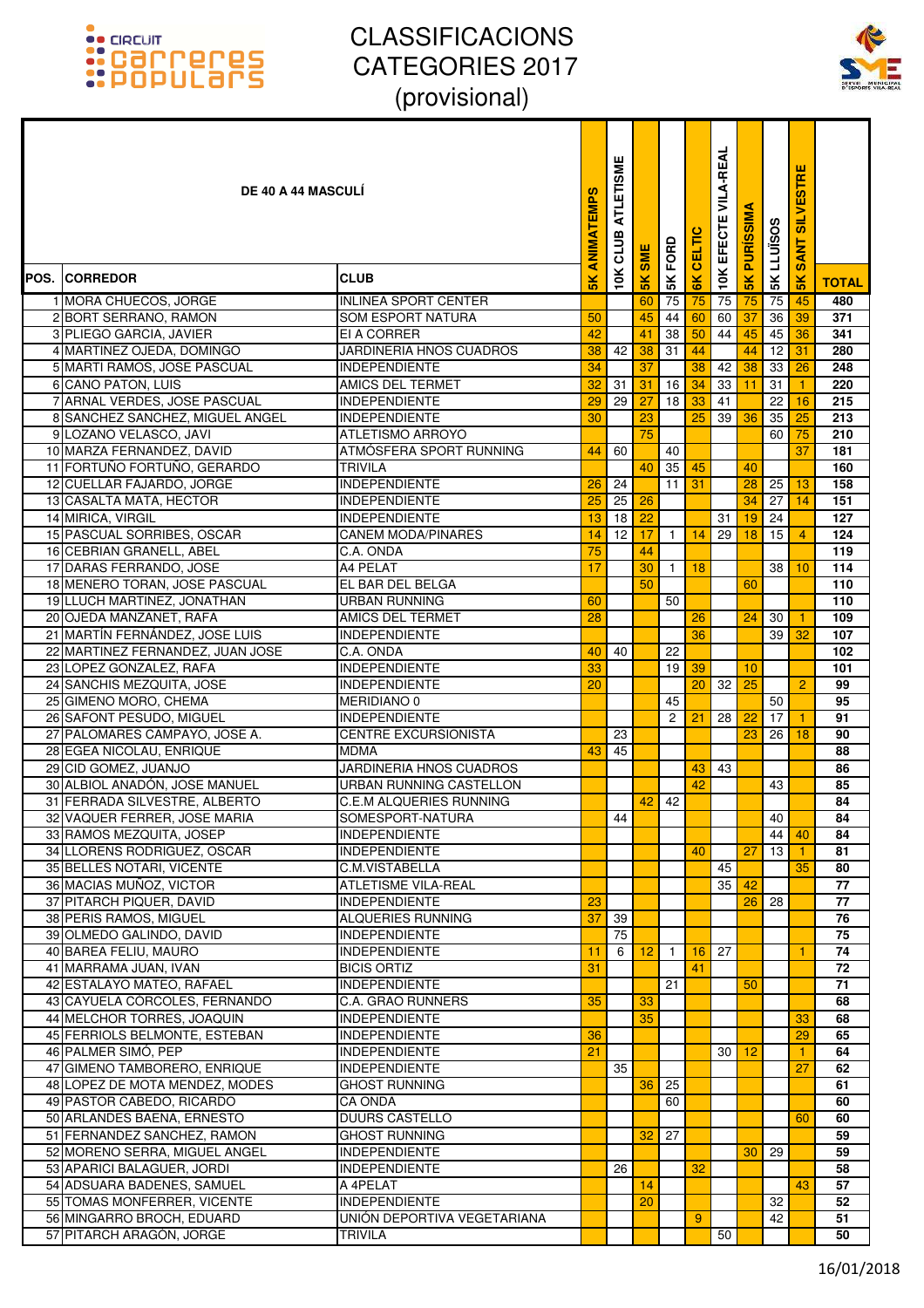# CLASSIFICACIONS CATEGORIES 2017 (provisional)

| POS. | DE 40 A 44 MASCULÍ<br>CORREDOR | CLUB | 5K ANIMATEMPS | 10K CLUB ATLETISME | 5K SME | 5K FORD | 6K CELTIC | 10K EFECTE VILA-REAL | 5K PURÍSSIMA | 5K LLUÏSOS | 5K SANT SILVESTRE | TOTAL |
|---|---|---|---|---|---|---|---|---|---|---|---|---|
| 1 | MORA CHUECOS, JORGE | INLINEA SPORT CENTER | | | 60 | 75 | 75 | 75 | 75 | 75 | 45 | 480 |
| 2 | BORT SERRANO, RAMON | SOM ESPORT NATURA | 50 | | 45 | 44 | 60 | 60 | 37 | 36 | 39 | 371 |
| 3 | PLIEGO GARCIA, JAVIER | EI A CORRER | 42 | | 41 | 38 | 50 | 44 | 45 | 45 | 36 | 341 |
| 4 | MARTINEZ OJEDA, DOMINGO | JARDINERIA HNOS CUADROS | 38 | 42 | 38 | 31 | 44 | | 44 | 12 | 31 | 280 |
| 5 | MARTI RAMOS, JOSE PASCUAL | INDEPENDIENTE | 34 | | 37 | | 38 | 42 | 38 | 33 | 26 | 248 |
| 6 | CANO PATON, LUIS | AMICS DEL TERMET | 32 | 31 | 31 | 16 | 34 | 33 | 11 | 31 | 1 | 220 |
| 7 | ARNAL VERDES, JOSE PASCUAL | INDEPENDIENTE | 29 | 29 | 27 | 18 | 33 | 41 | | 22 | 16 | 215 |
| 8 | SANCHEZ SANCHEZ, MIGUEL ANGEL | INDEPENDIENTE | 30 | | 23 | | 25 | 39 | 36 | 35 | 25 | 213 |
| 9 | LOZANO VELASCO, JAVI | ATLETISMO ARROYO | | | 75 | | | | | 60 | 75 | 210 |
| 10 | MARZA FERNANDEZ, DAVID | ATMÓSFERA SPORT RUNNING | 44 | 60 | | 40 | | | | | 37 | 181 |
| 11 | FORTUÑO FORTUÑO, GERARDO | TRIVILA | | | 40 | 35 | 45 | | 40 | | | 160 |
| 12 | CUELLAR FAJARDO, JORGE | INDEPENDIENTE | 26 | 24 | | 11 | 31 | | 28 | 25 | 13 | 158 |
| 13 | CASALTA MATA, HECTOR | INDEPENDIENTE | 25 | 25 | 26 | | | | 34 | 27 | 14 | 151 |
| 14 | MIRICA, VIRGIL | INDEPENDIENTE | 13 | 18 | 22 | | | 31 | 19 | 24 | | 127 |
| 15 | PASCUAL SORRIBES, OSCAR | CANEM MODA/PINARES | 14 | 12 | 17 | 1 | 14 | 29 | 18 | 15 | 4 | 124 |
| 16 | CEBRIAN GRANELL, ABEL | C.A. ONDA | 75 | | 44 | | | | | | | 119 |
| 17 | DARAS FERRANDO, JOSE | A4 PELAT | 17 | | 30 | 1 | 18 | | | 38 | 10 | 114 |
| 18 | MENERO TORAN, JOSE PASCUAL | EL BAR DEL BELGA | | | 50 | | | | 60 | | | 110 |
| 19 | LLUCH MARTINEZ, JONATHAN | URBAN RUNNING | 60 | | | 50 | | | | | | 110 |
| 20 | OJEDA MANZANET, RAFA | AMICS DEL TERMET | 28 | | | | 26 | | 24 | 30 | 1 | 109 |
| 21 | MARTÍN FERNÁNDEZ, JOSE LUIS | INDEPENDIENTE | | | | | 36 | | | 39 | 32 | 107 |
| 22 | MARTINEZ FERNANDEZ, JUAN JOSE | C.A. ONDA | 40 | 40 | | 22 | | | | | | 102 |
| 23 | LOPEZ GONZALEZ, RAFA | INDEPENDIENTE | 33 | | | 19 | 39 | | 10 | | | 101 |
| 24 | SANCHIS MEZQUITA, JOSE | INDEPENDIENTE | 20 | | | | 20 | 32 | 25 | | 2 | 99 |
| 25 | GIMENO MORO, CHEMA | MERIDIANO 0 | | | | 45 | | | | 50 | | 95 |
| 26 | SAFONT PESUDO, MIGUEL | INDEPENDIENTE | | | | 2 | 21 | 28 | 22 | 17 | 1 | 91 |
| 27 | PALOMARES CAMPAYO, JOSE A. | CENTRE EXCURSIONISTA | | 23 | | | | | 23 | 26 | 18 | 90 |
| 28 | EGEA NICOLAU, ENRIQUE | MDMA | 43 | 45 | | | | | | | | 88 |
| 29 | CID GOMEZ, JUANJO | JARDINERIA HNOS CUADROS | | | | | 43 | 43 | | | | 86 |
| 30 | ALBIOL ANADÓN, JOSE MANUEL | URBAN RUNNING CASTELLON | | | | | 42 | | | 43 | | 85 |
| 31 | FERRADA SILVESTRE, ALBERTO | C.E.M ALQUERIES RUNNING | | | 42 | 42 | | | | | | 84 |
| 32 | VAQUER FERRER, JOSE MARIA | SOMESPORT-NATURA | | 44 | | | | | | 40 | | 84 |
| 33 | RAMOS MEZQUITA, JOSEP | INDEPENDIENTE | | | | | | | | 44 | 40 | 84 |
| 34 | LLORENS RODRIGUEZ, OSCAR | INDEPENDIENTE | | | | | 40 | | 27 | 13 | 1 | 81 |
| 35 | BELLES NOTARI, VICENTE | C.M.VISTABELLA | | | | | | 45 | | | 35 | 80 |
| 36 | MACIAS MUÑOZ, VICTOR | ATLETISME VILA-REAL | | | | | | 35 | 42 | | | 77 |
| 37 | PITARCH PIQUER, DAVID | INDEPENDIENTE | 23 | | | | | | 26 | 28 | | 77 |
| 38 | PERIS RAMOS, MIGUEL | ALQUERIES RUNNING | 37 | 39 | | | | | | | | 76 |
| 39 | OLMEDO GALINDO, DAVID | INDEPENDIENTE | | 75 | | | | | | | | 75 |
| 40 | BAREA FELIU, MAURO | INDEPENDIENTE | 11 | 6 | 12 | 1 | 16 | 27 | | | 1 | 74 |
| 41 | MARRAMA JUAN, IVAN | BICIS ORTIZ | 31 | | | | 41 | | | | | 72 |
| 42 | ESTALAYO MATEO, RAFAEL | INDEPENDIENTE | | | | 21 | | | 50 | | | 71 |
| 43 | CAYUELA CÓRCOLES, FERNANDO | C.A. GRAO RUNNERS | 35 | | 33 | | | | | | | 68 |
| 44 | MELCHOR TORRES, JOAQUIN | INDEPENDIENTE | | | 35 | | | | | | 33 | 68 |
| 45 | FERRIOLS BELMONTE, ESTEBAN | INDEPENDIENTE | 36 | | | | | | | | 29 | 65 |
| 46 | PALMER SIMÓ, PEP | INDEPENDIENTE | 21 | | | | | 30 | 12 | | 1 | 64 |
| 47 | GIMENO TAMBORERO, ENRIQUE | INDEPENDIENTE | | 35 | | | | | | | 27 | 62 |
| 48 | LOPEZ DE MOTA MENDEZ, MODES | GHOST RUNNING | | | 36 | 25 | | | | | | 61 |
| 49 | PASTOR CABEDO, RICARDO | CA ONDA | | | | 60 | | | | | | 60 |
| 50 | ARLANDES BAENA, ERNESTO | DUURS CASTELLO | | | | | | | | | 60 | 60 |
| 51 | FERNANDEZ SANCHEZ, RAMON | GHOST RUNNING | | | 32 | 27 | | | | | | 59 |
| 52 | MORENO SERRA, MIGUEL ANGEL | INDEPENDIENTE | | | | | | | 30 | 29 | | 59 |
| 53 | APARICI BALAGUER, JORDI | INDEPENDIENTE | | 26 | | | 32 | | | | | 58 |
| 54 | ADSUARA BADENES, SAMUEL | A 4PELAT | | | 14 | | | | | | 43 | 57 |
| 55 | TOMAS MONFERRER, VICENTE | INDEPENDIENTE | | | 20 | | | | | 32 | | 52 |
| 56 | MINGARRO BROCH, EDUARD | UNIÓN DEPORTIVA VEGETARIANA | | | | | 9 | | | 42 | | 51 |
| 57 | PITARCH ARAGÓN, JORGE | TRIVILA | | | | | | 50 | | | | 50 |

16/01/2018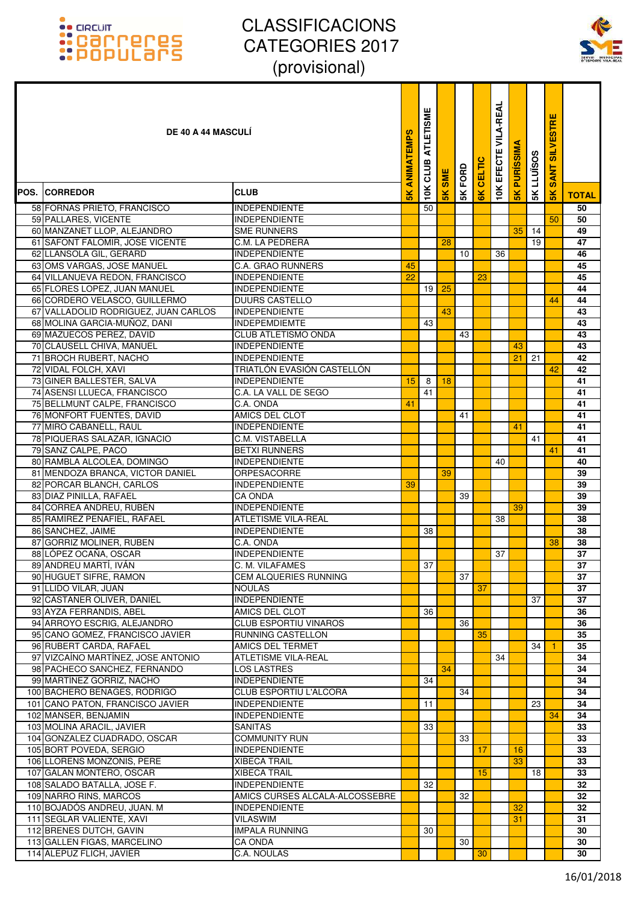# CLASSIFICACIONS CATEGORIES 2017 (provisional)

| POS. | CORREDOR | CLUB | 5K ANIMATEMPS | 10K CLUB ATLETISME | 5K SME | 5K FORD | 6K CELTIC | 10K EFECTE VILA-REAL | 5K PURÍSSIMA | 5K LLUÏSOS | 5K SANT SILVESTRE | TOTAL |
|---|---|---|---|---|---|---|---|---|---|---|---|---|
| **DE 40 A 44 MASCULÍ** | | | | | | | | | | | | |
| 58 | FORNAS PRIETO, FRANCISCO | INDEPENDIENTE | | 50 | | | | | | | | 50 |
| 59 | PALLARES, VICENTE | INDEPENDIENTE | | | | | | | | | 50 | 50 |
| 60 | MANZANET LLOP, ALEJANDRO | SME RUNNERS | | | | | | | 35 | 14 | | 49 |
| 61 | SAFONT FALOMIR, JOSE VICENTE | C.M. LA PEDRERA | | | 28 | | | | | 19 | | 47 |
| 62 | LLANSOLA GIL, GERARD | INDEPENDIENTE | | | | 10 | | 36 | | | | 46 |
| 63 | OMS VARGAS, JOSE MANUEL | C.A. GRAO RUNNERS | 45 | | | | | | | | | 45 |
| 64 | VILLANUEVA REDON, FRANCISCO | INDEPENDIENTE | 22 | | | | 23 | | | | | 45 |
| 65 | FLORES LOPEZ, JUAN MANUEL | INDEPENDIENTE | | 19 | 25 | | | | | | | 44 |
| 66 | CORDERO VELASCO, GUILLERMO | DUURS CASTELLO | | | | | | | | | 44 | 44 |
| 67 | VALLADOLID RODRIGUEZ, JUAN CARLOS | INDEPENDIENTE | | | 43 | | | | | | | 43 |
| 68 | MOLINA GARCIA-MUÑOZ, DANI | INDEPEMDIEMTE | | 43 | | | | | | | | 43 |
| 69 | MAZUECOS PEREZ, DAVID | CLUB ATLETISMO ONDA | | | | 43 | | | | | | 43 |
| 70 | CLAUSELL CHIVA, MANUEL | INDEPENDIENTE | | | | | | | 43 | | | 43 |
| 71 | BROCH RUBERT, NACHO | INDEPENDIENTE | | | | | | | 21 | 21 | | 42 |
| 72 | VIDAL FOLCH, XAVI | TRIATLÓN EVASIÓN CASTELLÓN | | | | | | | | | 42 | 42 |
| 73 | GINER BALLESTER, SALVA | INDEPENDIENTE | 15 | 8 | 18 | | | | | | | 41 |
| 74 | ASENSI LLUECA, FRANCISCO | C.A. LA VALL DE SEGO | | 41 | | | | | | | | 41 |
| 75 | BELLMUNT CALPE, FRANCISCO | C.A. ONDA | 41 | | | | | | | | | 41 |
| 76 | MONFORT FUENTES, DAVID | AMICS DEL CLOT | | | | 41 | | | | | | 41 |
| 77 | MIRO CABANELL, RAUL | INDEPENDIENTE | | | | | | | 41 | | | 41 |
| 78 | PIQUERAS SALAZAR, IGNACIO | C.M. VISTABELLA | | | | | | | | 41 | | 41 |
| 79 | SANZ CALPE, PACO | BETXI RUNNERS | | | | | | | | | 41 | 41 |
| 80 | RAMBLA ALCOLEA, DOMINGO | INDEPENDIENTE | | | | | | 40 | | | | 40 |
| 81 | MENDOZA BRANCA, VICTOR DANIEL | ORPESACORRE | | | 39 | | | | | | | 39 |
| 82 | PORCAR BLANCH, CARLOS | INDEPENDIENTE | 39 | | | | | | | | | 39 |
| 83 | DIAZ PINILLA, RAFAEL | CA ONDA | | | | 39 | | | | | | 39 |
| 84 | CORREA ANDREU, RUBEN | INDEPENDIENTE | | | | | | | 39 | | | 39 |
| 85 | RAMÍREZ PEÑAFIEL, RAFAEL | ATLETISME VILA-REAL | | | | | | 38 | | | | 38 |
| 86 | SANCHEZ, JAIME | INDEPENDIENTE | | 38 | | | | | | | | 38 |
| 87 | GORRIZ MOLINER, RUBEN | C.A. ONDA | | | | | | | | | 38 | 38 |
| 88 | LÓPEZ OCAÑA, OSCAR | INDEPENDIENTE | | | | | | 37 | | | | 37 |
| 89 | ANDREU MARTÍ, IVÀN | C. M. VILAFAMES | | 37 | | | | | | | | 37 |
| 90 | HUGUET SIFRE, RAMON | CEM ALQUERIES RUNNING | | | | 37 | | | | | | 37 |
| 91 | LLIDO VILAR, JUAN | NOULAS | | | | | 37 | | | | | 37 |
| 92 | CASTAÑER OLIVER, DANIEL | INDEPENDIENTE | | | | | | | | 37 | | 37 |
| 93 | AYZA FERRANDIS, ABEL | AMICS DEL CLOT | | 36 | | | | | | | | 36 |
| 94 | ARROYO ESCRIG, ALEJANDRO | CLUB ESPORTIU VINAROS | | | | 36 | | | | | | 36 |
| 95 | CANO GOMEZ, FRANCISCO JAVIER | RUNNING CASTELLON | | | | | 35 | | | | | 35 |
| 96 | RUBERT CARDA, RAFAEL | AMICS DEL TERMET | | | | | | | | 34 | 1 | 35 |
| 97 | VIZCAÍNO MARTÍNEZ, JOSE ANTONIO | ATLETISME VILA-REAL | | | | | | 34 | | | | 34 |
| 98 | PACHECO SANCHEZ, FERNANDO | LOS LASTRES | | | 34 | | | | | | | 34 |
| 99 | MARTÍNEZ GORRIZ, NACHO | INDEPENDIENTE | | 34 | | | | | | | | 34 |
| 100 | BACHERO BENAGES, RODRIGO | CLUB ESPORTIU L'ALCORA | | | | 34 | | | | | | 34 |
| 101 | CANO PATON, FRANCISCO JAVIER | INDEPENDIENTE | | 11 | | | | | | 23 | | 34 |
| 102 | MANSER, BENJAMIN | INDEPENDIENTE | | | | | | | | | 34 | 34 |
| 103 | MOLINA ARACIL, JAVIER | SANITAS | | 33 | | | | | | | | 33 |
| 104 | GONZALEZ CUADRADO, OSCAR | COMMUNITY RUN | | | | 33 | | | | | | 33 |
| 105 | BORT POVEDA, SERGIO | INDEPENDIENTE | | | | | 17 | | 16 | | | 33 |
| 106 | LLORENS MONZONIS, PERE | XIBECA TRAIL | | | | | | | 33 | | | 33 |
| 107 | GALAN MONTERO, OSCAR | XIBECA TRAIL | | | | | 15 | | | 18 | | 33 |
| 108 | SALADO BATALLA, JOSE F. | INDEPENDIENTE | | 32 | | | | | | | | 32 |
| 109 | NARRO RINS, MARCOS | AMICS CURSES ALCALA-ALCOSSEBRE | | | | 32 | | | | | | 32 |
| 110 | BOJADÓS ANDREU, JUAN. M | INDEPENDIENTE | | | | | | | 32 | | | 32 |
| 111 | SEGLAR VALIENTE, XAVI | VILASWIM | | | | | | | 31 | | | 31 |
| 112 | BRENES DUTCH, GAVIN | IMPALA RUNNING | | 30 | | | | | | | | 30 |
| 113 | GALLEN FIGAS, MARCELINO | CA ONDA | | | | 30 | | | | | | 30 |
| 114 | ALEPUZ FLICH, JAVIER | C.A. NOULAS | | | | | 30 | | | | | 30 |

16/01/2018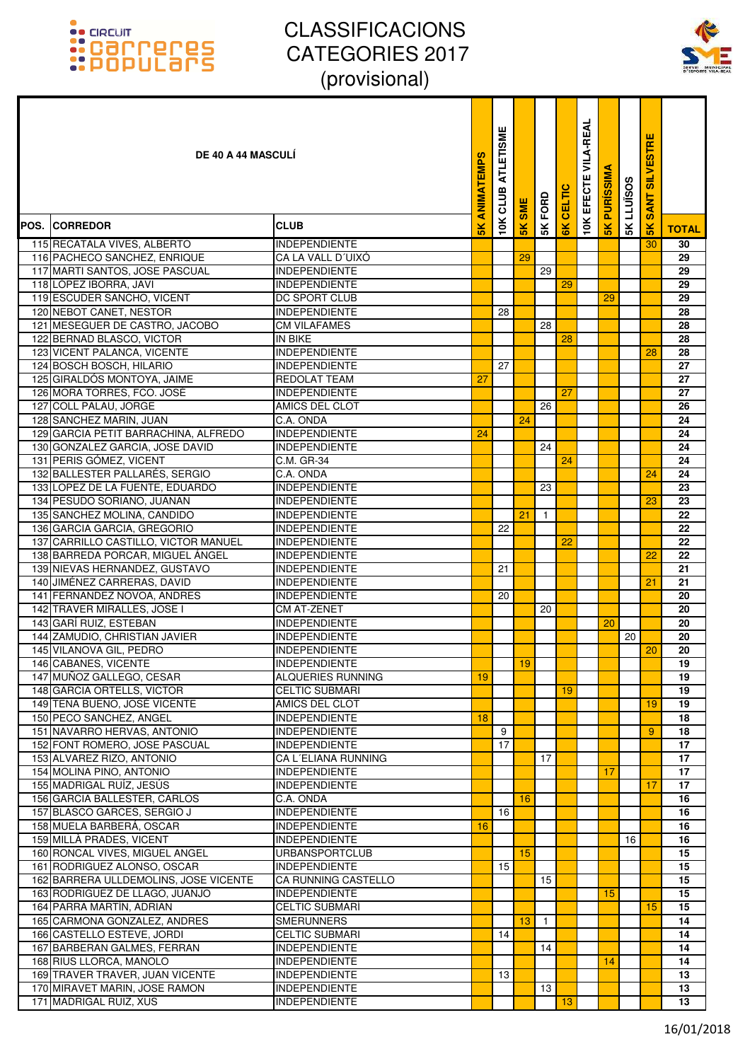# CLASSIFICACIONS CATEGORIES 2017 (provisional)

| POS. | CORREDOR | CLUB | 5K ANIMATEMPS | 10K CLUB ATLETISME | 5K SME | 5K FORD | 6K CELTIC | 10K EFECTE VILA-REAL | 5K PURÍSSIMA | 5K LLUÏSOS | 5K SANT SILVESTRE | TOTAL |
|---|---|---|---|---|---|---|---|---|---|---|---|---|
| **DE 40 A 44 MASCULÍ** | | | | | | | | | | | | |
| 115 | RECATALA VIVES, ALBERTO | INDEPENDIENTE | | | | | | | | | 30 | 30 |
| 116 | PACHECO SANCHEZ, ENRIQUE | CA LA VALL D´UIXÓ | | | 29 | | | | | | | 29 |
| 117 | MARTI SANTOS, JOSE PASCUAL | INDEPENDIENTE | | | | 29 | | | | | | 29 |
| 118 | LÓPEZ IBORRA, JAVI | INDEPENDIENTE | | | | | 29 | | | | | 29 |
| 119 | ESCUDER SANCHO, VICENT | DC SPORT CLUB | | | | | | | 29 | | | 29 |
| 120 | NEBOT CANET, NESTOR | INDEPENDIENTE | | 28 | | | | | | | | 28 |
| 121 | MESEGUER DE CASTRO, JACOBO | CM VILAFAMES | | | | 28 | | | | | | 28 |
| 122 | BERNAD BLASCO, VICTOR | IN BIKE | | | | | 28 | | | | | 28 |
| 123 | VICENT PALANCA, VICENTE | INDEPENDIENTE | | | | | | | | | 28 | 28 |
| 124 | BOSCH BOSCH, HILARIO | INDEPENDIENTE | | 27 | | | | | | | | 27 |
| 125 | GIRALDÓS MONTOYA, JAIME | REDOLAT TEAM | 27 | | | | | | | | | 27 |
| 126 | MORA TORRES, FCO. JOSÉ | INDEPENDIENTE | | | | | 27 | | | | | 27 |
| 127 | COLL PALAU, JORGE | AMICS DEL CLOT | | | | 26 | | | | | | 26 |
| 128 | SANCHEZ MARIN, JUAN | C.A. ONDA | | | 24 | | | | | | | 24 |
| 129 | GARCIA PETIT BARRACHINA, ALFREDO | INDEPENDIENTE | 24 | | | | | | | | | 24 |
| 130 | GONZALEZ GARCIA, JOSE DAVID | INDEPENDIENTE | | | | 24 | | | | | | 24 |
| 131 | PERIS GÓMEZ, VICENT | C.M. GR-34 | | | | | 24 | | | | | 24 |
| 132 | BALLESTER PALLARÉS, SERGIO | C.A. ONDA | | | | | | | | | 24 | 24 |
| 133 | LOPEZ DE LA FUENTE, EDUARDO | INDEPENDIENTE | | | | 23 | | | | | | 23 |
| 134 | PESUDO SORIANO, JUANAN | INDEPENDIENTE | | | | | | | | | 23 | 23 |
| 135 | SANCHEZ MOLINA, CANDIDO | INDEPENDIENTE | | | 21 | 1 | | | | | | 22 |
| 136 | GARCIA GARCIA, GREGORIO | INDEPENDIENTE | | 22 | | | | | | | | 22 |
| 137 | CARRILLO CASTILLO, VICTOR MANUEL | INDEPENDIENTE | | | | | 22 | | | | | 22 |
| 138 | BARREDA PORCAR, MIGUEL ÁNGEL | INDEPENDIENTE | | | | | | | | | 22 | 22 |
| 139 | NIEVAS HERNANDEZ, GUSTAVO | INDEPENDIENTE | | 21 | | | | | | | | 21 |
| 140 | JIMÉNEZ CARRERAS, DAVID | INDEPENDIENTE | | | | | | | | | 21 | 21 |
| 141 | FERNANDEZ NOVOA, ANDRES | INDEPENDIENTE | | 20 | | | | | | | | 20 |
| 142 | TRAVER MIRALLES, JOSE I | CM AT-ZENET | | | | 20 | | | | | | 20 |
| 143 | GARÍ RUIZ, ESTEBAN | INDEPENDIENTE | | | | | | | 20 | | | 20 |
| 144 | ZAMUDIO, CHRISTIAN JAVIER | INDEPENDIENTE | | | | | | | | 20 | | 20 |
| 145 | VILANOVA GIL, PEDRO | INDEPENDIENTE | | | | | | | | | 20 | 20 |
| 146 | CABANES, VICENTE | INDEPENDIENTE | | | 19 | | | | | | | 19 |
| 147 | MUÑOZ GALLEGO, CESAR | ALQUERIES RUNNING | 19 | | | | | | | | | 19 |
| 148 | GARCIA ORTELLS, VICTOR | CELTIC SUBMARI | | | | | 19 | | | | | 19 |
| 149 | TENA BUENO, JOSÉ VICENTE | AMICS DEL CLOT | | | | | | | | | 19 | 19 |
| 150 | PECO SANCHEZ, ANGEL | INDEPENDIENTE | 18 | | | | | | | | | 18 |
| 151 | NAVARRO HERVAS, ANTONIO | INDEPENDIENTE | | 9 | | | | | | | 9 | 18 |
| 152 | FONT ROMERO, JOSE PASCUAL | INDEPENDIENTE | | 17 | | | | | | | | 17 |
| 153 | ALVAREZ RIZO, ANTONIO | CA L´ELIANA RUNNING | | | | 17 | | | | | | 17 |
| 154 | MOLINA PINO, ANTONIO | INDEPENDIENTE | | | | | | | 17 | | | 17 |
| 155 | MADRIGAL RUÍZ, JESÚS | INDEPENDIENTE | | | | | | | | | 17 | 17 |
| 156 | GARCIA BALLESTER, CARLOS | C.A. ONDA | | | 16 | | | | | | | 16 |
| 157 | BLASCO GARCES, SERGIO J | INDEPENDIENTE | | 16 | | | | | | | | 16 |
| 158 | MUELA BARBERÁ, OSCAR | INDEPENDIENTE | 16 | | | | | | | | | 16 |
| 159 | MILLÀ PRADES, VICENT | INDEPENDIENTE | | | | | | | | 16 | | 16 |
| 160 | RONCAL VIVES, MIGUEL ANGEL | URBANSPORTCLUB | | | 15 | | | | | | | 15 |
| 161 | RODRIGUEZ ALONSO, OSCAR | INDEPENDIENTE | | 15 | | | | | | | | 15 |
| 162 | BARRERA ULLDEMOLINS, JOSE VICENTE | CA RUNNING CASTELLO | | | | 15 | | | | | | 15 |
| 163 | RODRIGUEZ DE LLAGO, JUANJO | INDEPENDIENTE | | | | | | | 15 | | | 15 |
| 164 | PARRA MARTIN, ADRIAN | CELTIC SUBMARI | | | | | | | | | 15 | 15 |
| 165 | CARMONA GONZALEZ, ANDRES | SMERUNNERS | | | 13 | 1 | | | | | | 14 |
| 166 | CASTELLO ESTEVE, JORDI | CELTIC SUBMARI | | 14 | | | | | | | | 14 |
| 167 | BARBERAN GALMES, FERRAN | INDEPENDIENTE | | | | 14 | | | | | | 14 |
| 168 | RIUS LLORCA, MANOLO | INDEPENDIENTE | | | | | | | 14 | | | 14 |
| 169 | TRAVER TRAVER, JUAN VICENTE | INDEPENDIENTE | | 13 | | | | | | | | 13 |
| 170 | MIRAVET MARIN, JOSE RAMON | INDEPENDIENTE | | | | 13 | | | | | | 13 |
| 171 | MADRIGAL RUIZ, XUS | INDEPENDIENTE | | | | | 13 | | | | | 13 |

16/01/2018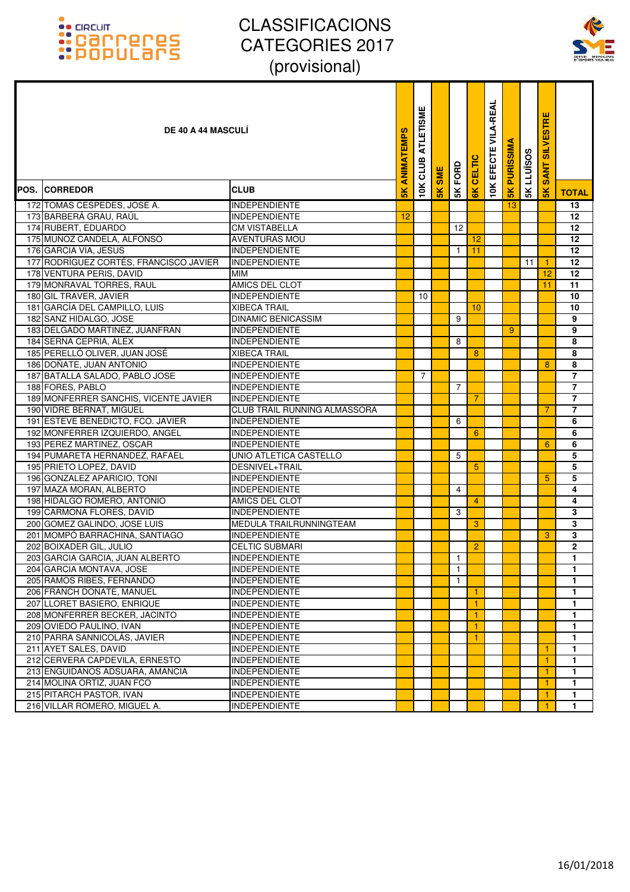# CLASSIFICACIONS CATEGORIES 2017 (provisional)

| POS. | DE 40 A 44 MASCULÍ CORREDOR | CLUB | 5K ANIMATEMPS | 10K CLUB ATLETISME | 5K SME | 5K FORD | 6K CELTIC | 10K EFECTE VILA-REAL | 5K PURÍSSIMA | 5K LLUÏSOS | 5K SANT SILVESTRE | TOTAL |
|---|---|---|---|---|---|---|---|---|---|---|---|---|
| 172 | TOMAS CESPEDES, JOSE A. | INDEPENDIENTE | | | | | | | 13 | | | 13 |
| 173 | BARBERÁ GRAU, RAÚL | INDEPENDIENTE | 12 | | | | | | | | | 12 |
| 174 | RUBERT, EDUARDO | CM VISTABELLA | | | | 12 | | | | | | 12 |
| 175 | MUÑOZ CANDELA, ALFONSO | AVENTURAS MOU | | | | | 12 | | | | | 12 |
| 176 | GARCIA VIA, JESUS | INDEPENDIENTE | | | | 1 | 11 | | | | | 12 |
| 177 | RODRÍGUEZ CORTÉS, FRANCISCO JAVIER | INDEPENDIENTE | | | | | | | | 11 | 1 | 12 |
| 178 | VENTURA PERIS, DAVID | MIM | | | | | | | | | 12 | 12 |
| 179 | MONRAVAL TORRES, RAUL | AMICS DEL CLOT | | | | | | | | | 11 | 11 |
| 180 | GIL TRAVER, JAVIER | INDEPENDIENTE | | 10 | | | | | | | | 10 |
| 181 | GARCÍA DEL CAMPILLO, LUIS | XIBECA TRAIL | | | | | 10 | | | | | 10 |
| 182 | SANZ HIDALGO, JOSE | DINAMIC BENICASSIM | | | | 9 | | | | | | 9 |
| 183 | DELGADO MARTINEZ, JUANFRAN | INDEPENDIENTE | | | | | | | 9 | | | 9 |
| 184 | SERNA CEPRIA, ALEX | INDEPENDIENTE | | | | 8 | | | | | | 8 |
| 185 | PERELLÓ OLIVER, JUAN JOSÉ | XIBECA TRAIL | | | | | 8 | | | | | 8 |
| 186 | DOÑATE, JUAN ANTONIO | INDEPENDIENTE | | | | | | | | | 8 | 8 |
| 187 | BATALLA SALADO, PABLO JOSE | INDEPENDIENTE | | 7 | | | | | | | | 7 |
| 188 | FORES, PABLO | INDEPENDIENTE | | | | 7 | | | | | | 7 |
| 189 | MONFERRER SANCHIS, VICENTE JAVIER | INDEPENDIENTE | | | | | 7 | | | | | 7 |
| 190 | VIDRE BERNAT, MIGUEL | CLUB TRAIL RUNNING ALMASSORA | | | | | | | | | 7 | 7 |
| 191 | ESTEVE BENEDICTO, FCO. JAVIER | INDEPENDIENTE | | | | 6 | | | | | | 6 |
| 192 | MONFERRER IZQUIERDO, ANGEL | INDEPENDIENTE | | | | | 6 | | | | | 6 |
| 193 | PEREZ MARTINEZ, OSCAR | INDEPENDIENTE | | | | | | | | | 6 | 6 |
| 194 | PUMARETA HERNANDEZ, RAFAEL | UNIO ATLETICA CASTELLO | | | | 5 | | | | | | 5 |
| 195 | PRIETO LOPEZ, DAVID | DESNIVEL+TRAIL | | | | | 5 | | | | | 5 |
| 196 | GONZALEZ APARICIO, TONI | INDEPENDIENTE | | | | | | | | | 5 | 5 |
| 197 | MAZA MORAN, ALBERTO | INDEPENDIENTE | | | | 4 | | | | | | 4 |
| 198 | HIDALGO ROMERO, ANTONIO | AMICS DEL CLOT | | | | | 4 | | | | | 4 |
| 199 | CARMONA FLORES, DAVID | INDEPENDIENTE | | | | 3 | | | | | | 3 |
| 200 | GOMEZ GALINDO, JOSE LUIS | MEDULA TRAILRUNNINGTEAM | | | | | 3 | | | | | 3 |
| 201 | MOMPÓ BARRACHINA, SANTIAGO | INDEPENDIENTE | | | | | | | | | 3 | 3 |
| 202 | BOIXADER GIL, JULIO | CELTIC SUBMARI | | | | | 2 | | | | | 2 |
| 203 | GARCIA GARCIA, JUAN ALBERTO | INDEPENDIENTE | | | | 1 | | | | | | 1 |
| 204 | GARCIA MONTAVA, JOSE | INDEPENDIENTE | | | | 1 | | | | | | 1 |
| 205 | RAMOS RIBES, FERNANDO | INDEPENDIENTE | | | | 1 | | | | | | 1 |
| 206 | FRANCH DONATE, MANUEL | INDEPENDIENTE | | | | | 1 | | | | | 1 |
| 207 | LLORET BASIERO, ENRIQUE | INDEPENDIENTE | | | | | 1 | | | | | 1 |
| 208 | MONFERRER BECKER, JACINTO | INDEPENDIENTE | | | | | 1 | | | | | 1 |
| 209 | OVIEDO PAULINO, IVAN | INDEPENDIENTE | | | | | 1 | | | | | 1 |
| 210 | PARRA SANNICOLÁS, JAVIER | INDEPENDIENTE | | | | | 1 | | | | | 1 |
| 211 | AYET SALES, DAVID | INDEPENDIENTE | | | | | | | | | 1 | 1 |
| 212 | CERVERA CAPDEVILA, ERNESTO | INDEPENDIENTE | | | | | | | | | 1 | 1 |
| 213 | ENGUIDANOS ADSUARA, AMANCIA | INDEPENDIENTE | | | | | | | | | 1 | 1 |
| 214 | MOLINA ORTIZ, JUAN FCO | INDEPENDIENTE | | | | | | | | | 1 | 1 |
| 215 | PITARCH PASTOR, IVAN | INDEPENDIENTE | | | | | | | | | 1 | 1 |
| 216 | VILLAR ROMERO, MIGUEL A. | INDEPENDIENTE | | | | | | | | | 1 | 1 |

16/01/2018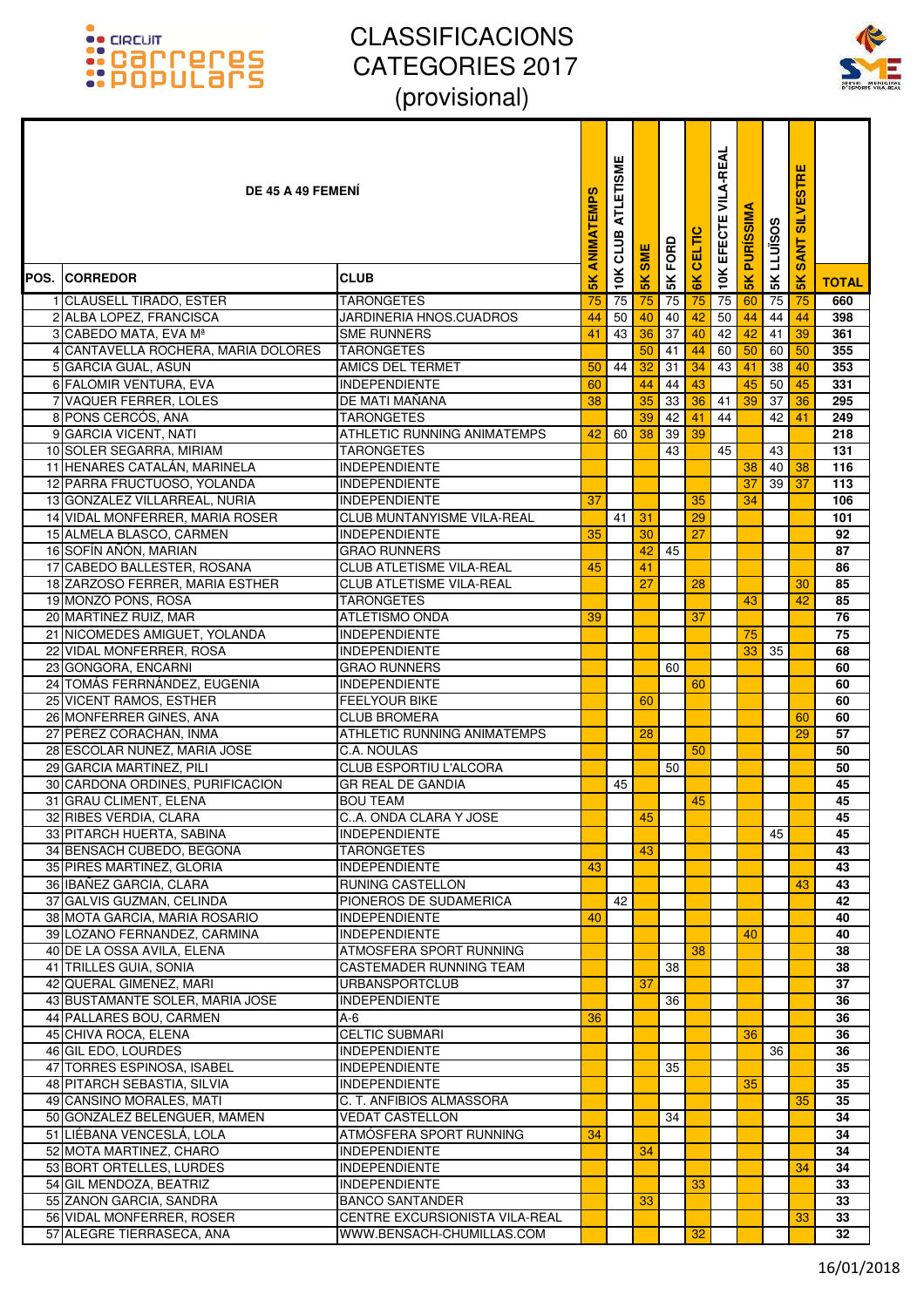# CLASSIFICACIONS CATEGORIES 2017 (provisional)

| POS. | DE 45 A 49 FEMENÍ<br>CORREDOR | CLUB | 5K ANIMATEMPS | 10K CLUB ATLETISME | 5K SME | 5K FORD | 6K CELTIC | 10K EFECTE VILA-REAL | 5K PURÍSSIMA | 5K LLUÏSOS | 5K SANT SILVESTRE | TOTAL |
|---|---|---|---|---|---|---|---|---|---|---|---|---|
| 1 | CLAUSELL TIRADO, ESTER | TARONGETES | 75 | 75 | 75 | 75 | 75 | 75 | 60 | 75 | 75 | 660 |
| 2 | ALBA LOPEZ, FRANCISCA | JARDINERIA HNOS.CUADROS | 44 | 50 | 40 | 40 | 42 | 50 | 44 | 44 | 44 | 398 |
| 3 | CABEDO MATA, EVA Mª | SME RUNNERS | 41 | 43 | 36 | 37 | 40 | 42 | 42 | 41 | 39 | 361 |
| 4 | CANTAVELLA ROCHERA, MARIA DOLORES | TARONGETES | | | 50 | 41 | 44 | 60 | 50 | 60 | 50 | 355 |
| 5 | GARCIA GUAL, ASUN | AMICS DEL TERMET | 50 | 44 | 32 | 31 | 34 | 43 | 41 | 38 | 40 | 353 |
| 6 | FALOMIR VENTURA, EVA | INDEPENDIENTE | 60 | | 44 | 44 | 43 | | 45 | 50 | 45 | 331 |
| 7 | VAQUER FERRER, LOLES | DE MATI MAÑANA | 38 | | 35 | 33 | 36 | 41 | 39 | 37 | 36 | 295 |
| 8 | PONS CERCÓS, ANA | TARONGETES | | | 39 | 42 | 41 | 44 | | 42 | 41 | 249 |
| 9 | GARCIA VICENT, NATI | ATHLETIC RUNNING ANIMATEMPS | 42 | 60 | 38 | 39 | 39 | | | | | 218 |
| 10 | SOLER SEGARRA, MIRIAM | TARONGETES | | | | 43 | | 45 | | 43 | | 131 |
| 11 | HENARES CATALÁN, MARINELA | INDEPENDIENTE | | | | | | | 38 | 40 | 38 | 116 |
| 12 | PARRA FRUCTUOSO, YOLANDA | INDEPENDIENTE | | | | | | | 37 | 39 | 37 | 113 |
| 13 | GONZALEZ VILLARREAL, NURIA | INDEPENDIENTE | 37 | | | | 35 | | 34 | | | 106 |
| 14 | VIDAL MONFERRER, MARIA ROSER | CLUB MUNTANYISME VILA-REAL | | 41 | 31 | | 29 | | | | | 101 |
| 15 | ALMELA BLASCO, CARMEN | INDEPENDIENTE | 35 | | 30 | | 27 | | | | | 92 |
| 16 | SOFÍN AÑÓN, MARIAN | GRAO RUNNERS | | | 42 | 45 | | | | | | 87 |
| 17 | CABEDO BALLESTER, ROSANA | CLUB ATLETISME VILA-REAL | 45 | | 41 | | | | | | | 86 |
| 18 | ZARZOSO FERRER, MARIA ESTHER | CLUB ATLETISME VILA-REAL | | | 27 | | 28 | | | | 30 | 85 |
| 19 | MONZÓ PONS, ROSA | TARONGETES | | | | | | | 43 | | 42 | 85 |
| 20 | MARTINEZ RUIZ, MAR | ATLETISMO ONDA | 39 | | | | 37 | | | | | 76 |
| 21 | NICOMEDES AMIGUET, YOLANDA | INDEPENDIENTE | | | | | | | 75 | | | 75 |
| 22 | VIDAL MONFERRER, ROSA | INDEPENDIENTE | | | | | | | 33 | 35 | | 68 |
| 23 | GONGORA, ENCARNI | GRAO RUNNERS | | | | 60 | | | | | | 60 |
| 24 | TOMÁS FERRNÁNDEZ, EUGENIA | INDEPENDIENTE | | | | | 60 | | | | | 60 |
| 25 | VICENT RAMOS, ESTHER | FEELYOUR BIKE | | | 60 | | | | | | | 60 |
| 26 | MONFERRER GINES, ANA | CLUB BROMERA | | | | | | | | | 60 | 60 |
| 27 | PÉREZ CORACHÁN, INMA | ATHLETIC RUNNING ANIMATEMPS | | | 28 | | | | | | 29 | 57 |
| 28 | ESCOLAR NUÑEZ, MARIA JOSE | C.A. NOULAS | | | | | 50 | | | | | 50 |
| 29 | GARCIA MARTINEZ, PILI | CLUB ESPORTIU L'ALCORA | | | | 50 | | | | | | 50 |
| 30 | CARDONA ORDINES, PURIFICACION | GR REAL DE GANDIA | | 45 | | | | | | | | 45 |
| 31 | GRAU CLIMENT, ELENA | BOU TEAM | | | | | 45 | | | | | 45 |
| 32 | RIBES VERDIA, CLARA | C..A. ONDA CLARA Y JOSE | | | 45 | | | | | | | 45 |
| 33 | PITARCH HUERTA, SABINA | INDEPENDIENTE | | | | | | | | 45 | | 45 |
| 34 | BENSACH CUBEDO, BEGOÑA | TARONGETES | | | 43 | | | | | | | 43 |
| 35 | PIRES MARTINEZ, GLORIA | INDEPENDIENTE | 43 | | | | | | | | | 43 |
| 36 | IBAÑEZ GARCIA, CLARA | RUNING CASTELLON | | | | | | | | | 43 | 43 |
| 37 | GALVIS GUZMAN, CELINDA | PIONEROS DE SUDAMERICA | | 42 | | | | | | | | 42 |
| 38 | MOTA GARCIA, MARIA ROSARIO | INDEPENDIENTE | 40 | | | | | | | | | 40 |
| 39 | LOZANO FERNANDEZ, CARMINA | INDEPENDIENTE | | | | | | | 40 | | | 40 |
| 40 | DE LA OSSA AVILA, ELENA | ATMOSFERA SPORT RUNNING | | | | | 38 | | | | | 38 |
| 41 | TRILLES GUIA, SONIA | CASTEMADER RUNNING TEAM | | | | 38 | | | | | | 38 |
| 42 | QUERAL GIMENEZ, MARI | URBANSPORTCLUB | | | 37 | | | | | | | 37 |
| 43 | BUSTAMANTE SOLER, MARIA JOSE | INDEPENDIENTE | | | | 36 | | | | | | 36 |
| 44 | PALLARES BOU, CARMEN | A-6 | 36 | | | | | | | | | 36 |
| 45 | CHIVA ROCA, ELENA | CELTIC SUBMARI | | | | | | | 36 | | | 36 |
| 46 | GIL EDO, LOURDES | INDEPENDIENTE | | | | | | | | 36 | | 36 |
| 47 | TORRES ESPINOSA, ISABEL | INDEPENDIENTE | | | | 35 | | | | | | 35 |
| 48 | PITARCH SEBASTIA, SILVIA | INDEPENDIENTE | | | | | | | 35 | | | 35 |
| 49 | CANSINO MORALES, MATI | C. T. ANFIBIOS ALMASSORA | | | | | | | | | 35 | 35 |
| 50 | GONZALEZ BELENGUER, MAMEN | VEDAT CASTELLON | | | | 34 | | | | | | 34 |
| 51 | LIÉBANA VENCESLÁ, LOLA | ATMÓSFERA SPORT RUNNING | 34 | | | | | | | | | 34 |
| 52 | MOTA MARTINEZ, CHARO | INDEPENDIENTE | | | 34 | | | | | | | 34 |
| 53 | BORT ORTELLES, LURDES | INDEPENDIENTE | | | | | | | | | 34 | 34 |
| 54 | GIL MENDOZA, BEATRIZ | INDEPENDIENTE | | | | | 33 | | | | | 33 |
| 55 | ZANON GARCIA, SANDRA | BANCO SANTANDER | | | 33 | | | | | | | 33 |
| 56 | VIDAL MONFERRER, ROSER | CENTRE EXCURSIONISTA VILA-REAL | | | | | | | | | 33 | 33 |
| 57 | ALEGRE TIERRASECA, ANA | WWW.BENSACH-CHUMILLAS.COM | | | | | 32 | | | | | 32 |

16/01/2018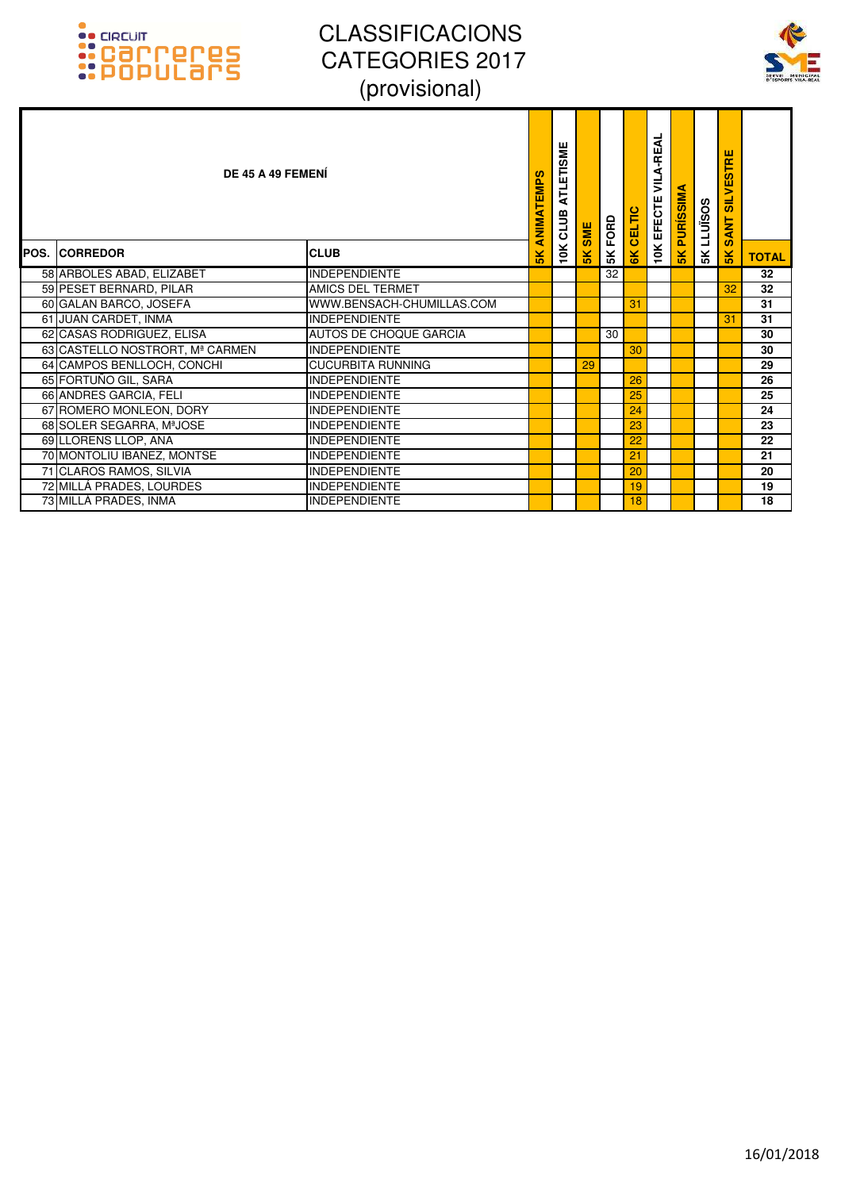# CLASSIFICACIONS CATEGORIES 2017 (provisional)

| DE 45 A 49 FEMENÍ | | | | | | | | | | | | | |
|---|---|---|---|---|---|---|---|---|---|---|---|---|---|
| **POS.** | **CORREDOR** | **CLUB** | **5K ANIMATEMPS** | **10K CLUB ATLETISME** | **5K SME** | **5K FORD** | **6K CELTIC** | **10K EFECTE VILA-REAL** | **5K PURÍSSIMA** | **5K LLUÏSOS** | **5K SANT SILVESTRE** | **TOTAL** |
| 58 | ARBOLES ABAD, ELIZABET | INDEPENDIENTE | | | | 32 | | | | | | **32** |
| 59 | PESET BERNARD, PILAR | AMICS DEL TERMET | | | | | | | | | 32 | **32** |
| 60 | GALAN BARCO, JOSEFA | WWW.BENSACH-CHUMILLAS.COM | | | | | 31 | | | | | **31** |
| 61 | JUAN CARDET, INMA | INDEPENDIENTE | | | | | | | | | 31 | **31** |
| 62 | CASAS RODRIGUEZ, ELISA | AUTOS DE CHOQUE GARCIA | | | | 30 | | | | | | **30** |
| 63 | CASTELLO NOSTRORT, Mª CARMEN | INDEPENDIENTE | | | | | 30 | | | | | **30** |
| 64 | CAMPOS BENLLOCH, CONCHI | CUCURBITA RUNNING | | | 29 | | | | | | | **29** |
| 65 | FORTUÑO GIL, SARA | INDEPENDIENTE | | | | | 26 | | | | | **26** |
| 66 | ANDRES GARCIA, FELI | INDEPENDIENTE | | | | | 25 | | | | | **25** |
| 67 | ROMERO MONLEON, DORY | INDEPENDIENTE | | | | | 24 | | | | | **24** |
| 68 | SOLER SEGARRA, MªJOSE | INDEPENDIENTE | | | | | 23 | | | | | **23** |
| 69 | LLORENS LLOP, ANA | INDEPENDIENTE | | | | | 22 | | | | | **22** |
| 70 | MONTOLIU IBAÑEZ, MONTSE | INDEPENDIENTE | | | | | 21 | | | | | **21** |
| 71 | CLAROS RAMOS, SILVIA | INDEPENDIENTE | | | | | 20 | | | | | **20** |
| 72 | MILLÁ PRADES, LOURDES | INDEPENDIENTE | | | | | 19 | | | | | **19** |
| 73 | MILLÁ PRADES, INMA | INDEPENDIENTE | | | | | 18 | | | | | **18** |

16/01/2018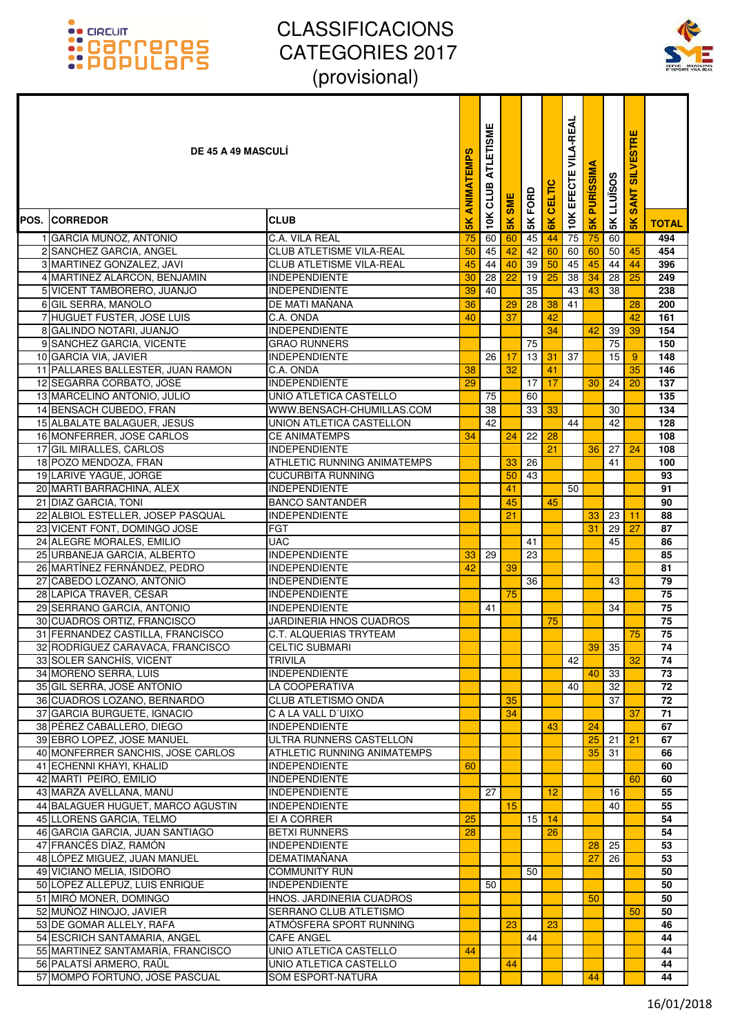# CLASSIFICACIONS CATEGORIES 2017 (provisional)

| POS. | DE 45 A 49 MASCULÍ<br>CORREDOR | CLUB | 5K ANIMATEMPS | 10K CLUB ATLETISME | 5K SME | 5K FORD | 6K CELTIC | 10K EFECTE VILA-REAL | 5K PURÍSSIMA | 5K LLUÏSOS | 5K SANT SILVESTRE | TOTAL |
|---|---|---|---|---|---|---|---|---|---|---|---|---|
| 1 | GARCIA MUÑOZ, ANTONIO | C.A. VILA REAL | 75 | 60 | 60 | 45 | 44 | 75 | 75 | 60 | | 494 |
| 2 | SANCHEZ GARCIA, ANGEL | CLUB ATLETISME VILA-REAL | 50 | 45 | 42 | 42 | 60 | 60 | 60 | 50 | 45 | 454 |
| 3 | MARTINEZ GONZALEZ, JAVI | CLUB ATLETISME VILA-REAL | 45 | 44 | 40 | 39 | 50 | 45 | 45 | 44 | 44 | 396 |
| 4 | MARTINEZ ALARCON, BENJAMIN | INDEPENDIENTE | 30 | 28 | 22 | 19 | 25 | 38 | 34 | 28 | 25 | 249 |
| 5 | VICENT TAMBORERO, JUANJO | INDEPENDIENTE | 39 | 40 | | 35 | | 43 | 43 | 38 | | 238 |
| 6 | GIL SERRA, MANOLO | DE MATI MAÑANA | 36 | | 29 | 28 | 38 | 41 | | | 28 | 200 |
| 7 | HUGUET FUSTER, JOSE LUIS | C.A. ONDA | 40 | | 37 | | 42 | | | | 42 | 161 |
| 8 | GALINDO NOTARI, JUANJO | INDEPENDIENTE | | | | | 34 | | 42 | 39 | 39 | 154 |
| 9 | SANCHEZ GARCIA, VICENTE | GRAO RUNNERS | | | | 75 | | | | 75 | | 150 |
| 10 | GARCIA VIA, JAVIER | INDEPENDIENTE | | 26 | 17 | 13 | 31 | 37 | | 15 | 9 | 148 |
| 11 | PALLARES BALLESTER, JUAN RAMON | C.A. ONDA | 38 | | 32 | | 41 | | | | 35 | 146 |
| 12 | SEGARRA CORBATO, JOSE | INDEPENDIENTE | 29 | | | 17 | 17 | | 30 | 24 | 20 | 137 |
| 13 | MARCELINO ANTONIO, JULIO | UNIO ATLETICA CASTELLO | | 75 | | 60 | | | | | | 135 |
| 14 | BENSACH CUBEDO, FRAN | WWW.BENSACH-CHUMILLAS.COM | | 38 | | 33 | 33 | | | 30 | | 134 |
| 15 | ALBALATE BALAGUER, JESUS | UNION ATLETICA CASTELLON | | 42 | | | | 44 | | 42 | | 128 |
| 16 | MONFERRER, JOSE CARLOS | CE ANIMATEMPS | 34 | | 24 | 22 | 28 | | | | | 108 |
| 17 | GIL MIRALLES, CARLOS | INDEPENDIENTE | | | | | 21 | | 36 | 27 | 24 | 108 |
| 18 | POZO MENDOZA, FRAN | ATHLETIC RUNNING ANIMATEMPS | | | 33 | 26 | | | | 41 | | 100 |
| 19 | LARIVE YAGÜE, JORGE | CUCURBITA RUNNING | | | 50 | 43 | | | | | | 93 |
| 20 | MARTI BARRACHINA, ALEX | INDEPENDIENTE | | | 41 | | | 50 | | | | 91 |
| 21 | DIAZ GARCIA, TONI | BANCO SANTANDER | | | 45 | | 45 | | | | | 90 |
| 22 | ALBIOL ESTELLER, JOSEP PASQUAL | INDEPENDIENTE | | | 21 | | | | 33 | 23 | 11 | 88 |
| 23 | VICENT FONT, DOMINGO JOSE | FGT | | | | | | | 31 | 29 | 27 | 87 |
| 24 | ALEGRE MORALES, EMILIO | UAC | | | | 41 | | | | 45 | | 86 |
| 25 | URBANEJA GARCIA, ALBERTO | INDEPENDIENTE | 33 | 29 | | 23 | | | | | | 85 |
| 26 | MARTÍNEZ FERNÁNDEZ, PEDRO | INDEPENDIENTE | 42 | | 39 | | | | | | | 81 |
| 27 | CABEDO LOZANO, ANTONIO | INDEPENDIENTE | | | | 36 | | | | 43 | | 79 |
| 28 | LAPICA TRAVER, CESAR | INDEPENDIENTE | | | 75 | | | | | | | 75 |
| 29 | SERRANO GARCIA, ANTONIO | INDEPENDIENTE | | 41 | | | | | | 34 | | 75 |
| 30 | CUADROS ORTIZ, FRANCISCO | JARDINERIA HNOS CUADROS | | | | | 75 | | | | | 75 |
| 31 | FERNANDEZ CASTILLA, FRANCISCO | C.T. ALQUERIAS TRYTEAM | | | | | | | | | 75 | 75 |
| 32 | RODRÍGUEZ CARAVACA, FRANCISCO | CELTIC SUBMARI | | | | | | | 39 | 35 | | 74 |
| 33 | SOLER SANCHÍS, VICENT | TRIVILA | | | | | | 42 | | | 32 | 74 |
| 34 | MORENO SERRA, LUIS | INDEPENDIENTE | | | | | | | 40 | 33 | | 73 |
| 35 | GIL SERRA, JOSE ANTONIO | LA COOPERATIVA | | | | | | 40 | | 32 | | 72 |
| 36 | CUADROS LOZANO, BERNARDO | CLUB ATLETISMO ONDA | | | 35 | | | | | 37 | | 72 |
| 37 | GARCIA BURGUETE, IGNACIO | C A LA VALL D´UIXO | | | 34 | | | | | | 37 | 71 |
| 38 | PÉREZ CABALLERO, DIEGO | INDEPENDIENTE | | | | | 43 | | 24 | | | 67 |
| 39 | EBRO LOPEZ, JOSE MANUEL | ULTRA RUNNERS CASTELLON | | | | | | | 25 | 21 | 21 | 67 |
| 40 | MONFERRER SANCHIS, JOSE CARLOS | ATHLETIC RUNNING ANIMATEMPS | | | | | | | 35 | 31 | | 66 |
| 41 | ECHENNI KHAYI, KHALID | INDEPENDIENTE | 60 | | | | | | | | | 60 |
| 42 | MARTI PEIRO, EMILIO | INDEPENDIENTE | | | | | | | | | 60 | 60 |
| 43 | MARZA AVELLANA, MANU | INDEPENDIENTE | | 27 | | | 12 | | | 16 | | 55 |
| 44 | BALAGUER HUGUET, MARCO AGUSTIN | INDEPENDIENTE | | | 15 | | | | | 40 | | 55 |
| 45 | LLORENS GARCIA, TELMO | EI A CORRER | 25 | | | 15 | 14 | | | | | 54 |
| 46 | GARCIA GARCIA, JUAN SANTIAGO | BETXI RUNNERS | 28 | | | | 26 | | | | | 54 |
| 47 | FRANCÉS DÍAZ, RAMÓN | INDEPENDIENTE | | | | | | | 28 | 25 | | 53 |
| 48 | LÓPEZ MIGUEZ, JUAN MANUEL | DEMATIMAÑANA | | | | | | | 27 | 26 | | 53 |
| 49 | VICIANO MELIA, ISIDORO | COMMUNITY RUN | | | | 50 | | | | | | 50 |
| 50 | LÓPEZ ALLEPUZ, LUIS ENRIQUE | INDEPENDIENTE | | 50 | | | | | | | | 50 |
| 51 | MIRÓ MONER, DOMINGO | HNOS. JARDINERIA CUADROS | | | | | | | 50 | | | 50 |
| 52 | MUÑOZ HINOJO, JAVIER | SERRANO CLUB ATLETISMO | | | | | | | | | 50 | 50 |
| 53 | DE GOMAR ALLELY, RAFA | ATMÓSFERA SPORT RUNNING | | | 23 | | 23 | | | | | 46 |
| 54 | ESCRICH SANTAMARIA, ANGEL | CAFE ANGEL | | | | 44 | | | | | | 44 |
| 55 | MARTINEZ SANTAMARÍA, FRANCISCO | UNIO ATLETICA CASTELLO | 44 | | | | | | | | | 44 |
| 56 | PALATSÍ ARMERO, RAÜL | UNIO ATLETICA CASTELLO | | | 44 | | | | | | | 44 |
| 57 | MOMPÓ FORTUÑO, JOSE PASCUAL | SOM ESPORT-NATURA | | | | | | | 44 | | | 44 |

16/01/2018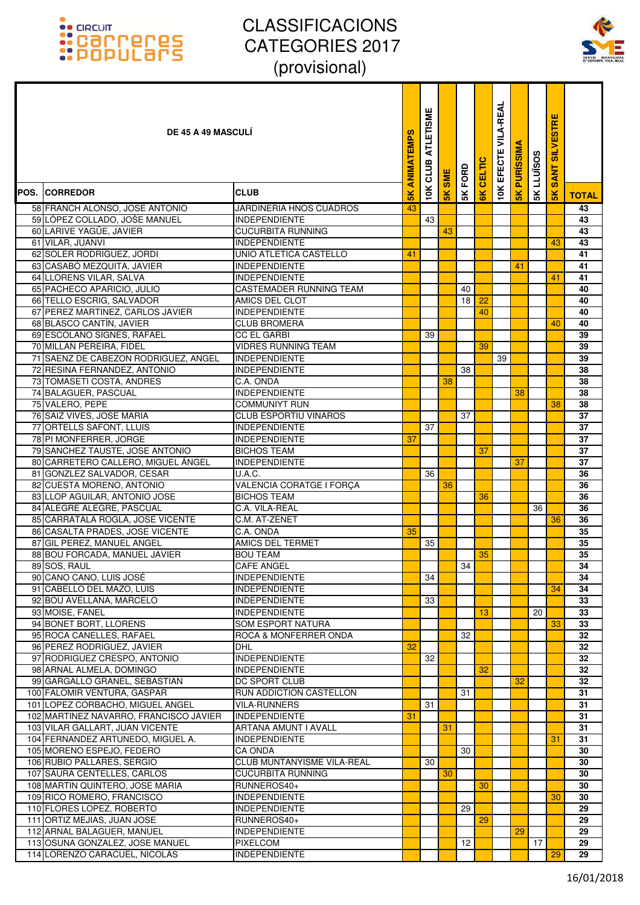# CLASSIFICACIONS CATEGORIES 2017 (provisional)

| POS. | DE 45 A 49 MASCULÍ CORREDOR | CLUB | 5K ANIMATEMPS | 10K CLUB ATLETISME | 5K SME | 5K FORD | 6K CELTIC | 10K EFECTE VILA-REAL | 5K PURÍSSIMA | 5K LLÜISOS | 5K SANT SILVESTRE | TOTAL |
|---|---|---|---|---|---|---|---|---|---|---|---|---|
| 58 | FRANCH ALONSO, JOSE ANTONIO | JARDINERIA HNOS CUADROS | 43 | | | | | | | | | 43 |
| 59 | LÓPEZ COLLADO, JOSÉ MANUEL | INDEPENDIENTE | | 43 | | | | | | | | 43 |
| 60 | LARIVE YAGÜE, JAVIER | CUCURBITA RUNNING | | | 43 | | | | | | | 43 |
| 61 | VILAR, JUANVI | INDEPENDIENTE | | | | | | | | | 43 | 43 |
| 62 | SOLER RODRIGUEZ, JORDI | UNIO ATLETICA CASTELLO | 41 | | | | | | | | | 41 |
| 63 | CASABÓ MEZQUITA, JAVIER | INDEPENDIENTE | | | | | | | 41 | | | 41 |
| 64 | LLORENS VILAR, SALVA | INDEPENDIENTE | | | | | | | | | 41 | 41 |
| 65 | PACHECO APARICIO, JULIO | CASTEMADER RUNNING TEAM | | | | 40 | | | | | | 40 |
| 66 | TELLO ESCRIG, SALVADOR | AMICS DEL CLOT | | | | 18 | 22 | | | | | 40 |
| 67 | PEREZ MARTINEZ, CARLOS JAVIER | INDEPENDIENTE | | | | | 40 | | | | | 40 |
| 68 | BLASCO CANTÍN, JAVIER | CLUB BROMERA | | | | | | | | | 40 | 40 |
| 69 | ESCOLANO SIGNES, RAFAEL | CC EL GARBI | | 39 | | | | | | | | 39 |
| 70 | MILLAN PEREIRA, FIDEL | VIDRES RUNNING TEAM | | | | | 39 | | | | | 39 |
| 71 | SAENZ DE CABEZON RODRIGUEZ, ANGEL | INDEPENDIENTE | | | | | | 39 | | | | 39 |
| 72 | RESINA FERNANDEZ, ANTONIO | INDEPENDIENTE | | | | 38 | | | | | | 38 |
| 73 | TOMASETI COSTA, ANDRES | C.A. ONDA | | | 38 | | | | | | | 38 |
| 74 | BALAGUER, PASCUAL | INDEPENDIENTE | | | | | | | 38 | | | 38 |
| 75 | VALERO, PEPE | COMMUNIYT RUN | | | | | | | | | 38 | 38 |
| 76 | SAIZ VIVES, JOSE MARIA | CLUB ESPORTIU VINAROS | | | | 37 | | | | | | 37 |
| 77 | ORTELLS SAFONT, LLUIS | INDEPENDIENTE | | 37 | | | | | | | | 37 |
| 78 | PI MONFERRER, JORGE | INDEPENDIENTE | 37 | | | | | | | | | 37 |
| 79 | SANCHEZ TAUSTE, JOSE ANTONIO | BICHOS TEAM | | | | | 37 | | | | | 37 |
| 80 | CARRETERO CALLERO, MIGUEL ÁNGEL | INDEPENDIENTE | | | | | | | 37 | | | 37 |
| 81 | GONZLEZ SALVADOR, CESAR | U.A.C. | | 36 | | | | | | | | 36 |
| 82 | CUESTA MORENO, ANTONIO | VALENCIA CORATGE I FORÇA | | | 36 | | | | | | | 36 |
| 83 | LLOP AGUILAR, ANTONIO JOSE | BICHOS TEAM | | | | | 36 | | | | | 36 |
| 84 | ALEGRE ALEGRE, PASCUAL | C.A. VILA-REAL | | | | | | | | 36 | | 36 |
| 85 | CARRATALA ROGLA, JOSE VICENTE | C.M. AT-ZENET | | | | | | | | | 36 | 36 |
| 86 | CASALTA PRADES, JOSE VICENTE | C.A. ONDA | 35 | | | | | | | | | 35 |
| 87 | GIL PEREZ, MANUEL ANGEL | AMICS DEL TERMET | | 35 | | | | | | | | 35 |
| 88 | BOU FORCADA, MANUEL JAVIER | BOU TEAM | | | | | 35 | | | | | 35 |
| 89 | SOS, RAUL | CAFE ANGEL | | | | 34 | | | | | | 34 |
| 90 | CANO CANO, LUIS JOSÉ | INDEPENDIENTE | | 34 | | | | | | | | 34 |
| 91 | CABELLO DEL MAZO, LUIS | INDEPENDIENTE | | | | | | | | | 34 | 34 |
| 92 | BOU AVELLANA, MARCELO | INDEPENDIENTE | | 33 | | | | | | | | 33 |
| 93 | MOISE, FANEL | INDEPENDIENTE | | | | | 13 | | | 20 | | 33 |
| 94 | BONET BORT, LLORENS | SOM ESPORT NATURA | | | | | | | | | 33 | 33 |
| 95 | ROCA CANELLES, RAFAEL | ROCA & MONFERRER ONDA | | | | 32 | | | | | | 32 |
| 96 | PEREZ RODRIGUEZ, JAVIER | DHL | 32 | | | | | | | | | 32 |
| 97 | RODRIGUEZ CRESPO, ANTONIO | INDEPENDIENTE | | 32 | | | | | | | | 32 |
| 98 | ARNAL ALMELA, DOMINGO | INDEPENDIENTE | | | | | 32 | | | | | 32 |
| 99 | GARGALLO GRANEL, SEBASTIAN | DC SPORT CLUB | | | | | | | 32 | | | 32 |
| 100 | FALOMIR VENTURA, GASPAR | RUN ADDICTION CASTELLON | | | | 31 | | | | | | 31 |
| 101 | LOPEZ CORBACHO, MIGUEL ANGEL | VILA-RUNNERS | | 31 | | | | | | | | 31 |
| 102 | MARTINEZ NAVARRO, FRANCISCO JAVIER | INDEPENDIENTE | 31 | | | | | | | | | 31 |
| 103 | VILAR GALLART, JUAN VICENTE | ARTANA AMUNT I AVALL | | | 31 | | | | | | | 31 |
| 104 | FERNANDEZ ARTUNEDO, MIGUEL A. | INDEPENDIENTE | | | | | | | | | 31 | 31 |
| 105 | MORENO ESPEJO, FEDERO | CA ONDA | | | | 30 | | | | | | 30 |
| 106 | RUBIO PALLARES, SERGIO | CLUB MUNTANYISME VILA-REAL | | 30 | | | | | | | | 30 |
| 107 | SAURA CENTELLES, CARLOS | CUCURBITA RUNNING | | | 30 | | | | | | | 30 |
| 108 | MARTIN QUINTERO, JOSE MARIA | RUNNEROS40+ | | | | | 30 | | | | | 30 |
| 109 | RICO ROMERO, FRANCISCO | INDEPENDIENTE | | | | | | | | | 30 | 30 |
| 110 | FLORES LOPEZ, ROBERTO | INDEPENDIENTE | | | | 29 | | | | | | 29 |
| 111 | ORTIZ MEJIAS, JUAN JOSE | RUNNEROS40+ | | | | | 29 | | | | | 29 |
| 112 | ARNAL BALAGUER, MANUEL | INDEPENDIENTE | | | | | | | 29 | | | 29 |
| 113 | OSUNA GONZALEZ, JOSE MANUEL | PIXELCOM | | | | 12 | | | | 17 | | 29 |
| 114 | LORENZO CARACUEL, NICOLAS | INDEPENDIENTE | | | | | | | | | 29 | 29 |

16/01/2018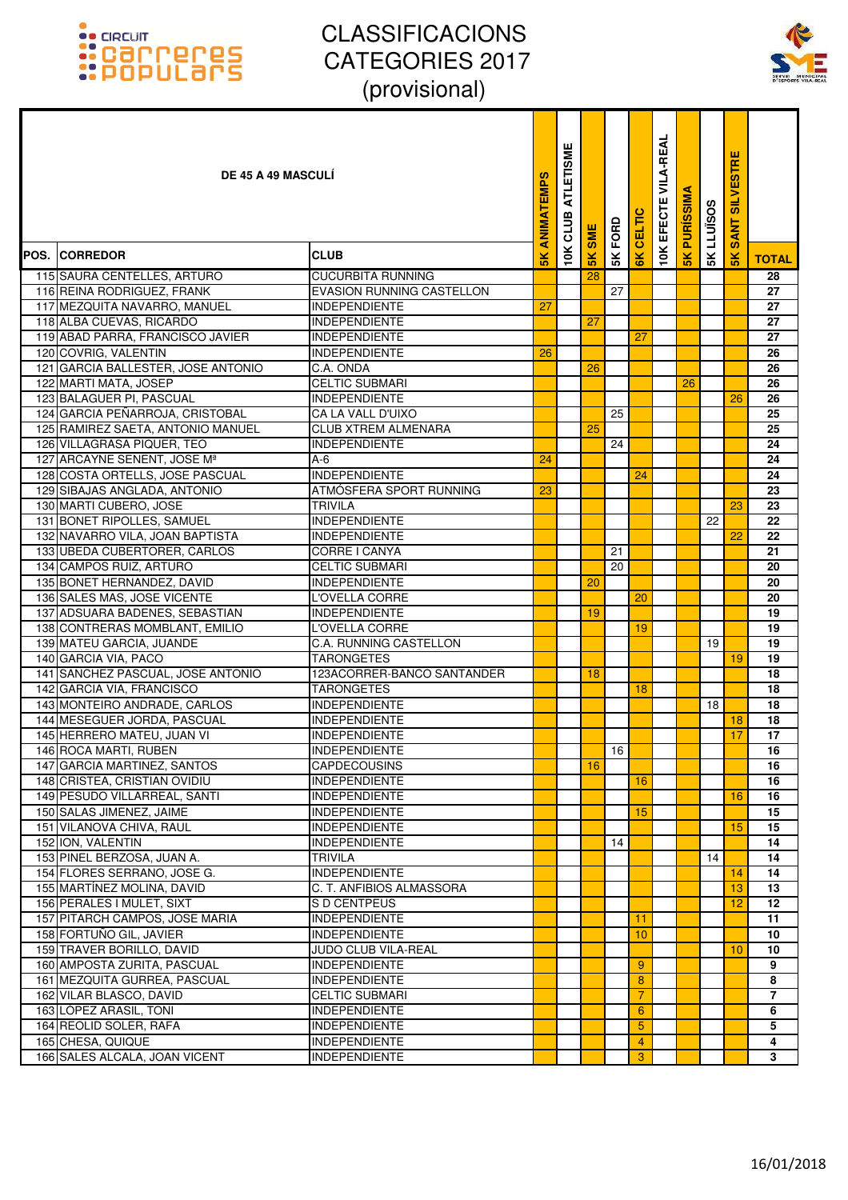# CLASSIFICACIONS CATEGORIES 2017 (provisional)

| POS. | CORREDOR | CLUB | 5K ANIMATEMPS | 10K CLUB ATLETISME | 5K SME | 5K FORD | 6K CELTIC | 10K EFECTE VILA-REAL | 5K PURÍSSIMA | 5K LLUÏSOS | 5K SANT SILVESTRE | TOTAL |
|---|---|---|---|---|---|---|---|---|---|---|---|---|
| **DE 45 A 49 MASCULÍ** | | | | | | | | | | | | |
| 115 | SAURA CENTELLES, ARTURO | CUCURBITA RUNNING | | | 28 | | | | | | | 28 |
| 116 | REINA RODRIGUEZ, FRANK | EVASION RUNNING CASTELLON | | | | 27 | | | | | | 27 |
| 117 | MEZQUITA NAVARRO, MANUEL | INDEPENDIENTE | 27 | | | | | | | | | 27 |
| 118 | ALBA CUEVAS, RICARDO | INDEPENDIENTE | | | 27 | | | | | | | 27 |
| 119 | ABAD PARRA, FRANCISCO JAVIER | INDEPENDIENTE | | | | | 27 | | | | | 27 |
| 120 | COVRIG, VALENTIN | INDEPENDIENTE | 26 | | | | | | | | | 26 |
| 121 | GARCIA BALLESTER, JOSE ANTONIO | C.A. ONDA | | | 26 | | | | | | | 26 |
| 122 | MARTI MATA, JOSEP | CELTIC SUBMARI | | | | | | | 26 | | | 26 |
| 123 | BALAGUER PI, PASCUAL | INDEPENDIENTE | | | | | | | | | 26 | 26 |
| 124 | GARCIA PEÑARROJA, CRISTOBAL | CA LA VALL D'UIXO | | | | 25 | | | | | | 25 |
| 125 | RAMIREZ SAETA, ANTONIO MANUEL | CLUB XTREM ALMENARA | | | 25 | | | | | | | 25 |
| 126 | VILLAGRASA PIQUER, TEO | INDEPENDIENTE | | | | 24 | | | | | | 24 |
| 127 | ARCAYNE SENENT, JOSE Mª | A-6 | 24 | | | | | | | | | 24 |
| 128 | COSTA ORTELLS, JOSE PASCUAL | INDEPENDIENTE | | | | | 24 | | | | | 24 |
| 129 | SIBAJAS ANGLADA, ANTONIO | ATMÓSFERA SPORT RUNNING | 23 | | | | | | | | | 23 |
| 130 | MARTI CUBERO, JOSE | TRIVILA | | | | | | | | | 23 | 23 |
| 131 | BONET RIPOLLES, SAMUEL | INDEPENDIENTE | | | | | | | | 22 | | 22 |
| 132 | NAVARRO VILA, JOAN BAPTISTA | INDEPENDIENTE | | | | | | | | | 22 | 22 |
| 133 | UBEDA CUBERTORER, CARLOS | CORRE I CANYA | | | | 21 | | | | | | 21 |
| 134 | CAMPOS RUIZ, ARTURO | CELTIC SUBMARI | | | | 20 | | | | | | 20 |
| 135 | BONET HERNANDEZ, DAVID | INDEPENDIENTE | | | 20 | | | | | | | 20 |
| 136 | SALES MAS, JOSE VICENTE | L'OVELLA CORRE | | | | | 20 | | | | | 20 |
| 137 | ADSUARA BADENES, SEBASTIAN | INDEPENDIENTE | | | 19 | | | | | | | 19 |
| 138 | CONTRERAS MOMBLANT, EMILIO | L'OVELLA CORRE | | | | | 19 | | | | | 19 |
| 139 | MATEU GARCIA, JUANDE | C.A. RUNNING CASTELLON | | | | | | | | 19 | | 19 |
| 140 | GARCIA VIA, PACO | TARONGETES | | | | | | | | | 19 | 19 |
| 141 | SANCHEZ PASCUAL, JOSE ANTONIO | 123ACORRER-BANCO SANTANDER | | | 18 | | | | | | | 18 |
| 142 | GARCIA VIA, FRANCISCO | TARONGETES | | | | | 18 | | | | | 18 |
| 143 | MONTEIRO ANDRADE, CARLOS | INDEPENDIENTE | | | | | | | | 18 | | 18 |
| 144 | MESEGUER JORDA, PASCUAL | INDEPENDIENTE | | | | | | | | | 18 | 18 |
| 145 | HERRERO MATEU, JUAN VI | INDEPENDIENTE | | | | | | | | | 17 | 17 |
| 146 | ROCA MARTI, RUBEN | INDEPENDIENTE | | | | 16 | | | | | | 16 |
| 147 | GARCIA MARTINEZ, SANTOS | CAPDECOUSINS | | | 16 | | | | | | | 16 |
| 148 | CRISTEA, CRISTIAN OVIDIU | INDEPENDIENTE | | | | | 16 | | | | | 16 |
| 149 | PESUDO VILLARREAL, SANTI | INDEPENDIENTE | | | | | | | | | 16 | 16 |
| 150 | SALAS JIMENEZ, JAIME | INDEPENDIENTE | | | | | 15 | | | | | 15 |
| 151 | VILANOVA CHIVA, RAUL | INDEPENDIENTE | | | | | | | | | 15 | 15 |
| 152 | ION, VALENTIN | INDEPENDIENTE | | | | 14 | | | | | | 14 |
| 153 | PINEL BERZOSA, JUAN A. | TRIVILA | | | | | | | | 14 | | 14 |
| 154 | FLORES SERRANO, JOSE G. | INDEPENDIENTE | | | | | | | | | 14 | 14 |
| 155 | MARTÍNEZ MOLINA, DAVID | C. T. ANFIBIOS ALMASSORA | | | | | | | | | 13 | 13 |
| 156 | PERALES I MULET, SIXT | S D CENTPEUS | | | | | | | | | 12 | 12 |
| 157 | PITARCH CAMPOS, JOSE MARIA | INDEPENDIENTE | | | | | 11 | | | | | 11 |
| 158 | FORTUÑO GIL, JAVIER | INDEPENDIENTE | | | | | 10 | | | | | 10 |
| 159 | TRAVER BORILLO, DAVID | JUDO CLUB VILA-REAL | | | | | | | | | 10 | 10 |
| 160 | AMPOSTA ZURITA, PASCUAL | INDEPENDIENTE | | | | | 9 | | | | | 9 |
| 161 | MEZQUITA GURREA, PASCUAL | INDEPENDIENTE | | | | | 8 | | | | | 8 |
| 162 | VILAR BLASCO, DAVID | CELTIC SUBMARI | | | | | 7 | | | | | 7 |
| 163 | LOPEZ ARASIL, TONI | INDEPENDIENTE | | | | | 6 | | | | | 6 |
| 164 | REOLID SOLER, RAFA | INDEPENDIENTE | | | | | 5 | | | | | 5 |
| 165 | CHESA, QUIQUE | INDEPENDIENTE | | | | | 4 | | | | | 4 |
| 166 | SALES ALCALA, JOAN VICENT | INDEPENDIENTE | | | | | 3 | | | | | 3 |

16/01/2018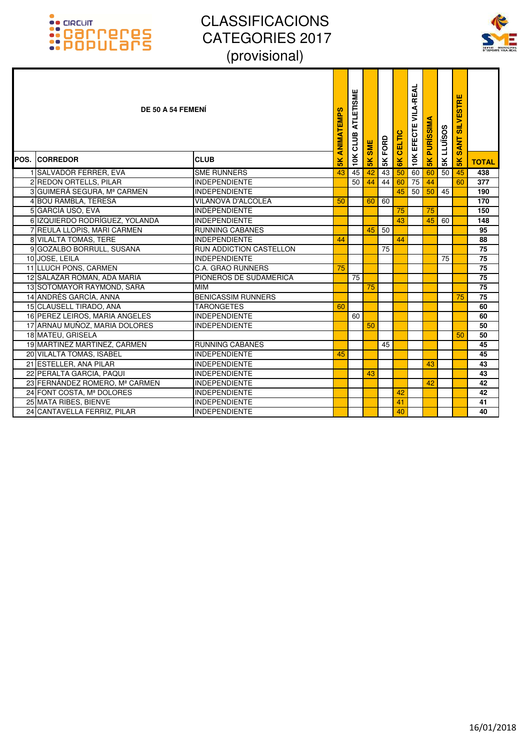# CLASSIFICACIONS CATEGORIES 2017 (provisional)

| DE 50 A 54 FEMENÍ | | | | | | | | | | | | | |
|---|---|---|---|---|---|---|---|---|---|---|---|---|---|
| POS. | CORREDOR | CLUB | 5K ANIMATEMPS | 10K CLUB ATLETISME | 5K SME | 5K FORD | 6K CELTIC | 10K EFECTE VILA-REAL | 5K PURÍSSIMA | 5K LLUÏSOS | 5K SANT SILVESTRE | TOTAL |
| 1 | SALVADOR FERRER, EVA | SME RUNNERS | 43 | 45 | 42 | 43 | 50 | 60 | 60 | 50 | 45 | 438 |
| 2 | REDON ORTELLS, PILAR | INDEPENDIENTE | | 50 | 44 | 44 | 60 | 75 | 44 | | 60 | 377 |
| 3 | GUIMERÁ SEGURA, Mª CARMEN | INDEPENDIENTE | | | | | 45 | 50 | 50 | 45 | | 190 |
| 4 | BOU RAMBLA, TERESA | VILANOVA D'ALCOLEA | 50 | | 60 | 60 | | | | | | 170 |
| 5 | GARCIA USO, EVA | INDEPENDIENTE | | | | | 75 | | 75 | | | 150 |
| 6 | IZQUIERDO RODRÍGUEZ, YOLANDA | INDEPENDIENTE | | | | | 43 | | 45 | 60 | | 148 |
| 7 | REULA LLOPIS, MARI CARMEN | RUNNING CABANES | | | 45 | 50 | | | | | | 95 |
| 8 | VILALTA TOMAS, TERE | INDEPENDIENTE | 44 | | | | 44 | | | | | 88 |
| 9 | GOZALBO BORRULL, SUSANA | RUN ADDICTION CASTELLON | | | | 75 | | | | | | 75 |
| 10 | JOSE, LEILA | INDEPENDIENTE | | | | | | | | 75 | | 75 |
| 11 | LLUCH PONS, CARMEN | C.A. GRAO RUNNERS | 75 | | | | | | | | | 75 |
| 12 | SALAZAR ROMAN, ADA MARIA | PIONEROS DE SUDAMERICA | | 75 | | | | | | | | 75 |
| 13 | SOTOMAYOR RAYMOND, SARA | MIM | | | 75 | | | | | | | 75 |
| 14 | ANDRÉS GARCÍA, ANNA | BENICASSIM RUNNERS | | | | | | | | | 75 | 75 |
| 15 | CLAUSELL TIRADO, ANA | TARONGETES | 60 | | | | | | | | | 60 |
| 16 | PEREZ LEIROS, MARIA ANGELES | INDEPENDIENTE | | 60 | | | | | | | | 60 |
| 17 | ARNAU MUÑOZ, MARIA DOLORES | INDEPENDIENTE | | | 50 | | | | | | | 50 |
| 18 | MATEU, GRISELA | | | | | | | | | | 50 | 50 |
| 19 | MARTINEZ MARTINEZ, CARMEN | RUNNING CABANES | | | | 45 | | | | | | 45 |
| 20 | VILALTA TOMAS, ISABEL | INDEPENDIENTE | 45 | | | | | | | | | 45 |
| 21 | ESTELLER, ANA PILAR | INDEPENDIENTE | | | | | | | 43 | | | 43 |
| 22 | PERALTA GARCIA, PAQUI | INDEPENDIENTE | | | 43 | | | | | | | 43 |
| 23 | FERNÁNDEZ ROMERO, Mª CARMEN | INDEPENDIENTE | | | | | | | 42 | | | 42 |
| 24 | FONT COSTA, Mª DOLORES | INDEPENDIENTE | | | | | 42 | | | | | 42 |
| 25 | MATA RIBES, BIENVE | INDEPENDIENTE | | | | | 41 | | | | | 41 |
| 24 | CANTAVELLA FERRIZ, PILAR | INDEPENDIENTE | | | | | 40 | | | | | 40 |

16/01/2018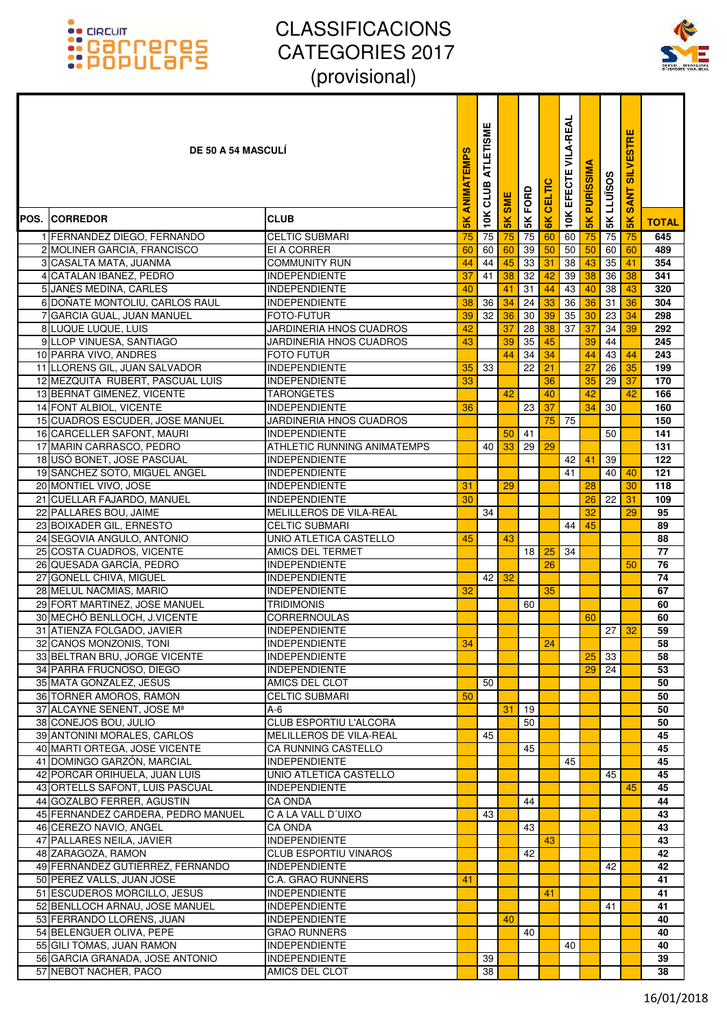# CLASSIFICACIONS CATEGORIES 2017 (provisional)

| POS. | DE 50 A 54 MASCULÍ CORREDOR | CLUB | 5K ANIMATEMPS | 10K CLUB ATLETISME | 5K SME | 5K FORD | 6K CELTIC | 10K EFECTE VILA-REAL | 5K PURÍSSIMA | 5K LLUÏSOS | 5K SANT SILVESTRE | TOTAL |
|---|---|---|---|---|---|---|---|---|---|---|---|---|
| 1 | FERNANDEZ DIEGO, FERNANDO | CELTIC SUBMARI | 75 | 75 | 75 | 75 | 60 | 60 | 75 | 75 | 75 | 645 |
| 2 | MOLINER GARCIA, FRANCISCO | EI A CORRER | 60 | 60 | 60 | 39 | 50 | 50 | 50 | 60 | 60 | 489 |
| 3 | CASALTA MATA, JUANMA | COMMUNITY RUN | 44 | 44 | 45 | 33 | 31 | 38 | 43 | 35 | 41 | 354 |
| 4 | CATALAN IBAÑEZ, PEDRO | INDEPENDIENTE | 37 | 41 | 38 | 32 | 42 | 39 | 38 | 36 | 38 | 341 |
| 5 | JANÉS MEDINA, CARLES | INDEPENDIENTE | 40 | | 41 | 31 | 44 | 43 | 40 | 38 | 43 | 320 |
| 6 | DOÑATE MONTOLIU, CARLOS RAUL | INDEPENDIENTE | 38 | 36 | 34 | 24 | 33 | 36 | 36 | 31 | 36 | 304 |
| 7 | GARCIA GUAL, JUAN MANUEL | FOTO-FUTUR | 39 | 32 | 36 | 30 | 39 | 35 | 30 | 23 | 34 | 298 |
| 8 | LUQUE LUQUE, LUIS | JARDINERIA HNOS CUADROS | 42 | | 37 | 28 | 38 | 37 | 37 | 34 | 39 | 292 |
| 9 | LLOP VINUESA, SANTIAGO | JARDINERIA HNOS CUADROS | 43 | | 39 | 35 | 45 | | 39 | 44 | | 245 |
| 10 | PARRA VIVO, ANDRES | FOTO FUTUR | | | 44 | 34 | 34 | | 44 | 43 | 44 | 243 |
| 11 | LLORENS GIL, JUAN SALVADOR | INDEPENDIENTE | 35 | 33 | | 22 | 21 | | 27 | 26 | 35 | 199 |
| 12 | MEZQUITA RUBERT, PASCUAL LUIS | INDEPENDIENTE | 33 | | | | 36 | | 35 | 29 | 37 | 170 |
| 13 | BERNAT GIMENEZ, VICENTE | TARONGETES | | | 42 | | 40 | | 42 | | 42 | 166 |
| 14 | FONT ALBIOL, VICENTE | INDEPENDIENTE | 36 | | | 23 | 37 | | 34 | 30 | | 160 |
| 15 | CUADROS ESCUDER, JOSE MANUEL | JARDINERIA HNOS CUADROS | | | | | 75 | 75 | | | | 150 |
| 16 | CARCELLER SAFONT, MAURI | INDEPENDIENTE | | | 50 | 41 | | | | 50 | | 141 |
| 17 | MARIN CARRASCO, PEDRO | ATHLETIC RUNNING ANIMATEMPS | | 40 | 33 | 29 | 29 | | | | | 131 |
| 18 | USÓ BONET, JOSE PASCUAL | INDEPENDIENTE | | | | | | 42 | 41 | 39 | | 122 |
| 19 | SANCHEZ SOTO, MIGUEL ANGEL | INDEPENDIENTE | | | | | | 41 | | 40 | 40 | 121 |
| 20 | MONTIEL VIVO, JOSE | INDEPENDIENTE | 31 | | 29 | | | | 28 | | 30 | 118 |
| 21 | CUELLAR FAJARDO, MANUEL | INDEPENDIENTE | 30 | | | | | | 26 | 22 | 31 | 109 |
| 22 | PALLARES BOU, JAIME | MELILLEROS DE VILA-REAL | | 34 | | | | | 32 | | 29 | 95 |
| 23 | BOIXADER GIL, ERNESTO | CELTIC SUBMARI | | | | | | 44 | 45 | | | 89 |
| 24 | SEGOVIA ANGULO, ANTONIO | UNIO ATLETICA CASTELLO | 45 | | 43 | | | | | | | 88 |
| 25 | COSTA CUADROS, VICENTE | AMICS DEL TERMET | | | | 18 | 25 | 34 | | | | 77 |
| 26 | QUESADA GARCÍA, PEDRO | INDEPENDIENTE | | | | | 26 | | | | 50 | 76 |
| 27 | GONELL CHIVA, MIGUEL | INDEPENDIENTE | | 42 | 32 | | | | | | | 74 |
| 28 | MELUL NACMIAS, MARIO | INDEPENDIENTE | 32 | | | | 35 | | | | | 67 |
| 29 | FORT MARTINEZ, JOSE MANUEL | TRIDIMONIS | | | | 60 | | | | | | 60 |
| 30 | MECHÓ BENLLOCH, J.VICENTE | CORRERNOULAS | | | | | | | 60 | | | 60 |
| 31 | ATIENZA FOLGADO, JAVIER | INDEPENDIENTE | | | | | | | | 27 | 32 | 59 |
| 32 | CANOS MONZONIS, TONI | INDEPENDIENTE | 34 | | | | 24 | | | | | 58 |
| 33 | BELTRAN BRU, JORGE VICENTE | INDEPENDIENTE | | | | | | | 25 | 33 | | 58 |
| 34 | PARRA FRUCNOSO, DIEGO | INDEPENDIENTE | | | | | | | 29 | 24 | | 53 |
| 35 | MATA GONZALEZ, JESUS | AMICS DEL CLOT | | 50 | | | | | | | | 50 |
| 36 | TORNER AMOROS, RAMON | CELTIC SUBMARI | 50 | | | | | | | | | 50 |
| 37 | ALCAYNE SENENT, JOSE Mª | A-6 | | | 31 | 19 | | | | | | 50 |
| 38 | CONEJOS BOU, JULIO | CLUB ESPORTIU L'ALCORA | | | | 50 | | | | | | 50 |
| 39 | ANTONINI MORALES, CARLOS | MELILLEROS DE VILA-REAL | | 45 | | | | | | | | 45 |
| 40 | MARTI ORTEGA, JOSE VICENTE | CA RUNNING CASTELLO | | | | 45 | | | | | | 45 |
| 41 | DOMINGO GARZÓN, MARCIAL | INDEPENDIENTE | | | | | | 45 | | | | 45 |
| 42 | PORCAR ORIHUELA, JUAN LUIS | UNIO ATLETICA CASTELLO | | | | | | | | 45 | | 45 |
| 43 | ORTELLS SAFONT, LUIS PASCUAL | INDEPENDIENTE | | | | | | | | | 45 | 45 |
| 44 | GOZALBO FERRER, AGUSTIN | CA ONDA | | | | 44 | | | | | | 44 |
| 45 | FERNANDEZ CARDERA, PEDRO MANUEL | C A LA VALL D´UIXO | | 43 | | | | | | | | 43 |
| 46 | CEREZO NAVIO, ANGEL | CA ONDA | | | | 43 | | | | | | 43 |
| 47 | PALLARES NEILA, JAVIER | INDEPENDIENTE | | | | | 43 | | | | | 43 |
| 48 | ZARAGOZA, RAMON | CLUB ESPORTIU VINAROS | | | | 42 | | | | | | 42 |
| 49 | FERNÁNDEZ GUTIÉRREZ, FERNANDO | INDEPENDIENTE | | | | | | | | 42 | | 42 |
| 50 | PEREZ VALLS, JUAN JOSE | C.A. GRAO RUNNERS | 41 | | | | | | | | | 41 |
| 51 | ESCUDEROS MORCILLO, JESUS | INDEPENDIENTE | | | | | 41 | | | | | 41 |
| 52 | BENLLOCH ARNAU, JOSE MANUEL | INDEPENDIENTE | | | | | | | | 41 | | 41 |
| 53 | FERRANDO LLORENS, JUAN | INDEPENDIENTE | | | 40 | | | | | | | 40 |
| 54 | BELENGUER OLIVA, PEPE | GRAO RUNNERS | | | | 40 | | | | | | 40 |
| 55 | GILI TOMAS, JUAN RAMON | INDEPENDIENTE | | | | | | 40 | | | | 40 |
| 56 | GARCIA GRANADA, JOSE ANTONIO | INDEPENDIENTE | | 39 | | | | | | | | 39 |
| 57 | NEBOT NACHER, PACO | AMICS DEL CLOT | | 38 | | | | | | | | 38 |

16/01/2018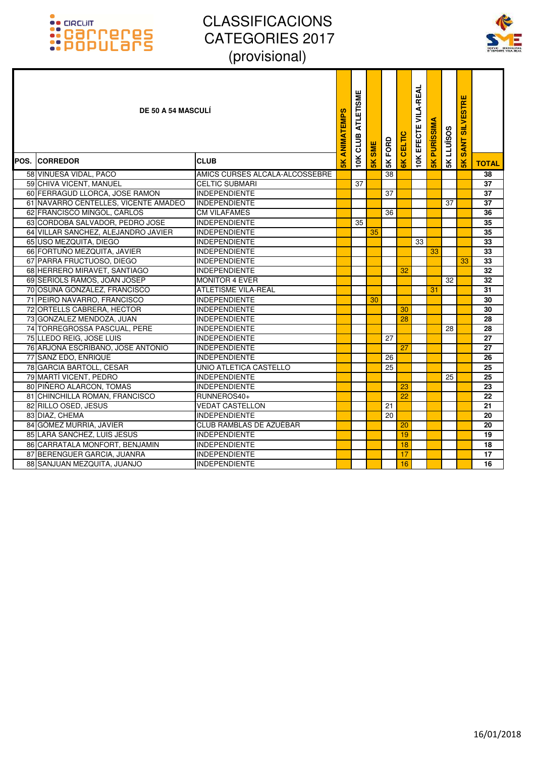# CLASSIFICACIONS CATEGORIES 2017 (provisional)

| POS. | CORREDOR | CLUB | 5K ANIMATEMPS | 10K CLUB ATLETISME | 5K SME | 5K FORD | 6K CELTIC | 10K EFECTE VILA-REAL | 5K PURÍSSIMA | 5K LLUÏSOS | 5K SANT SILVESTRE | TOTAL |
|---|---|---|---|---|---|---|---|---|---|---|---|---|
| **DE 50 A 54 MASCULÍ** | | | | | | | | | | | | |
| 58 | VINUESA VIDAL, PACO | AMICS CURSES ALCALA-ALCOSSEBRE | | | | 38 | | | | | | 38 |
| 59 | CHIVA VICENT, MANUEL | CELTIC SUBMARI | | 37 | | | | | | | | 37 |
| 60 | FERRAGUD LLORCA, JOSE RAMON | INDEPENDIENTE | | | | 37 | | | | | | 37 |
| 61 | NAVARRO CENTELLES, VICENTE AMADEO | INDEPENDIENTE | | | | | | | | 37 | | 37 |
| 62 | FRANCISCO MINGOL, CARLOS | CM VILAFAMES | | | | 36 | | | | | | 36 |
| 63 | CORDOBA SALVADOR, PEDRO JOSE | INDEPENDIENTE | | 35 | | | | | | | | 35 |
| 64 | VILLAR SANCHEZ, ALEJANDRO JAVIER | INDEPENDIENTE | | | 35 | | | | | | | 35 |
| 65 | USO MEZQUITA, DIEGO | INDEPENDIENTE | | | | | | 33 | | | | 33 |
| 66 | FORTUÑO MEZQUITA, JAVIER | INDEPENDIENTE | | | | | | | 33 | | | 33 |
| 67 | PARRA FRUCTUOSO, DIEGO | INDEPENDIENTE | | | | | | | | | 33 | 33 |
| 68 | HERRERO MIRAVET, SANTIAGO | INDEPENDIENTE | | | | | 32 | | | | | 32 |
| 69 | SERIOLS RAMOS, JOAN JOSEP | MONITOR 4 EVER | | | | | | | | 32 | | 32 |
| 70 | OSUNA GONZÁLEZ, FRANCISCO | ATLETISME VILA-REAL | | | | | | | 31 | | | 31 |
| 71 | PEIRO NAVARRO, FRANCISCO | INDEPENDIENTE | | | 30 | | | | | | | 30 |
| 72 | ORTELLS CABRERA, HECTOR | INDEPENDIENTE | | | | | 30 | | | | | 30 |
| 73 | GONZALEZ MENDOZA, JUAN | INDEPENDIENTE | | | | | 28 | | | | | 28 |
| 74 | TORREGROSSA PASCUAL, PERE | INDEPENDIENTE | | | | | | | | 28 | | 28 |
| 75 | LLEDO REIG, JOSE LUIS | INDEPENDIENTE | | | | 27 | | | | | | 27 |
| 76 | ARJONA ESCRIBANO, JOSE ANTONIO | INDEPENDIENTE | | | | | 27 | | | | | 27 |
| 77 | SANZ EDO, ENRIQUE | INDEPENDIENTE | | | | 26 | | | | | | 26 |
| 78 | GARCIA BARTOLL, CESAR | UNIO ATLETICA CASTELLO | | | | 25 | | | | | | 25 |
| 79 | MARTÍ VICENT, PEDRO | INDEPENDIENTE | | | | | | | | 25 | | 25 |
| 80 | PIÑERO ALARCON, TOMAS | INDEPENDIENTE | | | | | 23 | | | | | 23 |
| 81 | CHINCHILLA ROMAN, FRANCISCO | RUNNEROS40+ | | | | | 22 | | | | | 22 |
| 82 | RILLO OSED, JESUS | VEDAT CASTELLON | | | | 21 | | | | | | 21 |
| 83 | DIAZ, CHEMA | INDEPENDIENTE | | | | 20 | | | | | | 20 |
| 84 | GÓMEZ MURRIA, JAVIER | CLUB RAMBLAS DE AZUÉBAR | | | | | 20 | | | | | 20 |
| 85 | LARA SANCHEZ, LUIS JESUS | INDEPENDIENTE | | | | | 19 | | | | | 19 |
| 86 | CARRATALA MONFORT, BENJAMIN | INDEPENDIENTE | | | | | 18 | | | | | 18 |
| 87 | BERENGUER GARCIA, JUANRA | INDEPENDIENTE | | | | | 17 | | | | | 17 |
| 88 | SANJUAN MEZQUITA, JUANJO | INDEPENDIENTE | | | | | 16 | | | | | 16 |

16/01/2018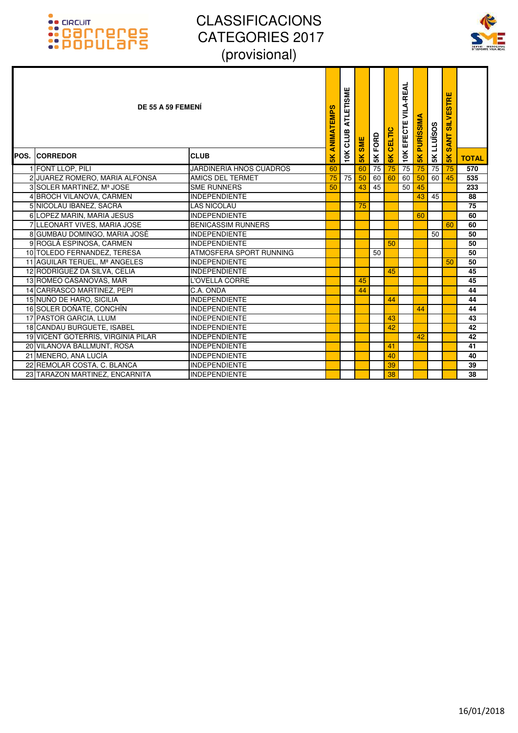# CLASSIFICACIONS CATEGORIES 2017 (provisional)

| POS. | CORREDOR | CLUB | 5K ANIMATEMPS | 10K CLUB ATLETISME | 5K SME | 5K FORD | 6K CELTIC | 10K EFECTE VILA-REAL | 5K PURÍSSIMA | 5K LLUÏSOS | 5K SANT SILVESTRE | TOTAL |
|---|---|---|---|---|---|---|---|---|---|---|---|---|
| | **DE 55 A 59 FEMENÍ** | | | | | | | | | | | |
| 1 | FONT LLOP, PILI | JARDINERIA HNOS CUADROS | 60 | | 60 | 75 | 75 | 75 | 75 | 75 | 75 | 570 |
| 2 | JUAREZ ROMERO, MARIA ALFONSA | AMICS DEL TERMET | 75 | 75 | 50 | 60 | 60 | 60 | 50 | 60 | 45 | 535 |
| 3 | SOLER MARTINEZ, Mª JOSE | SME RUNNERS | 50 | | 43 | 45 | | 50 | 45 | | | 233 |
| 4 | BROCH VILANOVA, CARMEN | INDEPENDIENTE | | | | | | | 43 | 45 | | 88 |
| 5 | NICOLAU IBANEZ, SACRA | LAS NICOLAU | | | 75 | | | | | | | 75 |
| 6 | LOPEZ MARIN, MARIA JESUS | INDEPENDIENTE | | | | | | | 60 | | | 60 |
| 7 | LLEONART VIVES, MARIA JOSE | BENICASSIM RUNNERS | | | | | | | | | 60 | 60 |
| 8 | GUMBAU DOMINGO, MARIA JOSÉ | INDEPENDIENTE | | | | | | | | 50 | | 50 |
| 9 | ROGLÁ ESPINOSA, CARMEN | INDEPENDIENTE | | | | | 50 | | | | | 50 |
| 10 | TOLEDO FERNANDEZ, TERESA | ATMOSFERA SPORT RUNNING | | | | 50 | | | | | | 50 |
| 11 | AGUILAR TERUEL, Mª ANGELES | INDEPENDIENTE | | | | | | | | | 50 | 50 |
| 12 | RODRIGUEZ DA SILVA, CELIA | INDEPENDIENTE | | | | | 45 | | | | | 45 |
| 13 | ROMEO CASANOVAS, MAR | L'OVELLA CORRE | | | 45 | | | | | | | 45 |
| 14 | CARRASCO MARTINEZ, PEPI | C.A. ONDA | | | 44 | | | | | | | 44 |
| 15 | NUÑO DE HARO, SICILIA | INDEPENDIENTE | | | | | 44 | | | | | 44 |
| 16 | SOLER DOÑATE, CONCHÍN | INDEPENDIENTE | | | | | | | 44 | | | 44 |
| 17 | PASTOR GARCIA, LLUM | INDEPENDIENTE | | | | | 43 | | | | | 43 |
| 18 | CANDAU BURGUETE, ISABEL | INDEPENDIENTE | | | | | 42 | | | | | 42 |
| 19 | VICENT GOTERRIS, VIRGINIA PILAR | INDEPENDIENTE | | | | | | | 42 | | | 42 |
| 20 | VILANOVA BALLMUNT, ROSA | INDEPENDIENTE | | | | | 41 | | | | | 41 |
| 21 | MENERO, ANA LUCÍA | INDEPENDIENTE | | | | | 40 | | | | | 40 |
| 22 | REMOLAR COSTA, C. BLANCA | INDEPENDIENTE | | | | | 39 | | | | | 39 |
| 23 | TARAZON MARTINEZ, ENCARNITA | INDEPENDIENTE | | | | | 38 | | | | | 38 |

16/01/2018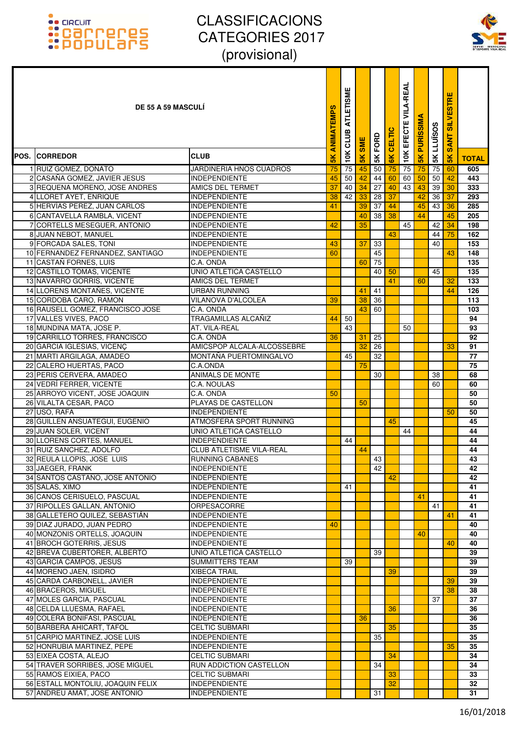# CLASSIFICACIONS CATEGORIES 2017 (provisional)

| POS. | DE 55 A 59 MASCULÍ<br>CORREDOR | CLUB | 5K ANIMATEMPS | 10K CLUB ATLETISME | 5K SME | 5K FORD | 6K CELTIC | 10K EFECTE VILA-REAL | 5K PURÍSSIMA | 5K LLUÏSOS | 5K SANT SILVESTRE | TOTAL |
|---|---|---|---|---|---|---|---|---|---|---|---|---|
| 1 | RUIZ GOMEZ, DONATO | JARDINERIA HNOS CUADROS | 75 | 75 | 45 | 50 | 75 | 75 | 75 | 75 | 60 | 605 |
| 2 | CASAÑA GOMEZ, JAVIER JESUS | INDEPENDIENTE | 45 | 50 | 42 | 44 | 60 | 60 | 50 | 50 | 42 | 443 |
| 3 | REQUENA MORENO, JOSE ANDRES | AMICS DEL TERMET | 37 | 40 | 34 | 27 | 40 | 43 | 43 | 39 | 30 | 333 |
| 4 | LLORET AYET, ENRIQUE | INDEPENDIENTE | 38 | 42 | 33 | 28 | 37 | | 42 | 36 | 37 | 293 |
| 5 | HERVIAS PEREZ, JUAN CARLOS | INDEPENDIENTE | 41 | | 39 | 37 | 44 | | 45 | 43 | 36 | 285 |
| 6 | CANTAVELLA RAMBLA, VICENT | INDEPENDIENTE | | | 40 | 38 | 38 | | 44 | | 45 | 205 |
| 7 | CORTELLS MESEGUER, ANTONIO | INDEPENDIENTE | 42 | | 35 | | | 45 | | 42 | 34 | 198 |
| 8 | JUAN NEBOT, MANUEL | INDEPENDIENTE | | | | | 43 | | | 44 | 75 | 162 |
| 9 | FORCADA SALES, TONI | INDEPENDIENTE | 43 | | 37 | 33 | | | | 40 | | 153 |
| 10 | FERNANDEZ FERNANDEZ, SANTIAGO | INDEPENDIENTE | 60 | | | 45 | | | | | 43 | 148 |
| 11 | CASTAÑ FORNES, LUIS | C.A. ONDA | | | 60 | 75 | | | | | | 135 |
| 12 | CASTILLO TOMAS, VICENTE | UNIO ATLETICA CASTELLO | | | | 40 | 50 | | | 45 | | 135 |
| 13 | NAVARRO GORRIS, VICENTE | AMICS DEL TERMET | | | | | 41 | | 60 | | 32 | 133 |
| 14 | LLORENS MONTAÑES, VICENTE | URBAN RUNNING | | | 41 | 41 | | | | | 44 | 126 |
| 15 | CORDOBA CARO, RAMON | VILANOVA D'ALCOLEA | 39 | | 38 | 36 | | | | | | 113 |
| 16 | RAUSELL GOMEZ, FRANCISCO JOSE | C.A. ONDA | | | 43 | 60 | | | | | | 103 |
| 17 | VALLES VIVES, PACO | TRAGAMILLAS ALCAÑIZ | 44 | 50 | | | | | | | | 94 |
| 18 | MUNDINA MATA, JOSE P. | AT. VILA-REAL | | 43 | | | | 50 | | | | 93 |
| 19 | CARRILLO TORRES, FRANCISCO | C.A. ONDA | 36 | | 31 | 25 | | | | | | 92 |
| 20 | GARCIA IGLESIAS, VICENÇ | AMICSPOP ALCALA-ALCOSSEBRE | | | 32 | 26 | | | | | 33 | 91 |
| 21 | MARTI ARGILAGA, AMADEO | MONTAÑA PUERTOMINGALVO | | 45 | | 32 | | | | | | 77 |
| 22 | CALERO HUERTAS, PACO | C.A.ONDA | | | 75 | | | | | | | 75 |
| 23 | PERIS CERVERA, AMADEO | ANIMALS DE MONTE | | | | 30 | | | | 38 | | 68 |
| 24 | VEDRÍ FERRER, VICENTE | C.A. NOULAS | | | | | | | | 60 | | 60 |
| 25 | ARROYO VICENT, JOSE JOAQUIN | C.A. ONDA | 50 | | | | | | | | | 50 |
| 26 | VILALTA CESAR, PACO | PLAYAS DE CASTELLON | | | 50 | | | | | | | 50 |
| 27 | USO, RAFA | INDEPENDIENTE | | | | | | | | | 50 | 50 |
| 28 | GUILLEN ANSUATEGUI, EUGENIO | ATMOSFERA SPORT RUNNING | | | | | 45 | | | | | 45 |
| 29 | JUAN SOLER, VICENT | UNIO ATLETICA CASTELLO | | | | | | 44 | | | | 44 |
| 30 | LLORENS CORTES, MANUEL | INDEPENDIENTE | | 44 | | | | | | | | 44 |
| 31 | RUIZ SANCHEZ, ADOLFO | CLUB ATLETISME VILA-REAL | | | 44 | | | | | | | 44 |
| 32 | REULA LLOPIS, JOSE LUIS | RUNNING CABANES | | | | 43 | | | | | | 43 |
| 33 | JAEGER, FRANK | INDEPENDIENTE | | | | 42 | | | | | | 42 |
| 34 | SANTOS CASTAÑO, JOSE ANTONIO | INDEPENDIENTE | | | | | 42 | | | | | 42 |
| 35 | SALAS, XIMO | INDEPENDIENTE | | 41 | | | | | | | | 41 |
| 36 | CANOS CERISUELO, PASCUAL | INDEPENDIENTE | | | | | | | 41 | | | 41 |
| 37 | RIPOLLES GALLAN, ANTONIO | ORPESACORRE | | | | | | | | 41 | | 41 |
| 38 | GALLETERO QUILEZ, SEBASTIÁN | INDEPENDIENTE | | | | | | | | | 41 | 41 |
| 39 | DIAZ JURADO, JUAN PEDRO | INDEPENDIENTE | 40 | | | | | | | | | 40 |
| 40 | MONZONIS ORTELLS, JOAQUIN | INDEPENDIENTE | | | | | | | 40 | | | 40 |
| 41 | BROCH GOTERRIS, JESUS | INDEPENDIENTE | | | | | | | | | 40 | 40 |
| 42 | BREVA CUBERTORER, ALBERTO | UNIO ATLETICA CASTELLO | | | | 39 | | | | | | 39 |
| 43 | GARCIA CAMPOS, JESUS | SUMMITTERS TEAM | | 39 | | | | | | | | 39 |
| 44 | MORENO JAEN, ISIDRO | XIBECA TRAIL | | | | | 39 | | | | | 39 |
| 45 | CARDA CARBONELL, JAVIER | INDEPENDIENTE | | | | | | | | | 39 | 39 |
| 46 | BRACEROS, MIGUEL | INDEPENDIENTE | | | | | | | | | 38 | 38 |
| 47 | MOLES GARCIA, PASCUAL | INDEPENDIENTE | | | | | | | | 37 | | 37 |
| 48 | CELDA LLUESMA, RAFAEL | INDEPENDIENTE | | | | | 36 | | | | | 36 |
| 49 | COLERA BONIFASI, PASCUAL | INDEPENDIENTE | | | 36 | | | | | | | 36 |
| 50 | BARBERA AHICART, TAFOL | CELTIC SUBMARI | | | | | 35 | | | | | 35 |
| 51 | CARPIO MARTINEZ, JOSE LUIS | INDEPENDIENTE | | | | 35 | | | | | | 35 |
| 52 | HONRUBIA MARTINEZ, PEPE | INDEPENDIENTE | | | | | | | | | 35 | 35 |
| 53 | EIXEA COSTA, ALEJO | CELTIC SUBMARI | | | | | 34 | | | | | 34 |
| 54 | TRAVER SORRIBES, JOSE MIGUEL | RUN ADDICTION CASTELLON | | | | 34 | | | | | | 34 |
| 55 | RAMOS EIXIEA, PACO | CELTIC SUBMARI | | | | | 33 | | | | | 33 |
| 56 | ESTALL MONTOLIU, JOAQUIN FELIX | INDEPENDIENTE | | | | | 32 | | | | | 32 |
| 57 | ANDREU AMAT, JOSE ANTONIO | INDEPENDIENTE | | | | 31 | | | | | | 31 |

16/01/2018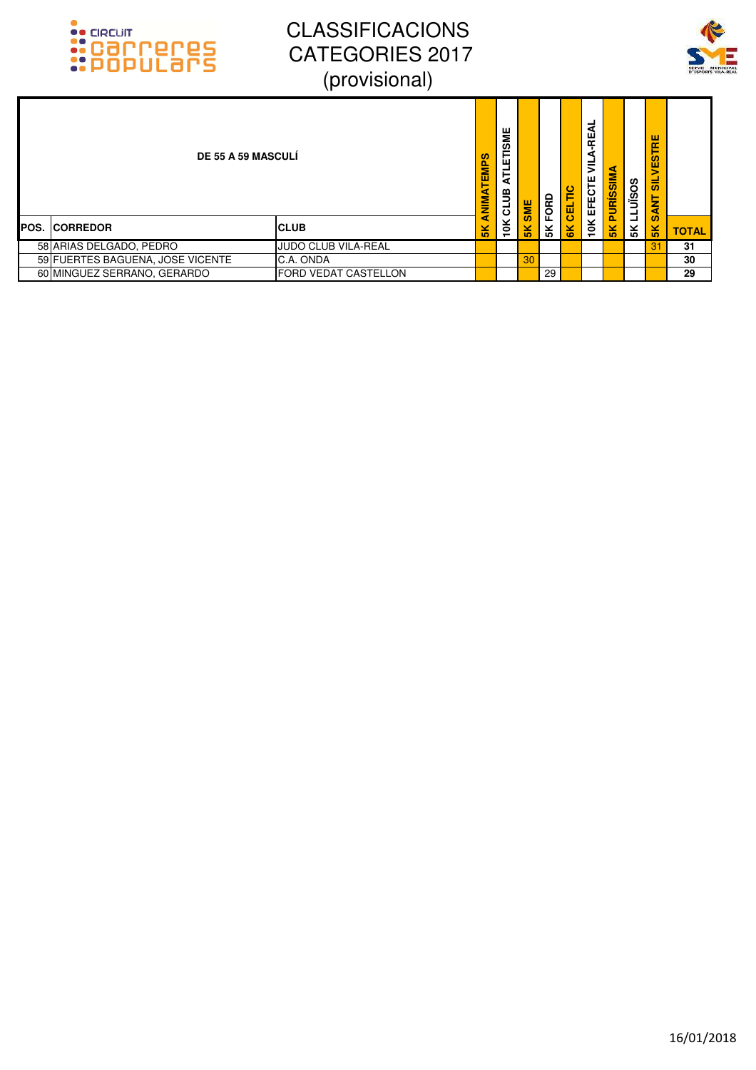# CLASSIFICACIONS CATEGORIES 2017 (provisional)

| DE 55 A 59 MASCULÍ | | | | | | | | | | | | | |
|---|---|---|---|---|---|---|---|---|---|---|---|---|---|
| POS. | CORREDOR | CLUB | 5K ANIMATEMPS | 10K CLUB ATLETISME | 5K SME | 5K FORD | 6K CELTIC | 10K EFECTE VILA-REAL | 5K PURÍSSIMA | 5K LLUÏSOS | 5K SANT SILVESTRE | TOTAL |
| 58 | ARIAS DELGADO, PEDRO | JUDO CLUB VILA-REAL | | | | | | | | | 31 | 31 |
| 59 | FUERTES BAGUENA, JOSE VICENTE | C.A. ONDA | | | 30 | | | | | | | 30 |
| 60 | MINGUEZ SERRANO, GERARDO | FORD VEDAT CASTELLON | | | | 29 | | | | | | 29 |

16/01/2018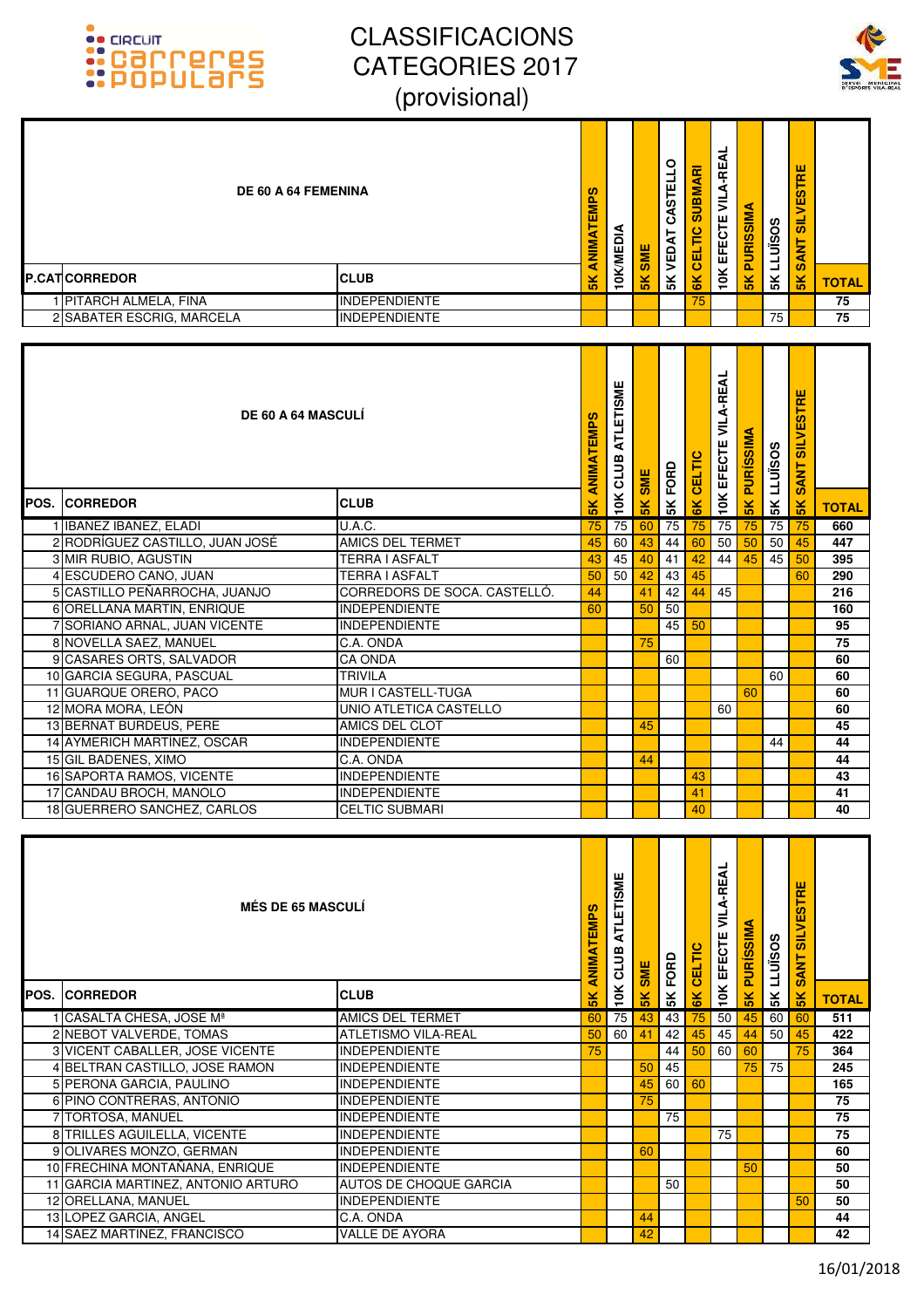# CLASSIFICACIONS CATEGORIES 2017 (provisional)

| P.CAT | DE 60 A 64 FEMENINA<br>CORREDOR | CLUB | 5K ANIMATEMPS | 10K/MEDIA | 5K SME | 5K VEDAT CASTELLO | 6K CELTIC SUBMARI | 10K EFECTE VILA-REAL | 5K PURISSIMA | 5K LLUÏSOS | 5K SANT SILVESTRE | TOTAL |
|---|---|---|---|---|---|---|---|---|---|---|---|---|
| 1 | PITARCH ALMELA, FINA | INDEPENDIENTE | | | | | 75 | | | | | 75 |
| 2 | SABATER ESCRIG, MARCELA | INDEPENDIENTE | | | | | | | | 75 | | 75 |

| POS. | DE 60 A 64 MASCULÍ<br>CORREDOR | CLUB | 5K ANIMATEMPS | 10K CLUB ATLETISME | 5K SME | 5K FORD | 6K CELTIC | 10K EFECTE VILA-REAL | 5K PURÍSSIMA | 5K LLUÏSOS | 5K SANT SILVESTRE | TOTAL |
|---|---|---|---|---|---|---|---|---|---|---|---|---|
| 1 | IBAÑEZ IBAÑEZ, ELADI | U.A.C. | 75 | 75 | 60 | 75 | 75 | 75 | 75 | 75 | 75 | 660 |
| 2 | RODRÍGUEZ CASTILLO, JUAN JOSÉ | AMICS DEL TERMET | 45 | 60 | 43 | 44 | 60 | 50 | 50 | 50 | 45 | 447 |
| 3 | MIR RUBIO, AGUSTIN | TERRA I ASFALT | 43 | 45 | 40 | 41 | 42 | 44 | 45 | 45 | 50 | 395 |
| 4 | ESCUDERO CANO, JUAN | TERRA I ASFALT | 50 | 50 | 42 | 43 | 45 | | | | 60 | 290 |
| 5 | CASTILLO PEÑARROCHA, JUANJO | CORREDORS DE SOCA. CASTELLÓ. | 44 | | 41 | 42 | 44 | 45 | | | | 216 |
| 6 | ORELLANA MARTIN, ENRIQUE | INDEPENDIENTE | 60 | | 50 | 50 | | | | | | 160 |
| 7 | SORIANO ARNAL, JUAN VICENTE | INDEPENDIENTE | | | | 45 | 50 | | | | | 95 |
| 8 | NOVELLA SAEZ, MANUEL | C.A. ONDA | | | 75 | | | | | | | 75 |
| 9 | CASARES ORTS, SALVADOR | CA ONDA | | | | 60 | | | | | | 60 |
| 10 | GARCIA SEGURA, PASCUAL | TRIVILA | | | | | | | | 60 | | 60 |
| 11 | GUARQUE ORERO, PACO | MUR I CASTELL-TUGA | | | | | | | 60 | | | 60 |
| 12 | MORA MORA, LEÓN | UNIO ATLETICA CASTELLO | | | | | | 60 | | | | 60 |
| 13 | BERNAT BURDEUS, PERE | AMICS DEL CLOT | | | 45 | | | | | | | 45 |
| 14 | AYMERICH MARTINEZ, OSCAR | INDEPENDIENTE | | | | | | | | 44 | | 44 |
| 15 | GIL BADENES, XIMO | C.A. ONDA | | | 44 | | | | | | | 44 |
| 16 | SAPORTA RAMOS, VICENTE | INDEPENDIENTE | | | | | 43 | | | | | 43 |
| 17 | CANDAU BROCH, MANOLO | INDEPENDIENTE | | | | | 41 | | | | | 41 |
| 18 | GUERRERO SANCHEZ, CARLOS | CELTIC SUBMARI | | | | | 40 | | | | | 40 |

| POS. | MÉS DE 65 MASCULÍ<br>CORREDOR | CLUB | 5K ANIMATEMPS | 10K CLUB ATLETISME | 5K SME | 5K FORD | 6K CELTIC | 10K EFECTE VILA-REAL | 5K PURÍSSIMA | 5K LLUÏSOS | 5K SANT SILVESTRE | TOTAL |
|---|---|---|---|---|---|---|---|---|---|---|---|---|
| 1 | CASALTA CHESA, JOSE Mª | AMICS DEL TERMET | 60 | 75 | 43 | 43 | 75 | 50 | 45 | 60 | 60 | 511 |
| 2 | NEBOT VALVERDE, TOMAS | ATLETISMO VILA-REAL | 50 | 60 | 41 | 42 | 45 | 45 | 44 | 50 | 45 | 422 |
| 3 | VICENT CABALLER, JOSE VICENTE | INDEPENDIENTE | 75 | | | 44 | 50 | 60 | 60 | | 75 | 364 |
| 4 | BELTRAN CASTILLO, JOSE RAMON | INDEPENDIENTE | | | 50 | 45 | | | 75 | 75 | | 245 |
| 5 | PERONA GARCIA, PAULINO | INDEPENDIENTE | | | 45 | 60 | 60 | | | | | 165 |
| 6 | PINO CONTRERAS, ANTONIO | INDEPENDIENTE | | | 75 | | | | | | | 75 |
| 7 | TORTOSA, MANUEL | INDEPENDIENTE | | | | 75 | | | | | | 75 |
| 8 | TRILLES AGUILELLA, VICENTE | INDEPENDIENTE | | | | | | 75 | | | | 75 |
| 9 | OLIVARES MONZO, GERMAN | INDEPENDIENTE | | | 60 | | | | | | | 60 |
| 10 | FRECHINA MONTAÑANA, ENRIQUE | INDEPENDIENTE | | | | | | | 50 | | | 50 |
| 11 | GARCIA MARTINEZ, ANTONIO ARTURO | AUTOS DE CHOQUE GARCIA | | | | 50 | | | | | | 50 |
| 12 | ORELLANA, MANUEL | INDEPENDIENTE | | | | | | | | | 50 | 50 |
| 13 | LOPEZ GARCIA, ANGEL | C.A. ONDA | | | 44 | | | | | | | 44 |
| 14 | SAEZ MARTINEZ, FRANCISCO | VALLE DE AYORA | | | 42 | | | | | | | 42 |

16/01/2018